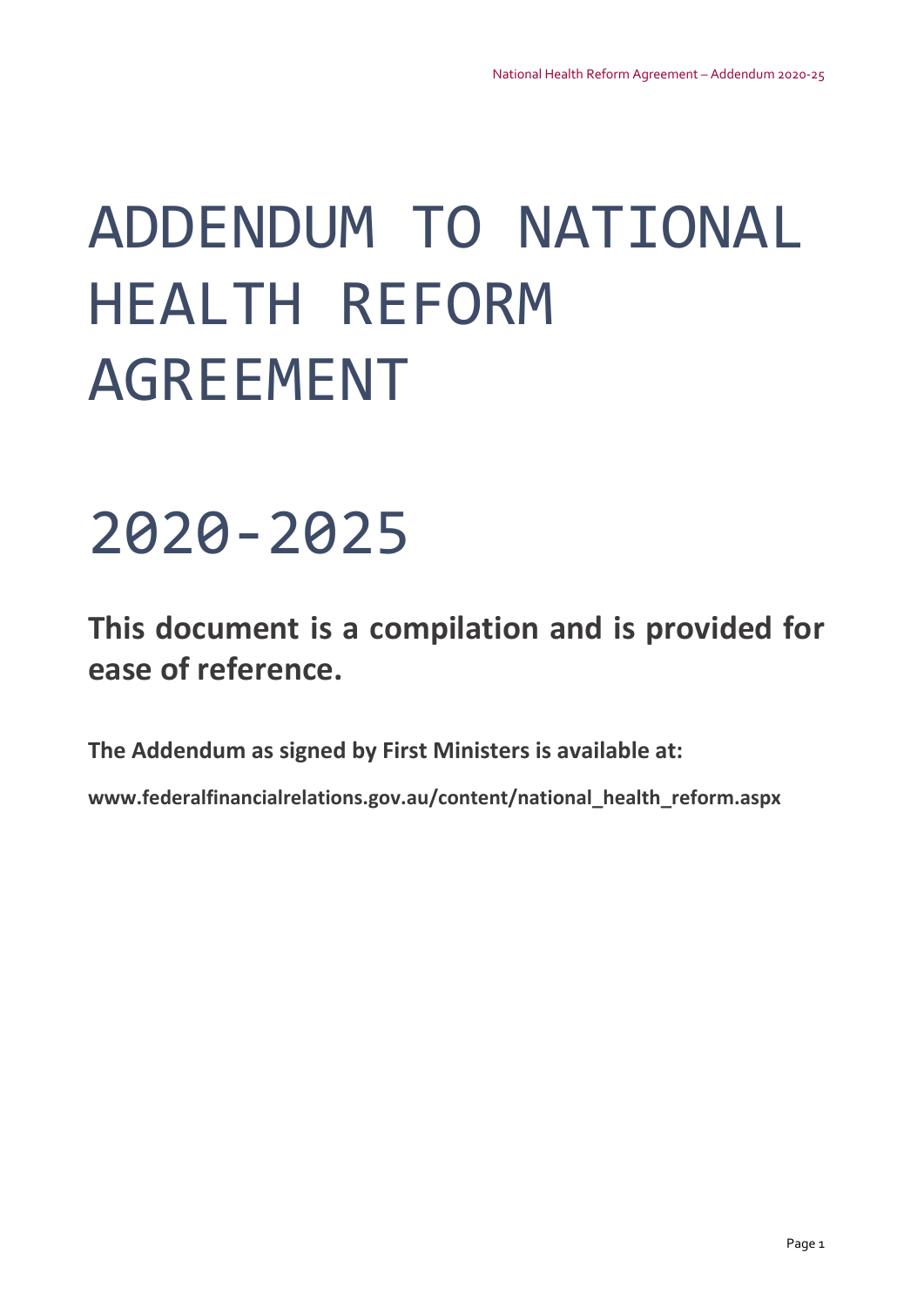# ADDENDUM TO NATIONAL HEALTH REFORM AGREEMENT

# 2020-2025

**This document is a compilation and is provided for ease of reference.**

**The Addendum as signed by First Ministers is available at:**

**www.federalfinancialrelations.gov.au/content/national_health_reform.aspx**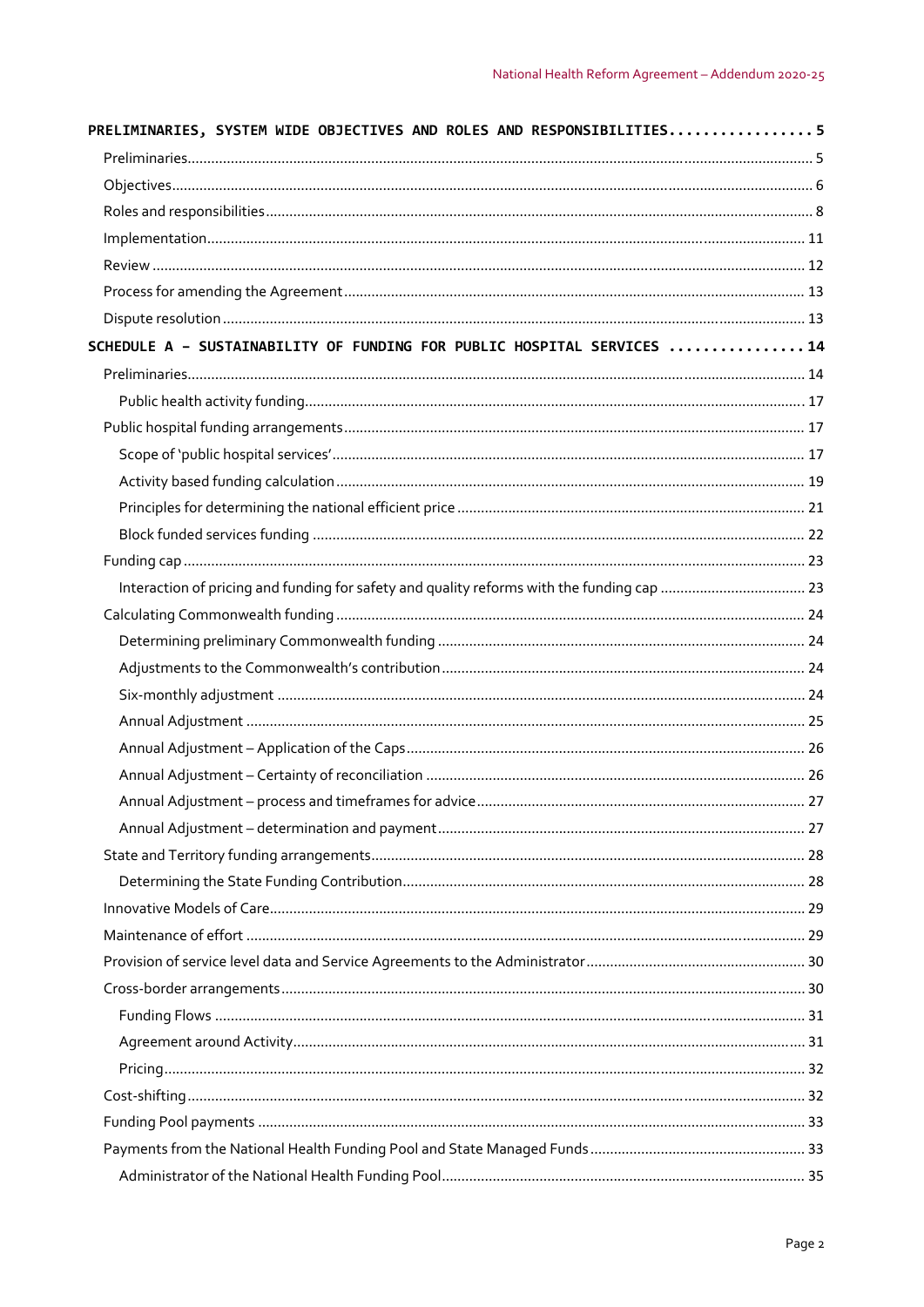PRELIMINARIES, SYSTEM WIDE OBJECTIVES AND ROLES AND RESPONSIBILITIES ................. 5

- Preliminaries ..... 5
- Objectives ..... 6
- Roles and responsibilities ..... 8
- Implementation ..... 11
- Review ..... 12
- Process for amending the Agreement ..... 13
- Dispute resolution ..... 13

SCHEDULE A – SUSTAINABILITY OF FUNDING FOR PUBLIC HOSPITAL SERVICES ................ 14

- Preliminaries ..... 14
  - Public health activity funding ..... 17
- Public hospital funding arrangements ..... 17
  - Scope of 'public hospital services' ..... 17
  - Activity based funding calculation ..... 19
  - Principles for determining the national efficient price ..... 21
  - Block funded services funding ..... 22
- Funding cap ..... 23
  - Interaction of pricing and funding for safety and quality reforms with the funding cap ..... 23
- Calculating Commonwealth funding ..... 24
  - Determining preliminary Commonwealth funding ..... 24
  - Adjustments to the Commonwealth's contribution ..... 24
  - Six-monthly adjustment ..... 24
  - Annual Adjustment ..... 25
  - Annual Adjustment – Application of the Caps ..... 26
  - Annual Adjustment – Certainty of reconciliation ..... 26
  - Annual Adjustment – process and timeframes for advice ..... 27
  - Annual Adjustment – determination and payment ..... 27
- State and Territory funding arrangements ..... 28
  - Determining the State Funding Contribution ..... 28
- Innovative Models of Care ..... 29
- Maintenance of effort ..... 29
- Provision of service level data and Service Agreements to the Administrator ..... 30
- Cross-border arrangements ..... 30
  - Funding Flows ..... 31
  - Agreement around Activity ..... 31
  - Pricing ..... 32
- Cost-shifting ..... 32
- Funding Pool payments ..... 33
- Payments from the National Health Funding Pool and State Managed Funds ..... 33
  - Administrator of the National Health Funding Pool ..... 35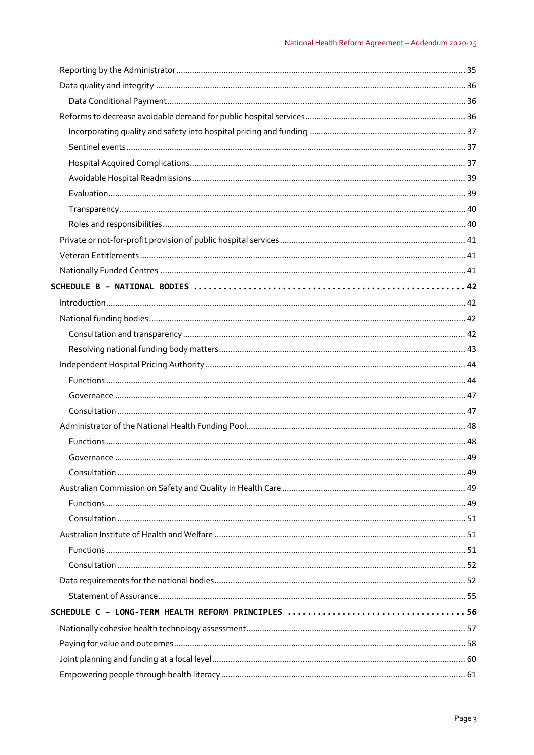Reporting by the Administrator ........................................................ 35
Data quality and integrity ........................................................ 36
Data Conditional Payment ........................................................ 36
Reforms to decrease avoidable demand for public hospital services ........................................................ 36
Incorporating quality and safety into hospital pricing and funding ........................................................ 37
Sentinel events ........................................................ 37
Hospital Acquired Complications ........................................................ 37
Avoidable Hospital Readmissions ........................................................ 39
Evaluation ........................................................ 39
Transparency ........................................................ 40
Roles and responsibilities ........................................................ 40
Private or not-for-profit provision of public hospital services ........................................................ 41
Veteran Entitlements ........................................................ 41
Nationally Funded Centres ........................................................ 41

**SCHEDULE B – NATIONAL BODIES ........................................................ 42**

Introduction ........................................................ 42
National funding bodies ........................................................ 42
Consultation and transparency ........................................................ 42
Resolving national funding body matters ........................................................ 43
Independent Hospital Pricing Authority ........................................................ 44
Functions ........................................................ 44
Governance ........................................................ 47
Consultation ........................................................ 47
Administrator of the National Health Funding Pool ........................................................ 48
Functions ........................................................ 48
Governance ........................................................ 49
Consultation ........................................................ 49
Australian Commission on Safety and Quality in Health Care ........................................................ 49
Functions ........................................................ 49
Consultation ........................................................ 51
Australian Institute of Health and Welfare ........................................................ 51
Functions ........................................................ 51
Consultation ........................................................ 52
Data requirements for the national bodies ........................................................ 52
Statement of Assurance ........................................................ 55

**SCHEDULE C – LONG-TERM HEALTH REFORM PRINCIPLES ........................................................ 56**

Nationally cohesive health technology assessment ........................................................ 57
Paying for value and outcomes ........................................................ 58
Joint planning and funding at a local level ........................................................ 60
Empowering people through health literacy ........................................................ 61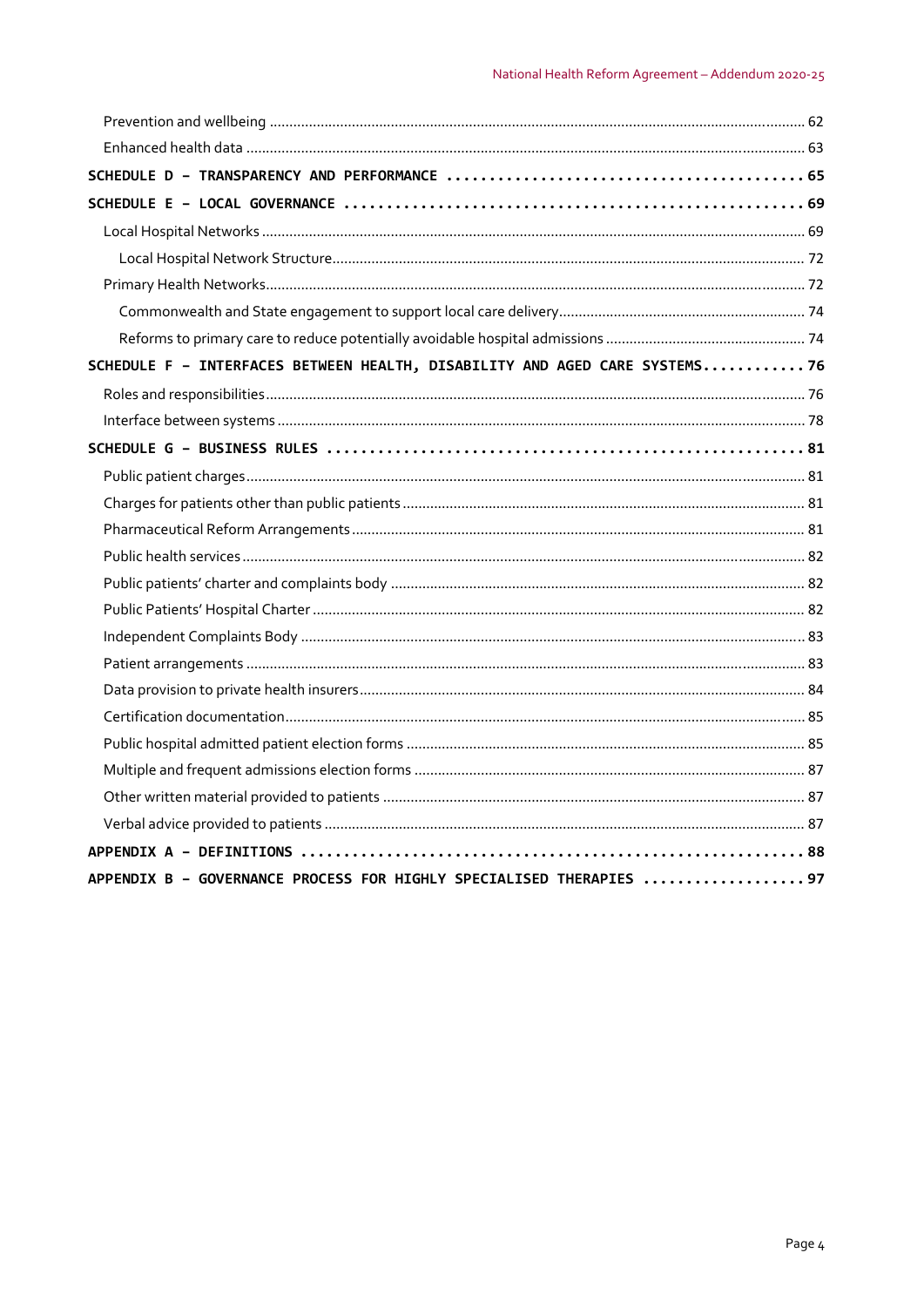Prevention and wellbeing ........................................................................................................ 62

Enhanced health data ........................................................................................................ 63

**SCHEDULE D – TRANSPARENCY AND PERFORMANCE ........................................ 65**

**SCHEDULE E – LOCAL GOVERNANCE .................................................... 69**

Local Hospital Networks ........................................................................................................ 69

Local Hospital Network Structure ........................................................................................................ 72

Primary Health Networks ........................................................................................................ 72

Commonwealth and State engagement to support local care delivery ........................................ 74

Reforms to primary care to reduce potentially avoidable hospital admissions ........................................ 74

**SCHEDULE F – INTERFACES BETWEEN HEALTH, DISABILITY AND AGED CARE SYSTEMS ............ 76**

Roles and responsibilities ........................................................................................................ 76

Interface between systems ........................................................................................................ 78

**SCHEDULE G – BUSINESS RULES ...................................................... 81**

Public patient charges ........................................................................................................ 81

Charges for patients other than public patients ........................................................................................................ 81

Pharmaceutical Reform Arrangements ........................................................................................................ 81

Public health services ........................................................................................................ 82

Public patients' charter and complaints body ........................................................................................................ 82

Public Patients' Hospital Charter ........................................................................................................ 82

Independent Complaints Body ........................................................................................................ 83

Patient arrangements ........................................................................................................ 83

Data provision to private health insurers ........................................................................................................ 84

Certification documentation ........................................................................................................ 85

Public hospital admitted patient election forms ........................................................................................................ 85

Multiple and frequent admissions election forms ........................................................................................................ 87

Other written material provided to patients ........................................................................................................ 87

Verbal advice provided to patients ........................................................................................................ 87

**APPENDIX A – DEFINITIONS ......................................................... 88**

**APPENDIX B – GOVERNANCE PROCESS FOR HIGHLY SPECIALISED THERAPIES .................. 97**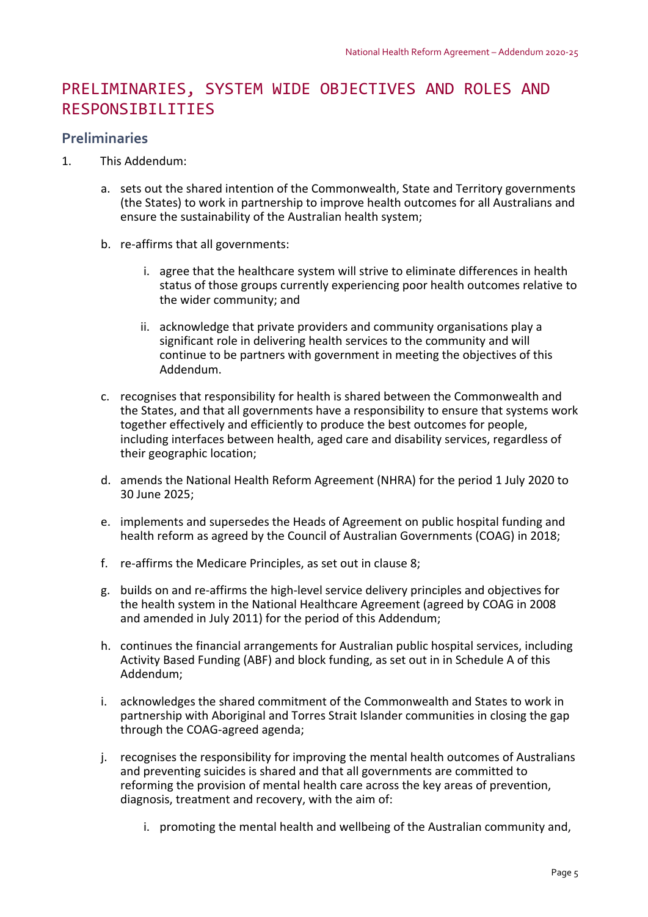# PRELIMINARIES, SYSTEM WIDE OBJECTIVES AND ROLES AND RESPONSIBILITIES

## Preliminaries

1. This Addendum:

   a. sets out the shared intention of the Commonwealth, State and Territory governments (the States) to work in partnership to improve health outcomes for all Australians and ensure the sustainability of the Australian health system;

   b. re-affirms that all governments:

      i. agree that the healthcare system will strive to eliminate differences in health status of those groups currently experiencing poor health outcomes relative to the wider community; and

      ii. acknowledge that private providers and community organisations play a significant role in delivering health services to the community and will continue to be partners with government in meeting the objectives of this Addendum.

   c. recognises that responsibility for health is shared between the Commonwealth and the States, and that all governments have a responsibility to ensure that systems work together effectively and efficiently to produce the best outcomes for people, including interfaces between health, aged care and disability services, regardless of their geographic location;

   d. amends the National Health Reform Agreement (NHRA) for the period 1 July 2020 to 30 June 2025;

   e. implements and supersedes the Heads of Agreement on public hospital funding and health reform as agreed by the Council of Australian Governments (COAG) in 2018;

   f. re-affirms the Medicare Principles, as set out in clause 8;

   g. builds on and re-affirms the high-level service delivery principles and objectives for the health system in the National Healthcare Agreement (agreed by COAG in 2008 and amended in July 2011) for the period of this Addendum;

   h. continues the financial arrangements for Australian public hospital services, including Activity Based Funding (ABF) and block funding, as set out in in Schedule A of this Addendum;

   i. acknowledges the shared commitment of the Commonwealth and States to work in partnership with Aboriginal and Torres Strait Islander communities in closing the gap through the COAG-agreed agenda;

   j. recognises the responsibility for improving the mental health outcomes of Australians and preventing suicides is shared and that all governments are committed to reforming the provision of mental health care across the key areas of prevention, diagnosis, treatment and recovery, with the aim of:

      i. promoting the mental health and wellbeing of the Australian community and,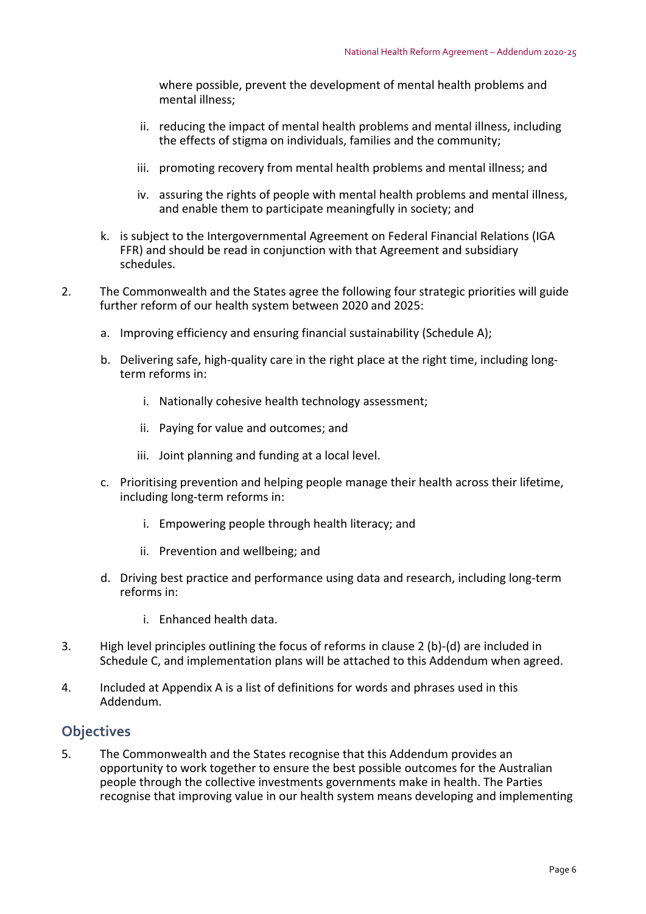where possible, prevent the development of mental health problems and mental illness;

ii. reducing the impact of mental health problems and mental illness, including the effects of stigma on individuals, families and the community;

iii. promoting recovery from mental health problems and mental illness; and

iv. assuring the rights of people with mental health problems and mental illness, and enable them to participate meaningfully in society; and

k. is subject to the Intergovernmental Agreement on Federal Financial Relations (IGA FFR) and should be read in conjunction with that Agreement and subsidiary schedules.

2. The Commonwealth and the States agree the following four strategic priorities will guide further reform of our health system between 2020 and 2025:

   a. Improving efficiency and ensuring financial sustainability (Schedule A);

   b. Delivering safe, high-quality care in the right place at the right time, including long-term reforms in:

      i. Nationally cohesive health technology assessment;

      ii. Paying for value and outcomes; and

      iii. Joint planning and funding at a local level.

   c. Prioritising prevention and helping people manage their health across their lifetime, including long-term reforms in:

      i. Empowering people through health literacy; and

      ii. Prevention and wellbeing; and

   d. Driving best practice and performance using data and research, including long-term reforms in:

      i. Enhanced health data.

3. High level principles outlining the focus of reforms in clause 2 (b)-(d) are included in Schedule C, and implementation plans will be attached to this Addendum when agreed.

4. Included at Appendix A is a list of definitions for words and phrases used in this Addendum.

## Objectives

5. The Commonwealth and the States recognise that this Addendum provides an opportunity to work together to ensure the best possible outcomes for the Australian people through the collective investments governments make in health. The Parties recognise that improving value in our health system means developing and implementing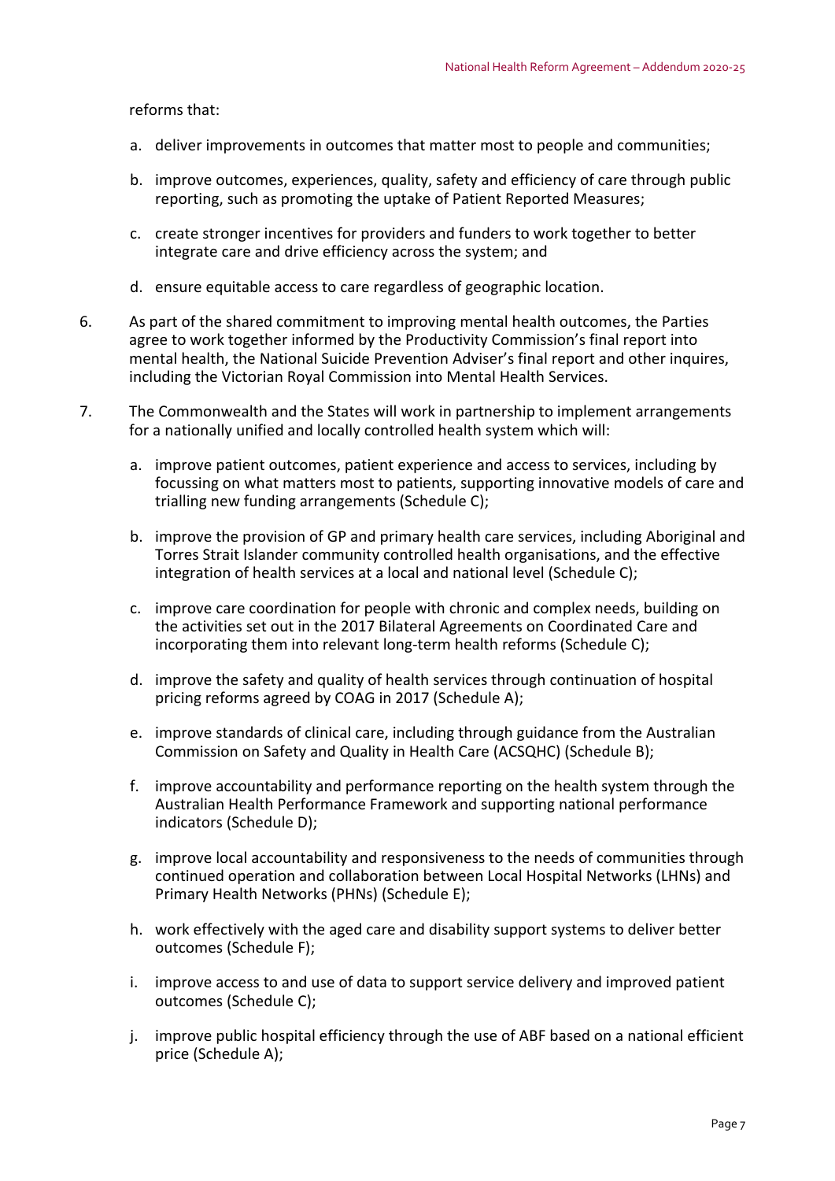reforms that:

a. deliver improvements in outcomes that matter most to people and communities;

b. improve outcomes, experiences, quality, safety and efficiency of care through public reporting, such as promoting the uptake of Patient Reported Measures;

c. create stronger incentives for providers and funders to work together to better integrate care and drive efficiency across the system; and

d. ensure equitable access to care regardless of geographic location.

6. As part of the shared commitment to improving mental health outcomes, the Parties agree to work together informed by the Productivity Commission's final report into mental health, the National Suicide Prevention Adviser's final report and other inquires, including the Victorian Royal Commission into Mental Health Services.

7. The Commonwealth and the States will work in partnership to implement arrangements for a nationally unified and locally controlled health system which will:

   a. improve patient outcomes, patient experience and access to services, including by focussing on what matters most to patients, supporting innovative models of care and trialling new funding arrangements (Schedule C);

   b. improve the provision of GP and primary health care services, including Aboriginal and Torres Strait Islander community controlled health organisations, and the effective integration of health services at a local and national level (Schedule C);

   c. improve care coordination for people with chronic and complex needs, building on the activities set out in the 2017 Bilateral Agreements on Coordinated Care and incorporating them into relevant long-term health reforms (Schedule C);

   d. improve the safety and quality of health services through continuation of hospital pricing reforms agreed by COAG in 2017 (Schedule A);

   e. improve standards of clinical care, including through guidance from the Australian Commission on Safety and Quality in Health Care (ACSQHC) (Schedule B);

   f. improve accountability and performance reporting on the health system through the Australian Health Performance Framework and supporting national performance indicators (Schedule D);

   g. improve local accountability and responsiveness to the needs of communities through continued operation and collaboration between Local Hospital Networks (LHNs) and Primary Health Networks (PHNs) (Schedule E);

   h. work effectively with the aged care and disability support systems to deliver better outcomes (Schedule F);

   i. improve access to and use of data to support service delivery and improved patient outcomes (Schedule C);

   j. improve public hospital efficiency through the use of ABF based on a national efficient price (Schedule A);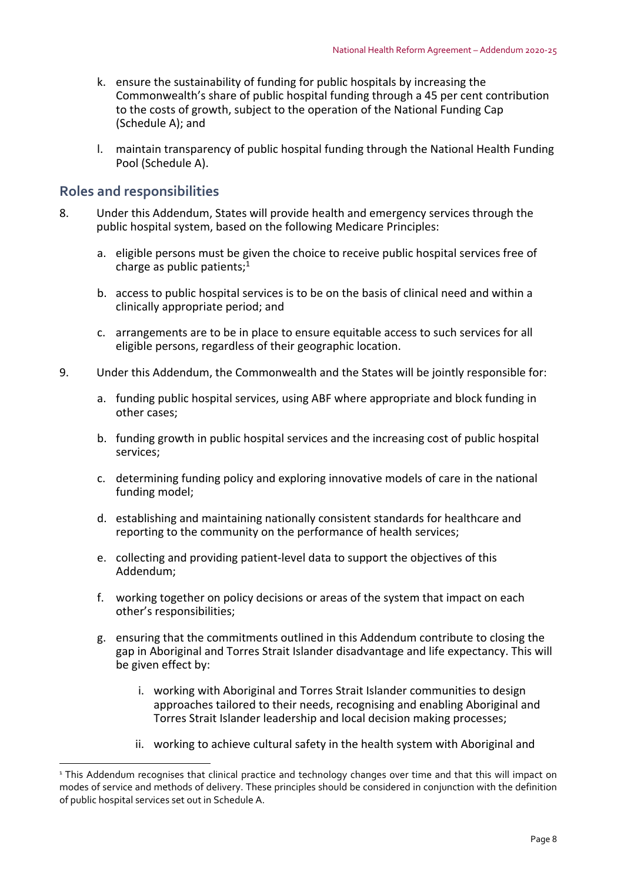k. ensure the sustainability of funding for public hospitals by increasing the Commonwealth's share of public hospital funding through a 45 per cent contribution to the costs of growth, subject to the operation of the National Funding Cap (Schedule A); and

l. maintain transparency of public hospital funding through the National Health Funding Pool (Schedule A).

## Roles and responsibilities

8. Under this Addendum, States will provide health and emergency services through the public hospital system, based on the following Medicare Principles:

   a. eligible persons must be given the choice to receive public hospital services free of charge as public patients;[1]

   b. access to public hospital services is to be on the basis of clinical need and within a clinically appropriate period; and

   c. arrangements are to be in place to ensure equitable access to such services for all eligible persons, regardless of their geographic location.

9. Under this Addendum, the Commonwealth and the States will be jointly responsible for:

   a. funding public hospital services, using ABF where appropriate and block funding in other cases;

   b. funding growth in public hospital services and the increasing cost of public hospital services;

   c. determining funding policy and exploring innovative models of care in the national funding model;

   d. establishing and maintaining nationally consistent standards for healthcare and reporting to the community on the performance of health services;

   e. collecting and providing patient-level data to support the objectives of this Addendum;

   f. working together on policy decisions or areas of the system that impact on each other's responsibilities;

   g. ensuring that the commitments outlined in this Addendum contribute to closing the gap in Aboriginal and Torres Strait Islander disadvantage and life expectancy. This will be given effect by:

      i. working with Aboriginal and Torres Strait Islander communities to design approaches tailored to their needs, recognising and enabling Aboriginal and Torres Strait Islander leadership and local decision making processes;

      ii. working to achieve cultural safety in the health system with Aboriginal and

---

[1] This Addendum recognises that clinical practice and technology changes over time and that this will impact on modes of service and methods of delivery. These principles should be considered in conjunction with the definition of public hospital services set out in Schedule A.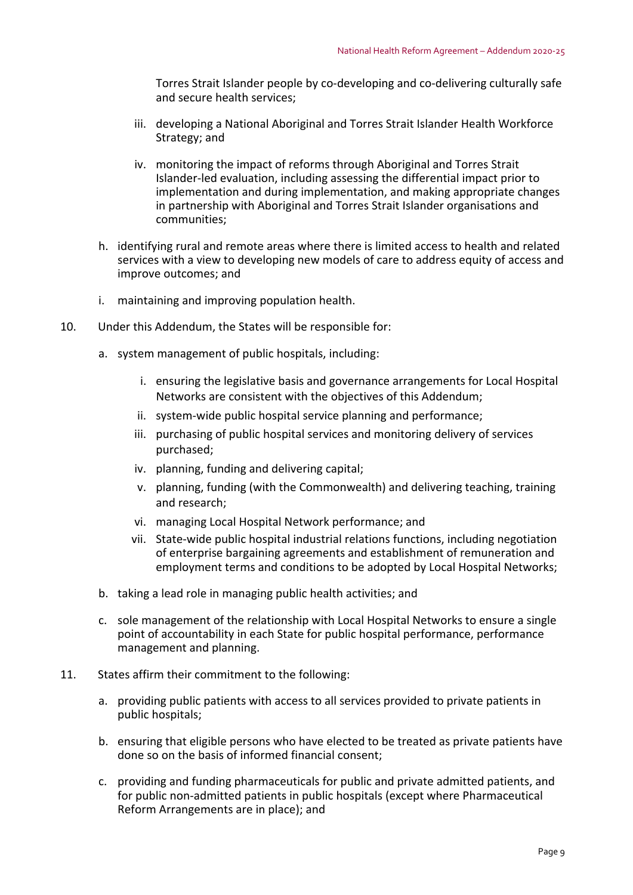Torres Strait Islander people by co-developing and co-delivering culturally safe and secure health services;

  iii. developing a National Aboriginal and Torres Strait Islander Health Workforce Strategy; and

  iv. monitoring the impact of reforms through Aboriginal and Torres Strait Islander-led evaluation, including assessing the differential impact prior to implementation and during implementation, and making appropriate changes in partnership with Aboriginal and Torres Strait Islander organisations and communities;

h. identifying rural and remote areas where there is limited access to health and related services with a view to developing new models of care to address equity of access and improve outcomes; and

i. maintaining and improving population health.

10. Under this Addendum, the States will be responsible for:

  a. system management of public hospitals, including:

    i. ensuring the legislative basis and governance arrangements for Local Hospital Networks are consistent with the objectives of this Addendum;

    ii. system-wide public hospital service planning and performance;

    iii. purchasing of public hospital services and monitoring delivery of services purchased;

    iv. planning, funding and delivering capital;

    v. planning, funding (with the Commonwealth) and delivering teaching, training and research;

    vi. managing Local Hospital Network performance; and

    vii. State-wide public hospital industrial relations functions, including negotiation of enterprise bargaining agreements and establishment of remuneration and employment terms and conditions to be adopted by Local Hospital Networks;

  b. taking a lead role in managing public health activities; and

  c. sole management of the relationship with Local Hospital Networks to ensure a single point of accountability in each State for public hospital performance, performance management and planning.

11. States affirm their commitment to the following:

  a. providing public patients with access to all services provided to private patients in public hospitals;

  b. ensuring that eligible persons who have elected to be treated as private patients have done so on the basis of informed financial consent;

  c. providing and funding pharmaceuticals for public and private admitted patients, and for public non-admitted patients in public hospitals (except where Pharmaceutical Reform Arrangements are in place); and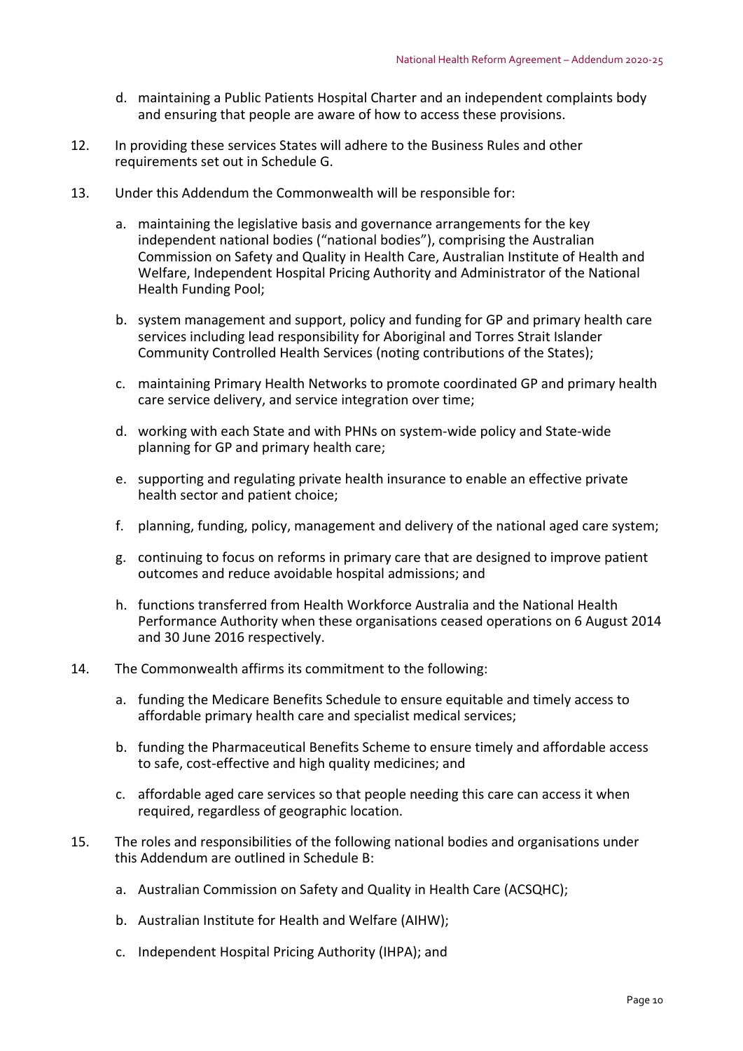d. maintaining a Public Patients Hospital Charter and an independent complaints body and ensuring that people are aware of how to access these provisions.

12. In providing these services States will adhere to the Business Rules and other requirements set out in Schedule G.

13. Under this Addendum the Commonwealth will be responsible for:

    a. maintaining the legislative basis and governance arrangements for the key independent national bodies ("national bodies"), comprising the Australian Commission on Safety and Quality in Health Care, Australian Institute of Health and Welfare, Independent Hospital Pricing Authority and Administrator of the National Health Funding Pool;

    b. system management and support, policy and funding for GP and primary health care services including lead responsibility for Aboriginal and Torres Strait Islander Community Controlled Health Services (noting contributions of the States);

    c. maintaining Primary Health Networks to promote coordinated GP and primary health care service delivery, and service integration over time;

    d. working with each State and with PHNs on system-wide policy and State-wide planning for GP and primary health care;

    e. supporting and regulating private health insurance to enable an effective private health sector and patient choice;

    f. planning, funding, policy, management and delivery of the national aged care system;

    g. continuing to focus on reforms in primary care that are designed to improve patient outcomes and reduce avoidable hospital admissions; and

    h. functions transferred from Health Workforce Australia and the National Health Performance Authority when these organisations ceased operations on 6 August 2014 and 30 June 2016 respectively.

14. The Commonwealth affirms its commitment to the following:

    a. funding the Medicare Benefits Schedule to ensure equitable and timely access to affordable primary health care and specialist medical services;

    b. funding the Pharmaceutical Benefits Scheme to ensure timely and affordable access to safe, cost-effective and high quality medicines; and

    c. affordable aged care services so that people needing this care can access it when required, regardless of geographic location.

15. The roles and responsibilities of the following national bodies and organisations under this Addendum are outlined in Schedule B:

    a. Australian Commission on Safety and Quality in Health Care (ACSQHC);

    b. Australian Institute for Health and Welfare (AIHW);

    c. Independent Hospital Pricing Authority (IHPA); and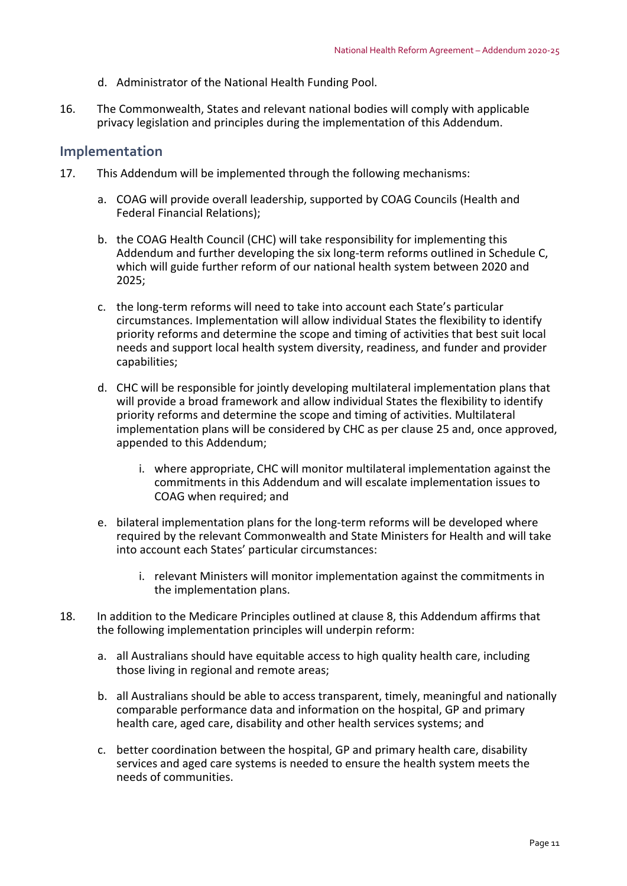d. Administrator of the National Health Funding Pool.

16. The Commonwealth, States and relevant national bodies will comply with applicable privacy legislation and principles during the implementation of this Addendum.

## Implementation

17. This Addendum will be implemented through the following mechanisms:

    a. COAG will provide overall leadership, supported by COAG Councils (Health and Federal Financial Relations);

    b. the COAG Health Council (CHC) will take responsibility for implementing this Addendum and further developing the six long-term reforms outlined in Schedule C, which will guide further reform of our national health system between 2020 and 2025;

    c. the long-term reforms will need to take into account each State's particular circumstances. Implementation will allow individual States the flexibility to identify priority reforms and determine the scope and timing of activities that best suit local needs and support local health system diversity, readiness, and funder and provider capabilities;

    d. CHC will be responsible for jointly developing multilateral implementation plans that will provide a broad framework and allow individual States the flexibility to identify priority reforms and determine the scope and timing of activities. Multilateral implementation plans will be considered by CHC as per clause 25 and, once approved, appended to this Addendum;

        i. where appropriate, CHC will monitor multilateral implementation against the commitments in this Addendum and will escalate implementation issues to COAG when required; and

    e. bilateral implementation plans for the long-term reforms will be developed where required by the relevant Commonwealth and State Ministers for Health and will take into account each States' particular circumstances:

        i. relevant Ministers will monitor implementation against the commitments in the implementation plans.

18. In addition to the Medicare Principles outlined at clause 8, this Addendum affirms that the following implementation principles will underpin reform:

    a. all Australians should have equitable access to high quality health care, including those living in regional and remote areas;

    b. all Australians should be able to access transparent, timely, meaningful and nationally comparable performance data and information on the hospital, GP and primary health care, aged care, disability and other health services systems; and

    c. better coordination between the hospital, GP and primary health care, disability services and aged care systems is needed to ensure the health system meets the needs of communities.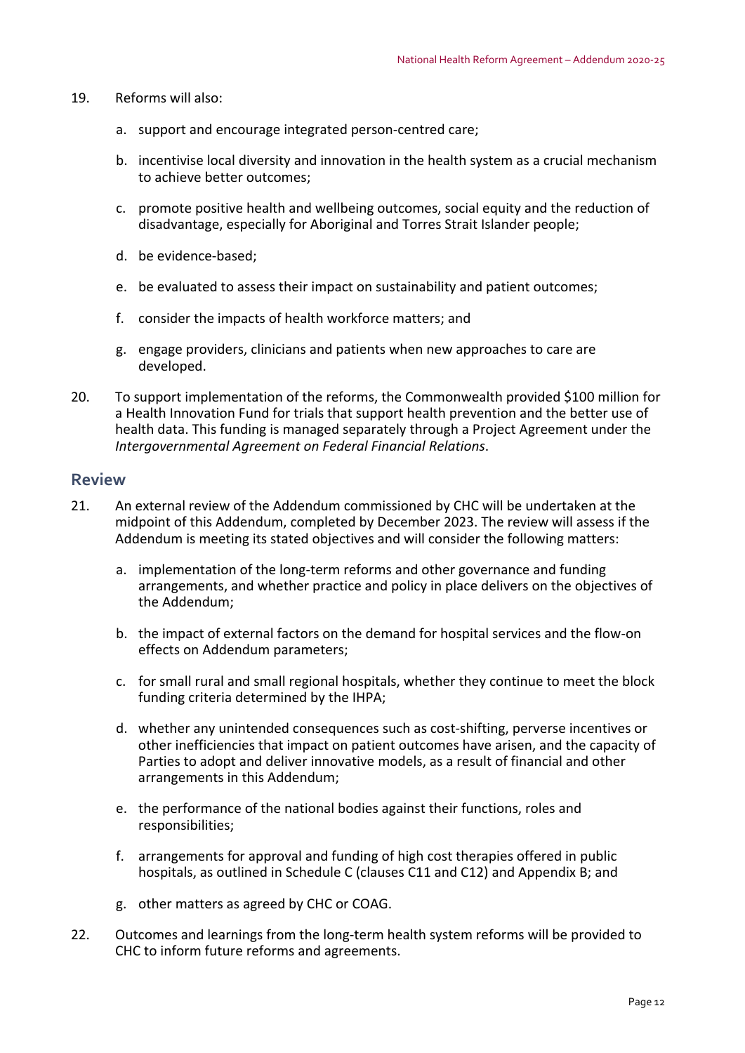19. Reforms will also:

    a. support and encourage integrated person-centred care;

    b. incentivise local diversity and innovation in the health system as a crucial mechanism to achieve better outcomes;

    c. promote positive health and wellbeing outcomes, social equity and the reduction of disadvantage, especially for Aboriginal and Torres Strait Islander people;

    d. be evidence-based;

    e. be evaluated to assess their impact on sustainability and patient outcomes;

    f. consider the impacts of health workforce matters; and

    g. engage providers, clinicians and patients when new approaches to care are developed.

20. To support implementation of the reforms, the Commonwealth provided $100 million for a Health Innovation Fund for trials that support health prevention and the better use of health data. This funding is managed separately through a Project Agreement under the *Intergovernmental Agreement on Federal Financial Relations*.

## Review

21. An external review of the Addendum commissioned by CHC will be undertaken at the midpoint of this Addendum, completed by December 2023. The review will assess if the Addendum is meeting its stated objectives and will consider the following matters:

    a. implementation of the long-term reforms and other governance and funding arrangements, and whether practice and policy in place delivers on the objectives of the Addendum;

    b. the impact of external factors on the demand for hospital services and the flow-on effects on Addendum parameters;

    c. for small rural and small regional hospitals, whether they continue to meet the block funding criteria determined by the IHPA;

    d. whether any unintended consequences such as cost-shifting, perverse incentives or other inefficiencies that impact on patient outcomes have arisen, and the capacity of Parties to adopt and deliver innovative models, as a result of financial and other arrangements in this Addendum;

    e. the performance of the national bodies against their functions, roles and responsibilities;

    f. arrangements for approval and funding of high cost therapies offered in public hospitals, as outlined in Schedule C (clauses C11 and C12) and Appendix B; and

    g. other matters as agreed by CHC or COAG.

22. Outcomes and learnings from the long-term health system reforms will be provided to CHC to inform future reforms and agreements.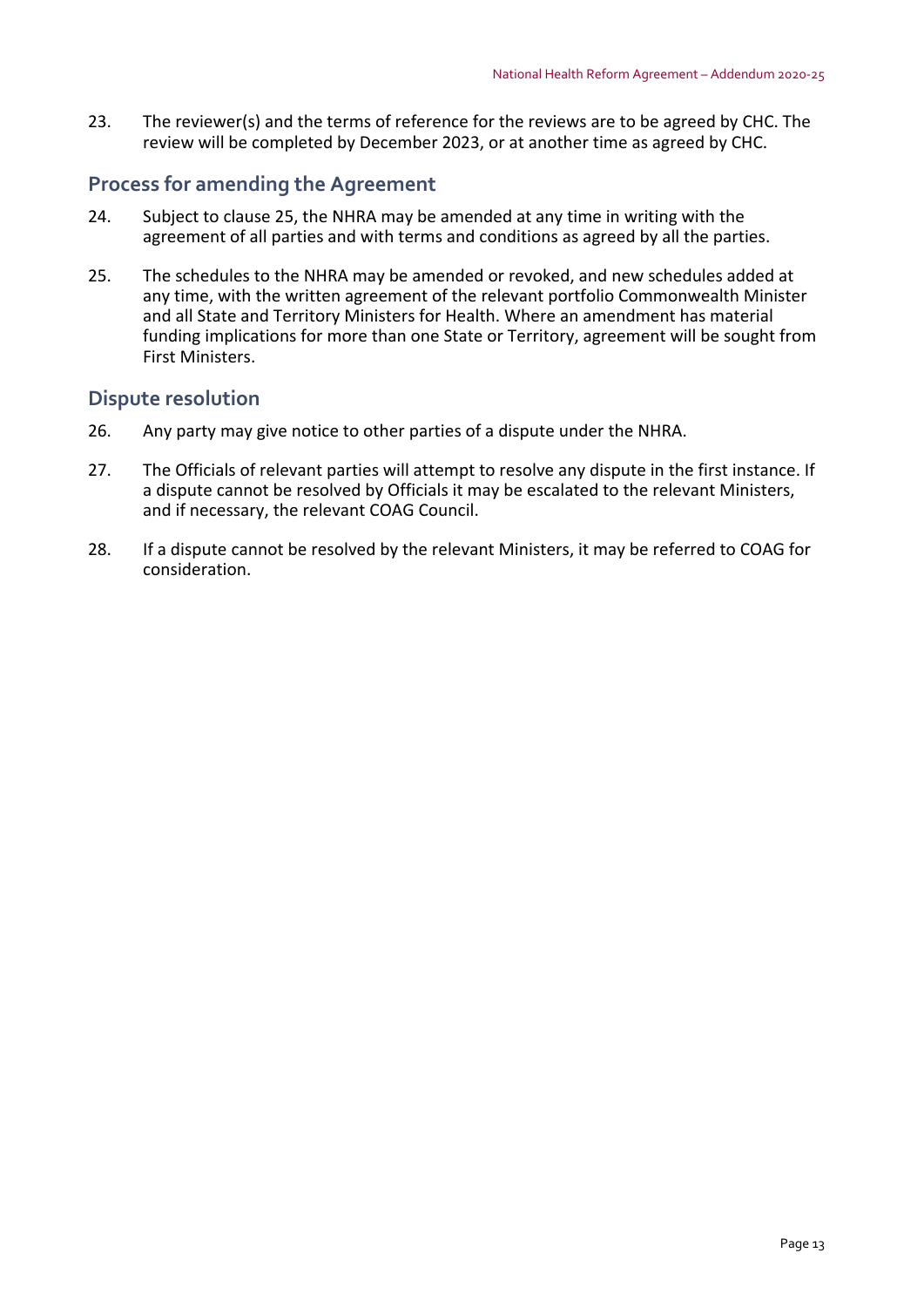23. The reviewer(s) and the terms of reference for the reviews are to be agreed by CHC. The review will be completed by December 2023, or at another time as agreed by CHC.

## Process for amending the Agreement

24. Subject to clause 25, the NHRA may be amended at any time in writing with the agreement of all parties and with terms and conditions as agreed by all the parties.

25. The schedules to the NHRA may be amended or revoked, and new schedules added at any time, with the written agreement of the relevant portfolio Commonwealth Minister and all State and Territory Ministers for Health. Where an amendment has material funding implications for more than one State or Territory, agreement will be sought from First Ministers.

## Dispute resolution

26. Any party may give notice to other parties of a dispute under the NHRA.

27. The Officials of relevant parties will attempt to resolve any dispute in the first instance. If a dispute cannot be resolved by Officials it may be escalated to the relevant Ministers, and if necessary, the relevant COAG Council.

28. If a dispute cannot be resolved by the relevant Ministers, it may be referred to COAG for consideration.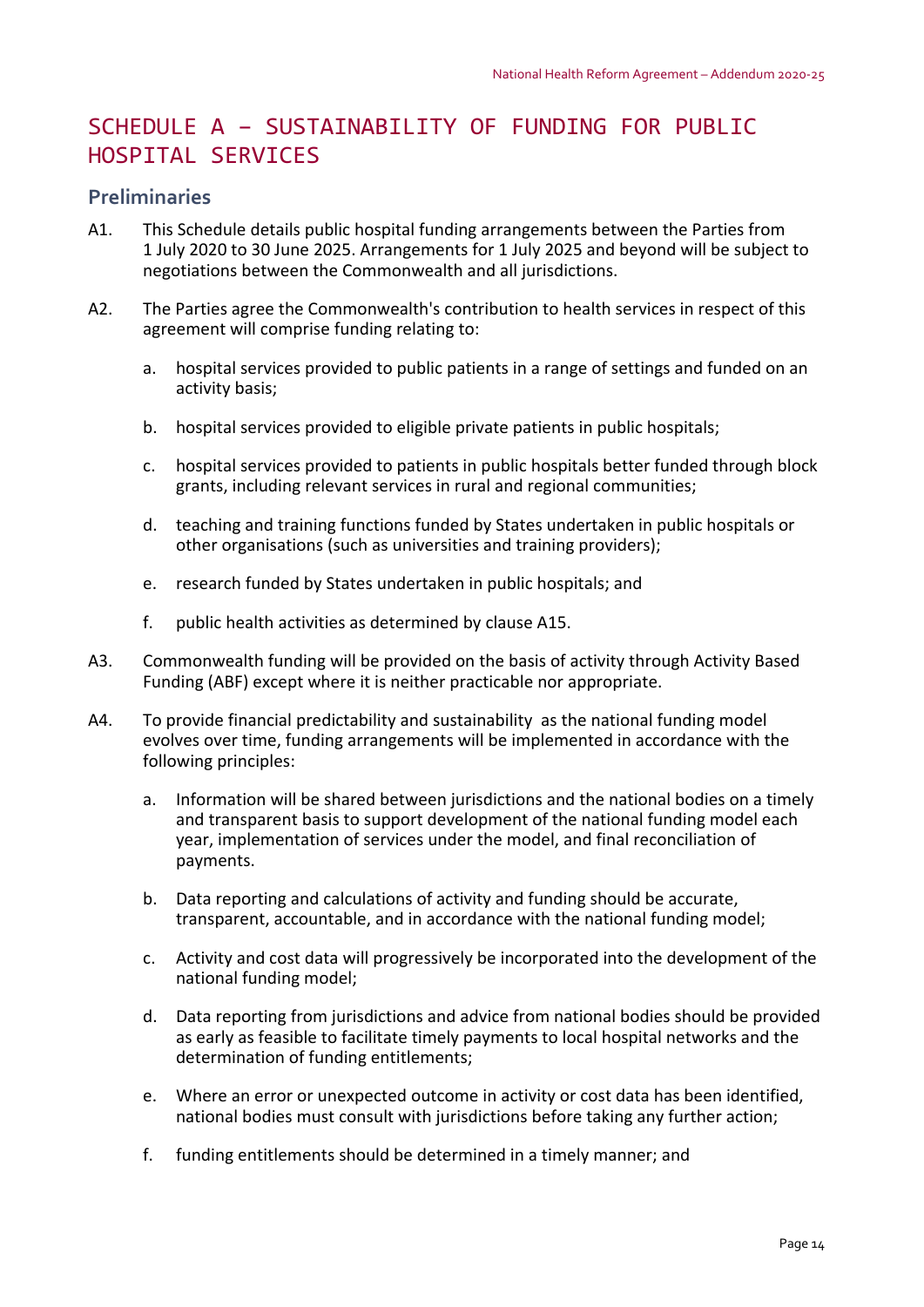# SCHEDULE A – SUSTAINABILITY OF FUNDING FOR PUBLIC HOSPITAL SERVICES

## Preliminaries

A1. This Schedule details public hospital funding arrangements between the Parties from 1 July 2020 to 30 June 2025. Arrangements for 1 July 2025 and beyond will be subject to negotiations between the Commonwealth and all jurisdictions.

A2. The Parties agree the Commonwealth's contribution to health services in respect of this agreement will comprise funding relating to:

a. hospital services provided to public patients in a range of settings and funded on an activity basis;

b. hospital services provided to eligible private patients in public hospitals;

c. hospital services provided to patients in public hospitals better funded through block grants, including relevant services in rural and regional communities;

d. teaching and training functions funded by States undertaken in public hospitals or other organisations (such as universities and training providers);

e. research funded by States undertaken in public hospitals; and

f. public health activities as determined by clause A15.

A3. Commonwealth funding will be provided on the basis of activity through Activity Based Funding (ABF) except where it is neither practicable nor appropriate.

A4. To provide financial predictability and sustainability as the national funding model evolves over time, funding arrangements will be implemented in accordance with the following principles:

a. Information will be shared between jurisdictions and the national bodies on a timely and transparent basis to support development of the national funding model each year, implementation of services under the model, and final reconciliation of payments.

b. Data reporting and calculations of activity and funding should be accurate, transparent, accountable, and in accordance with the national funding model;

c. Activity and cost data will progressively be incorporated into the development of the national funding model;

d. Data reporting from jurisdictions and advice from national bodies should be provided as early as feasible to facilitate timely payments to local hospital networks and the determination of funding entitlements;

e. Where an error or unexpected outcome in activity or cost data has been identified, national bodies must consult with jurisdictions before taking any further action;

f. funding entitlements should be determined in a timely manner; and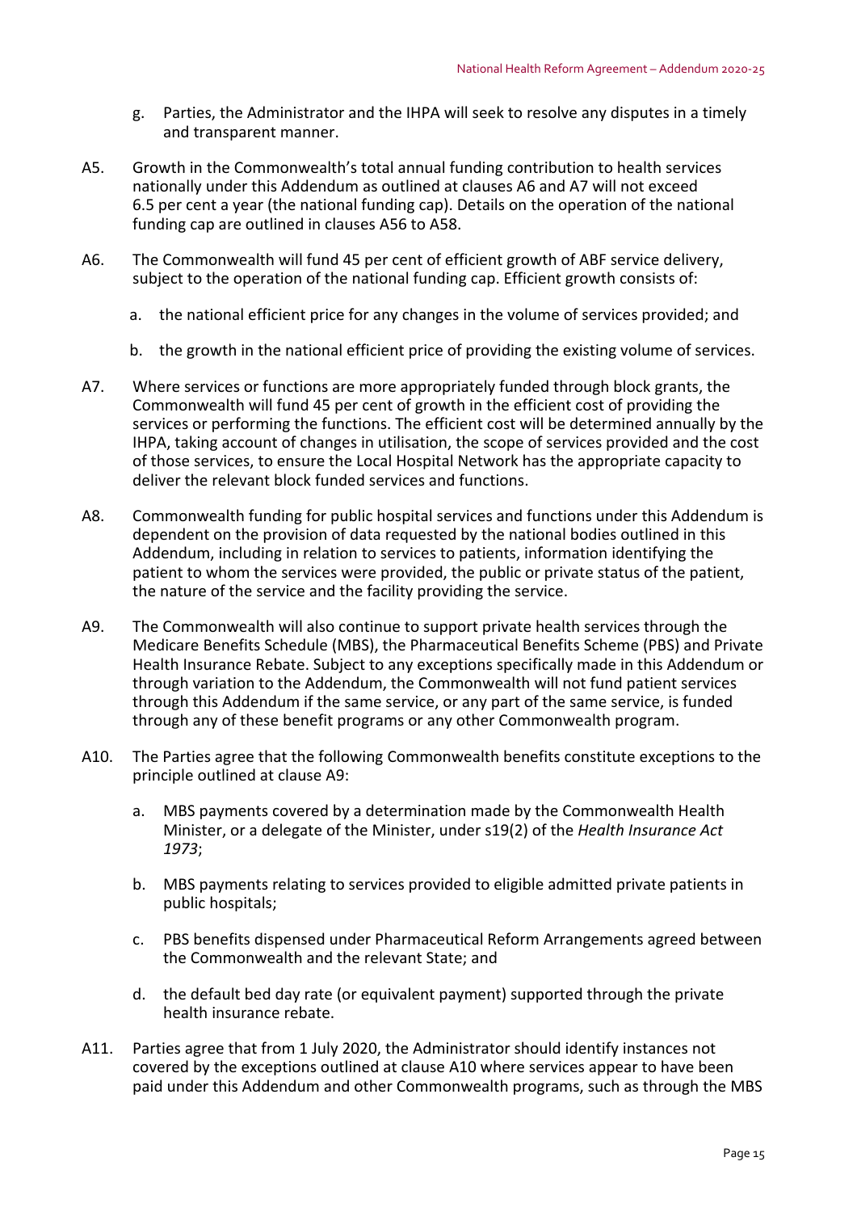g. Parties, the Administrator and the IHPA will seek to resolve any disputes in a timely and transparent manner.

A5. Growth in the Commonwealth's total annual funding contribution to health services nationally under this Addendum as outlined at clauses A6 and A7 will not exceed 6.5 per cent a year (the national funding cap). Details on the operation of the national funding cap are outlined in clauses A56 to A58.

A6. The Commonwealth will fund 45 per cent of efficient growth of ABF service delivery, subject to the operation of the national funding cap. Efficient growth consists of:

a. the national efficient price for any changes in the volume of services provided; and

b. the growth in the national efficient price of providing the existing volume of services.

A7. Where services or functions are more appropriately funded through block grants, the Commonwealth will fund 45 per cent of growth in the efficient cost of providing the services or performing the functions. The efficient cost will be determined annually by the IHPA, taking account of changes in utilisation, the scope of services provided and the cost of those services, to ensure the Local Hospital Network has the appropriate capacity to deliver the relevant block funded services and functions.

A8. Commonwealth funding for public hospital services and functions under this Addendum is dependent on the provision of data requested by the national bodies outlined in this Addendum, including in relation to services to patients, information identifying the patient to whom the services were provided, the public or private status of the patient, the nature of the service and the facility providing the service.

A9. The Commonwealth will also continue to support private health services through the Medicare Benefits Schedule (MBS), the Pharmaceutical Benefits Scheme (PBS) and Private Health Insurance Rebate. Subject to any exceptions specifically made in this Addendum or through variation to the Addendum, the Commonwealth will not fund patient services through this Addendum if the same service, or any part of the same service, is funded through any of these benefit programs or any other Commonwealth program.

A10. The Parties agree that the following Commonwealth benefits constitute exceptions to the principle outlined at clause A9:

a. MBS payments covered by a determination made by the Commonwealth Health Minister, or a delegate of the Minister, under s19(2) of the *Health Insurance Act 1973*;

b. MBS payments relating to services provided to eligible admitted private patients in public hospitals;

c. PBS benefits dispensed under Pharmaceutical Reform Arrangements agreed between the Commonwealth and the relevant State; and

d. the default bed day rate (or equivalent payment) supported through the private health insurance rebate.

A11. Parties agree that from 1 July 2020, the Administrator should identify instances not covered by the exceptions outlined at clause A10 where services appear to have been paid under this Addendum and other Commonwealth programs, such as through the MBS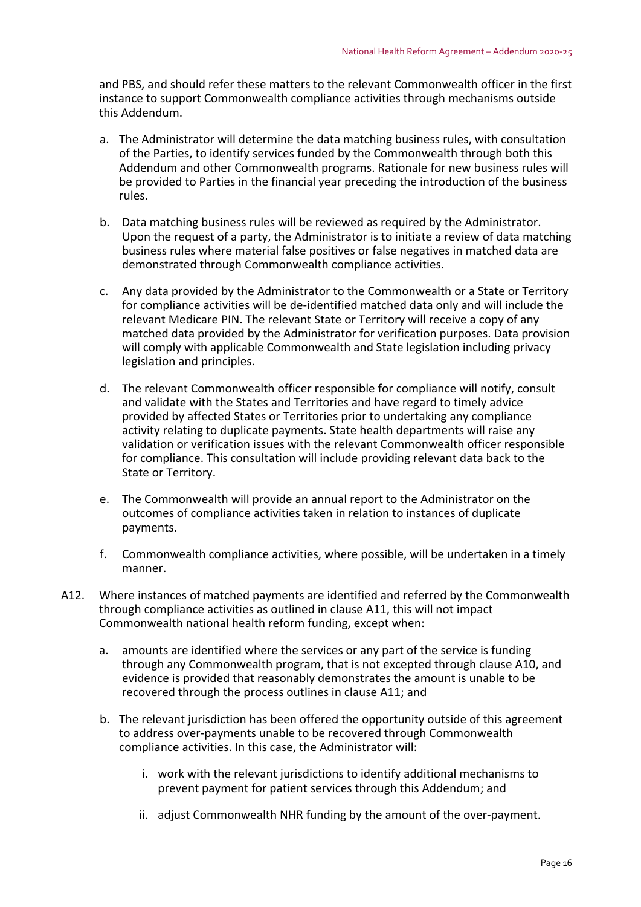and PBS, and should refer these matters to the relevant Commonwealth officer in the first instance to support Commonwealth compliance activities through mechanisms outside this Addendum.

a. The Administrator will determine the data matching business rules, with consultation of the Parties, to identify services funded by the Commonwealth through both this Addendum and other Commonwealth programs. Rationale for new business rules will be provided to Parties in the financial year preceding the introduction of the business rules.

b. Data matching business rules will be reviewed as required by the Administrator. Upon the request of a party, the Administrator is to initiate a review of data matching business rules where material false positives or false negatives in matched data are demonstrated through Commonwealth compliance activities.

c. Any data provided by the Administrator to the Commonwealth or a State or Territory for compliance activities will be de-identified matched data only and will include the relevant Medicare PIN. The relevant State or Territory will receive a copy of any matched data provided by the Administrator for verification purposes. Data provision will comply with applicable Commonwealth and State legislation including privacy legislation and principles.

d. The relevant Commonwealth officer responsible for compliance will notify, consult and validate with the States and Territories and have regard to timely advice provided by affected States or Territories prior to undertaking any compliance activity relating to duplicate payments. State health departments will raise any validation or verification issues with the relevant Commonwealth officer responsible for compliance. This consultation will include providing relevant data back to the State or Territory.

e. The Commonwealth will provide an annual report to the Administrator on the outcomes of compliance activities taken in relation to instances of duplicate payments.

f. Commonwealth compliance activities, where possible, will be undertaken in a timely manner.

A12. Where instances of matched payments are identified and referred by the Commonwealth through compliance activities as outlined in clause A11, this will not impact Commonwealth national health reform funding, except when:

a. amounts are identified where the services or any part of the service is funding through any Commonwealth program, that is not excepted through clause A10, and evidence is provided that reasonably demonstrates the amount is unable to be recovered through the process outlines in clause A11; and

b. The relevant jurisdiction has been offered the opportunity outside of this agreement to address over-payments unable to be recovered through Commonwealth compliance activities. In this case, the Administrator will:

   i. work with the relevant jurisdictions to identify additional mechanisms to prevent payment for patient services through this Addendum; and

   ii. adjust Commonwealth NHR funding by the amount of the over-payment.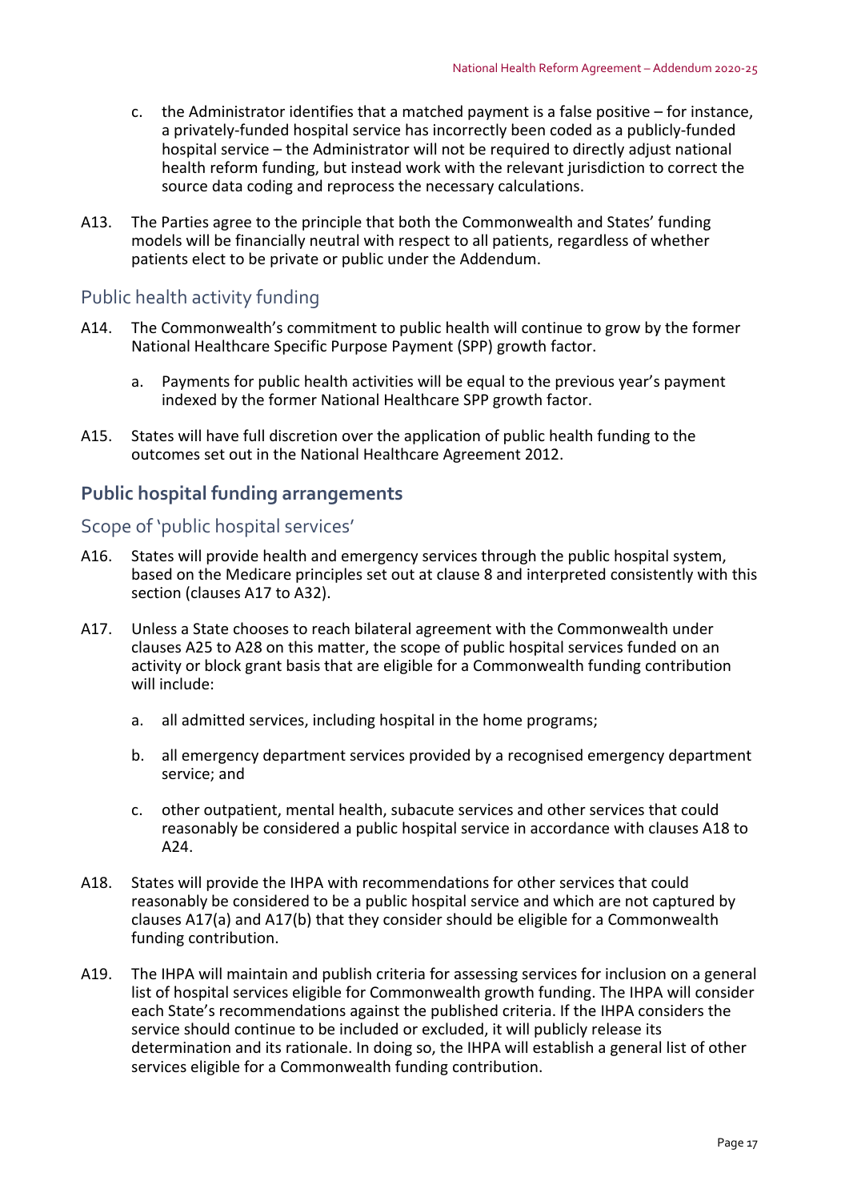c. the Administrator identifies that a matched payment is a false positive – for instance, a privately-funded hospital service has incorrectly been coded as a publicly-funded hospital service – the Administrator will not be required to directly adjust national health reform funding, but instead work with the relevant jurisdiction to correct the source data coding and reprocess the necessary calculations.

A13. The Parties agree to the principle that both the Commonwealth and States' funding models will be financially neutral with respect to all patients, regardless of whether patients elect to be private or public under the Addendum.

### Public health activity funding

A14. The Commonwealth's commitment to public health will continue to grow by the former National Healthcare Specific Purpose Payment (SPP) growth factor.

a. Payments for public health activities will be equal to the previous year's payment indexed by the former National Healthcare SPP growth factor.

A15. States will have full discretion over the application of public health funding to the outcomes set out in the National Healthcare Agreement 2012.

## Public hospital funding arrangements

### Scope of 'public hospital services'

A16. States will provide health and emergency services through the public hospital system, based on the Medicare principles set out at clause 8 and interpreted consistently with this section (clauses A17 to A32).

A17. Unless a State chooses to reach bilateral agreement with the Commonwealth under clauses A25 to A28 on this matter, the scope of public hospital services funded on an activity or block grant basis that are eligible for a Commonwealth funding contribution will include:

a. all admitted services, including hospital in the home programs;

b. all emergency department services provided by a recognised emergency department service; and

c. other outpatient, mental health, subacute services and other services that could reasonably be considered a public hospital service in accordance with clauses A18 to A24.

A18. States will provide the IHPA with recommendations for other services that could reasonably be considered to be a public hospital service and which are not captured by clauses A17(a) and A17(b) that they consider should be eligible for a Commonwealth funding contribution.

A19. The IHPA will maintain and publish criteria for assessing services for inclusion on a general list of hospital services eligible for Commonwealth growth funding. The IHPA will consider each State's recommendations against the published criteria. If the IHPA considers the service should continue to be included or excluded, it will publicly release its determination and its rationale. In doing so, the IHPA will establish a general list of other services eligible for a Commonwealth funding contribution.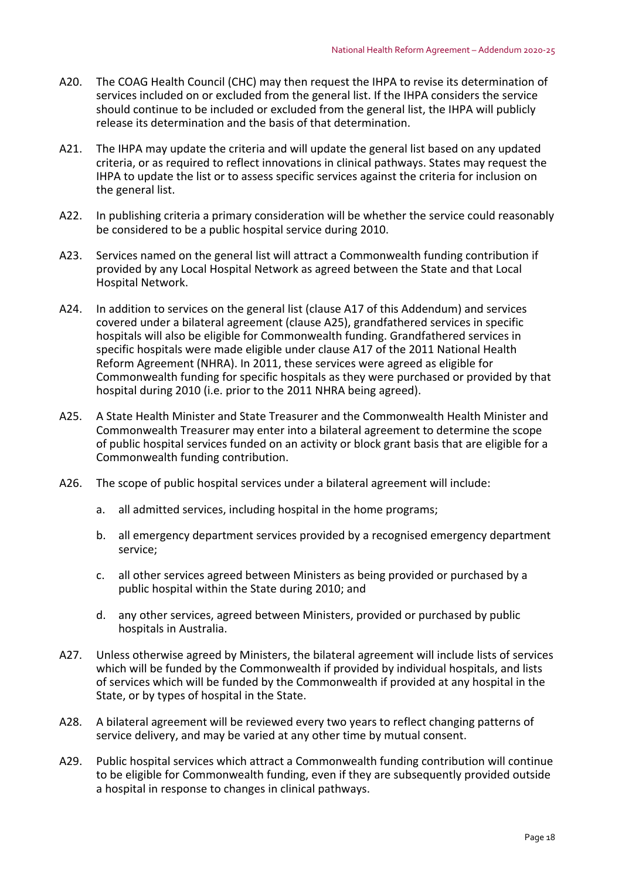A20. The COAG Health Council (CHC) may then request the IHPA to revise its determination of services included on or excluded from the general list. If the IHPA considers the service should continue to be included or excluded from the general list, the IHPA will publicly release its determination and the basis of that determination.

A21. The IHPA may update the criteria and will update the general list based on any updated criteria, or as required to reflect innovations in clinical pathways. States may request the IHPA to update the list or to assess specific services against the criteria for inclusion on the general list.

A22. In publishing criteria a primary consideration will be whether the service could reasonably be considered to be a public hospital service during 2010.

A23. Services named on the general list will attract a Commonwealth funding contribution if provided by any Local Hospital Network as agreed between the State and that Local Hospital Network.

A24. In addition to services on the general list (clause A17 of this Addendum) and services covered under a bilateral agreement (clause A25), grandfathered services in specific hospitals will also be eligible for Commonwealth funding. Grandfathered services in specific hospitals were made eligible under clause A17 of the 2011 National Health Reform Agreement (NHRA). In 2011, these services were agreed as eligible for Commonwealth funding for specific hospitals as they were purchased or provided by that hospital during 2010 (i.e. prior to the 2011 NHRA being agreed).

A25. A State Health Minister and State Treasurer and the Commonwealth Health Minister and Commonwealth Treasurer may enter into a bilateral agreement to determine the scope of public hospital services funded on an activity or block grant basis that are eligible for a Commonwealth funding contribution.

A26. The scope of public hospital services under a bilateral agreement will include:

a. all admitted services, including hospital in the home programs;

b. all emergency department services provided by a recognised emergency department service;

c. all other services agreed between Ministers as being provided or purchased by a public hospital within the State during 2010; and

d. any other services, agreed between Ministers, provided or purchased by public hospitals in Australia.

A27. Unless otherwise agreed by Ministers, the bilateral agreement will include lists of services which will be funded by the Commonwealth if provided by individual hospitals, and lists of services which will be funded by the Commonwealth if provided at any hospital in the State, or by types of hospital in the State.

A28. A bilateral agreement will be reviewed every two years to reflect changing patterns of service delivery, and may be varied at any other time by mutual consent.

A29. Public hospital services which attract a Commonwealth funding contribution will continue to be eligible for Commonwealth funding, even if they are subsequently provided outside a hospital in response to changes in clinical pathways.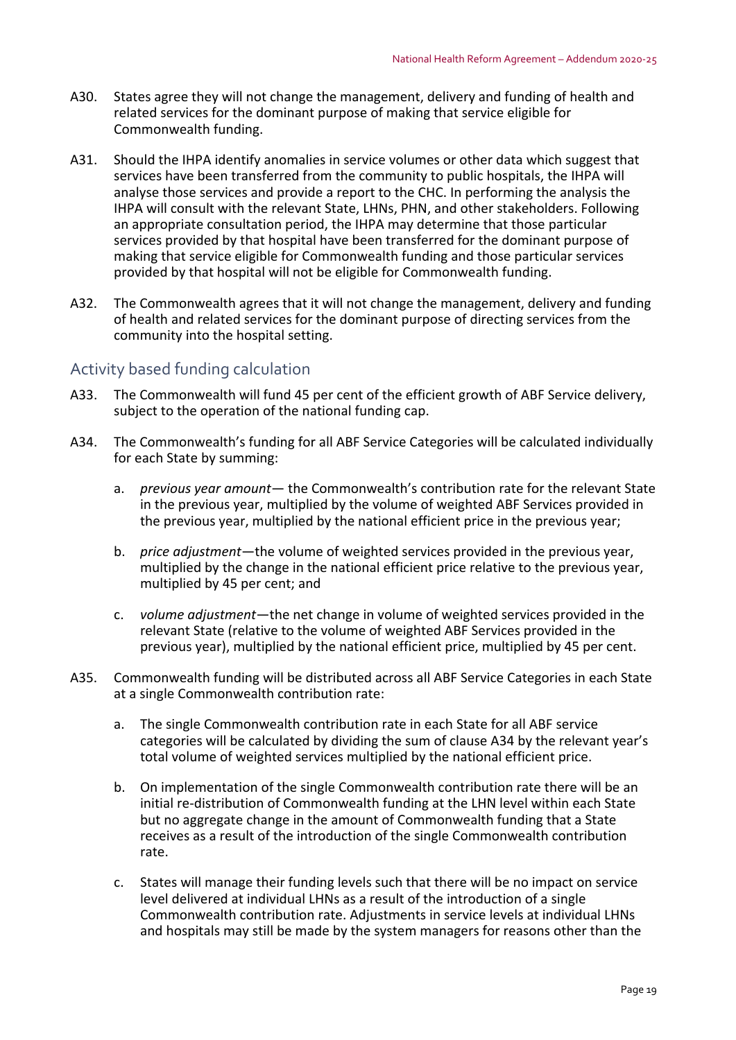A30. States agree they will not change the management, delivery and funding of health and related services for the dominant purpose of making that service eligible for Commonwealth funding.

A31. Should the IHPA identify anomalies in service volumes or other data which suggest that services have been transferred from the community to public hospitals, the IHPA will analyse those services and provide a report to the CHC. In performing the analysis the IHPA will consult with the relevant State, LHNs, PHN, and other stakeholders. Following an appropriate consultation period, the IHPA may determine that those particular services provided by that hospital have been transferred for the dominant purpose of making that service eligible for Commonwealth funding and those particular services provided by that hospital will not be eligible for Commonwealth funding.

A32. The Commonwealth agrees that it will not change the management, delivery and funding of health and related services for the dominant purpose of directing services from the community into the hospital setting.

## Activity based funding calculation

A33. The Commonwealth will fund 45 per cent of the efficient growth of ABF Service delivery, subject to the operation of the national funding cap.

A34. The Commonwealth's funding for all ABF Service Categories will be calculated individually for each State by summing:

a. *previous year amount*— the Commonwealth's contribution rate for the relevant State in the previous year, multiplied by the volume of weighted ABF Services provided in the previous year, multiplied by the national efficient price in the previous year;

b. *price adjustment*—the volume of weighted services provided in the previous year, multiplied by the change in the national efficient price relative to the previous year, multiplied by 45 per cent; and

c. *volume adjustment*—the net change in volume of weighted services provided in the relevant State (relative to the volume of weighted ABF Services provided in the previous year), multiplied by the national efficient price, multiplied by 45 per cent.

A35. Commonwealth funding will be distributed across all ABF Service Categories in each State at a single Commonwealth contribution rate:

a. The single Commonwealth contribution rate in each State for all ABF service categories will be calculated by dividing the sum of clause A34 by the relevant year's total volume of weighted services multiplied by the national efficient price.

b. On implementation of the single Commonwealth contribution rate there will be an initial re-distribution of Commonwealth funding at the LHN level within each State but no aggregate change in the amount of Commonwealth funding that a State receives as a result of the introduction of the single Commonwealth contribution rate.

c. States will manage their funding levels such that there will be no impact on service level delivered at individual LHNs as a result of the introduction of a single Commonwealth contribution rate. Adjustments in service levels at individual LHNs and hospitals may still be made by the system managers for reasons other than the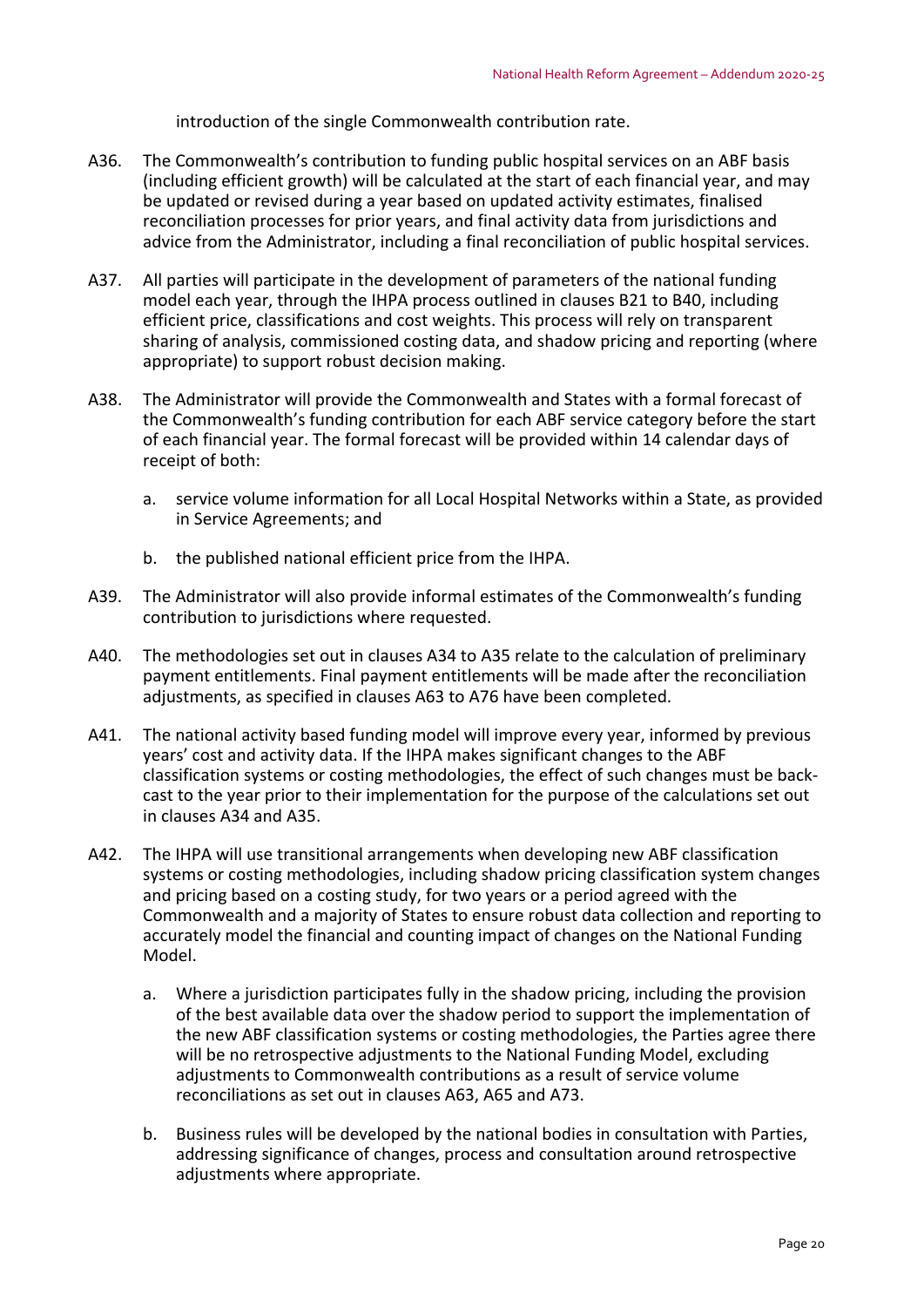introduction of the single Commonwealth contribution rate.

A36. The Commonwealth's contribution to funding public hospital services on an ABF basis (including efficient growth) will be calculated at the start of each financial year, and may be updated or revised during a year based on updated activity estimates, finalised reconciliation processes for prior years, and final activity data from jurisdictions and advice from the Administrator, including a final reconciliation of public hospital services.

A37. All parties will participate in the development of parameters of the national funding model each year, through the IHPA process outlined in clauses B21 to B40, including efficient price, classifications and cost weights. This process will rely on transparent sharing of analysis, commissioned costing data, and shadow pricing and reporting (where appropriate) to support robust decision making.

A38. The Administrator will provide the Commonwealth and States with a formal forecast of the Commonwealth's funding contribution for each ABF service category before the start of each financial year. The formal forecast will be provided within 14 calendar days of receipt of both:

a. service volume information for all Local Hospital Networks within a State, as provided in Service Agreements; and

b. the published national efficient price from the IHPA.

A39. The Administrator will also provide informal estimates of the Commonwealth's funding contribution to jurisdictions where requested.

A40. The methodologies set out in clauses A34 to A35 relate to the calculation of preliminary payment entitlements. Final payment entitlements will be made after the reconciliation adjustments, as specified in clauses A63 to A76 have been completed.

A41. The national activity based funding model will improve every year, informed by previous years' cost and activity data. If the IHPA makes significant changes to the ABF classification systems or costing methodologies, the effect of such changes must be back-cast to the year prior to their implementation for the purpose of the calculations set out in clauses A34 and A35.

A42. The IHPA will use transitional arrangements when developing new ABF classification systems or costing methodologies, including shadow pricing classification system changes and pricing based on a costing study, for two years or a period agreed with the Commonwealth and a majority of States to ensure robust data collection and reporting to accurately model the financial and counting impact of changes on the National Funding Model.

a. Where a jurisdiction participates fully in the shadow pricing, including the provision of the best available data over the shadow period to support the implementation of the new ABF classification systems or costing methodologies, the Parties agree there will be no retrospective adjustments to the National Funding Model, excluding adjustments to Commonwealth contributions as a result of service volume reconciliations as set out in clauses A63, A65 and A73.

b. Business rules will be developed by the national bodies in consultation with Parties, addressing significance of changes, process and consultation around retrospective adjustments where appropriate.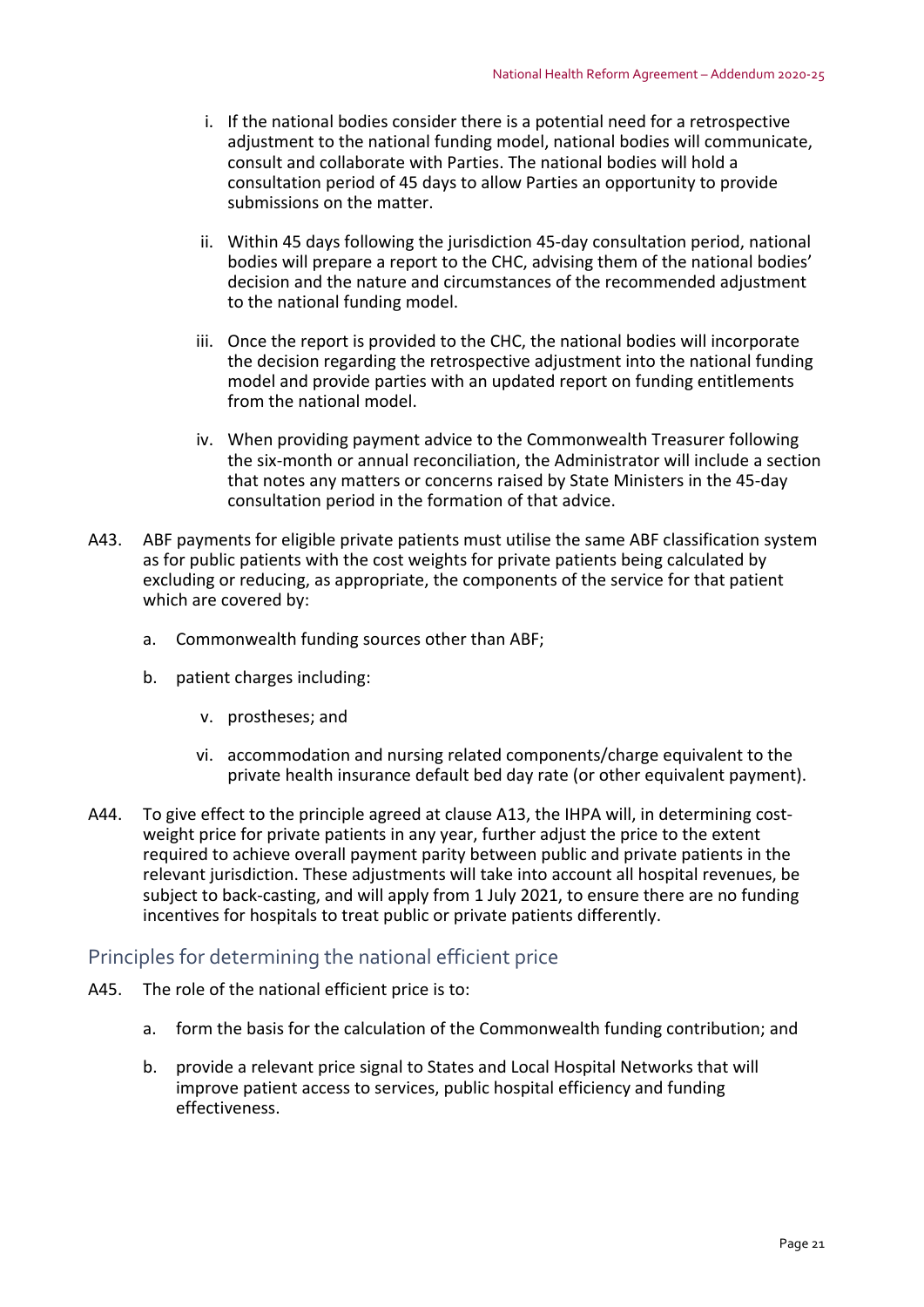i. If the national bodies consider there is a potential need for a retrospective adjustment to the national funding model, national bodies will communicate, consult and collaborate with Parties. The national bodies will hold a consultation period of 45 days to allow Parties an opportunity to provide submissions on the matter.

ii. Within 45 days following the jurisdiction 45-day consultation period, national bodies will prepare a report to the CHC, advising them of the national bodies' decision and the nature and circumstances of the recommended adjustment to the national funding model.

iii. Once the report is provided to the CHC, the national bodies will incorporate the decision regarding the retrospective adjustment into the national funding model and provide parties with an updated report on funding entitlements from the national model.

iv. When providing payment advice to the Commonwealth Treasurer following the six-month or annual reconciliation, the Administrator will include a section that notes any matters or concerns raised by State Ministers in the 45-day consultation period in the formation of that advice.

A43. ABF payments for eligible private patients must utilise the same ABF classification system as for public patients with the cost weights for private patients being calculated by excluding or reducing, as appropriate, the components of the service for that patient which are covered by:

a. Commonwealth funding sources other than ABF;

b. patient charges including:

v. prostheses; and

vi. accommodation and nursing related components/charge equivalent to the private health insurance default bed day rate (or other equivalent payment).

A44. To give effect to the principle agreed at clause A13, the IHPA will, in determining cost-weight price for private patients in any year, further adjust the price to the extent required to achieve overall payment parity between public and private patients in the relevant jurisdiction. These adjustments will take into account all hospital revenues, be subject to back-casting, and will apply from 1 July 2021, to ensure there are no funding incentives for hospitals to treat public or private patients differently.

## Principles for determining the national efficient price

A45. The role of the national efficient price is to:

a. form the basis for the calculation of the Commonwealth funding contribution; and

b. provide a relevant price signal to States and Local Hospital Networks that will improve patient access to services, public hospital efficiency and funding effectiveness.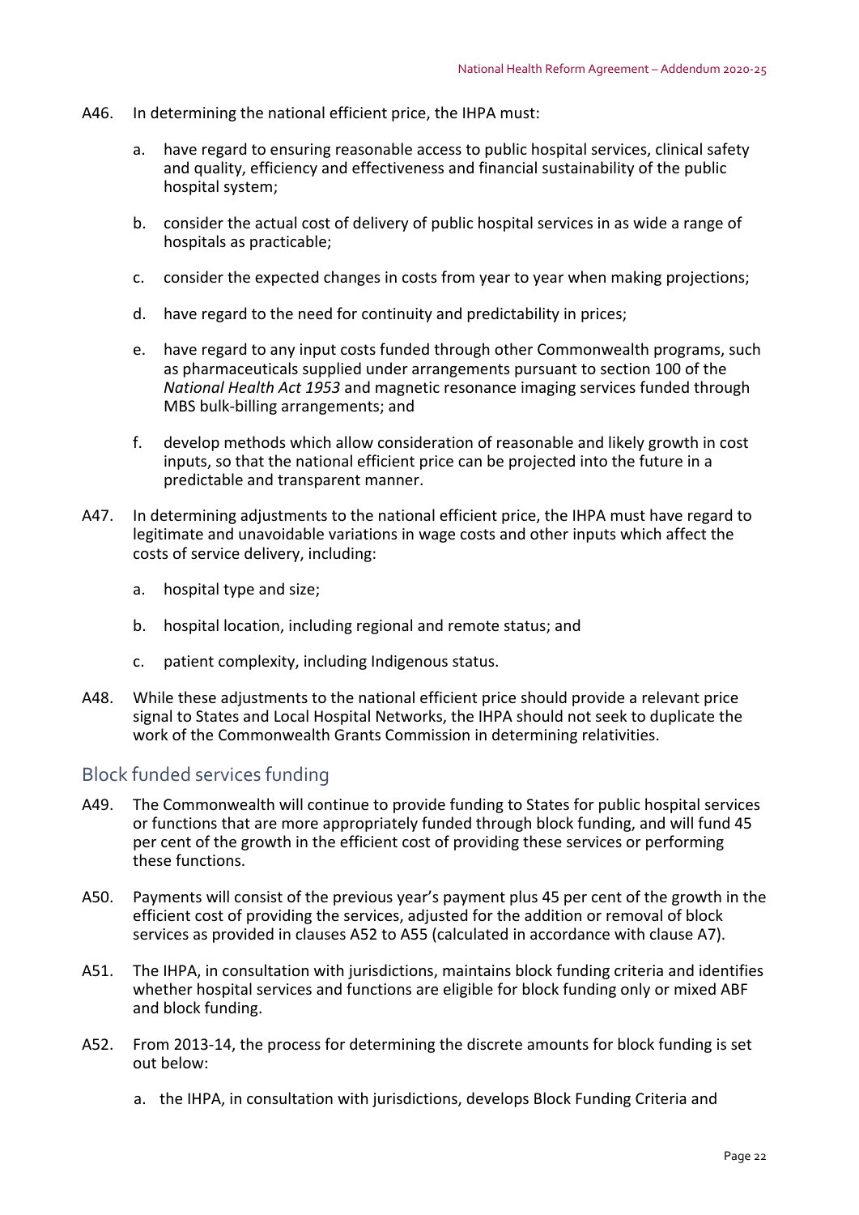A46. In determining the national efficient price, the IHPA must:

a. have regard to ensuring reasonable access to public hospital services, clinical safety and quality, efficiency and effectiveness and financial sustainability of the public hospital system;

b. consider the actual cost of delivery of public hospital services in as wide a range of hospitals as practicable;

c. consider the expected changes in costs from year to year when making projections;

d. have regard to the need for continuity and predictability in prices;

e. have regard to any input costs funded through other Commonwealth programs, such as pharmaceuticals supplied under arrangements pursuant to section 100 of the *National Health Act 1953* and magnetic resonance imaging services funded through MBS bulk-billing arrangements; and

f. develop methods which allow consideration of reasonable and likely growth in cost inputs, so that the national efficient price can be projected into the future in a predictable and transparent manner.

A47. In determining adjustments to the national efficient price, the IHPA must have regard to legitimate and unavoidable variations in wage costs and other inputs which affect the costs of service delivery, including:

a. hospital type and size;

b. hospital location, including regional and remote status; and

c. patient complexity, including Indigenous status.

A48. While these adjustments to the national efficient price should provide a relevant price signal to States and Local Hospital Networks, the IHPA should not seek to duplicate the work of the Commonwealth Grants Commission in determining relativities.

## Block funded services funding

A49. The Commonwealth will continue to provide funding to States for public hospital services or functions that are more appropriately funded through block funding, and will fund 45 per cent of the growth in the efficient cost of providing these services or performing these functions.

A50. Payments will consist of the previous year's payment plus 45 per cent of the growth in the efficient cost of providing the services, adjusted for the addition or removal of block services as provided in clauses A52 to A55 (calculated in accordance with clause A7).

A51. The IHPA, in consultation with jurisdictions, maintains block funding criteria and identifies whether hospital services and functions are eligible for block funding only or mixed ABF and block funding.

A52. From 2013-14, the process for determining the discrete amounts for block funding is set out below:

a. the IHPA, in consultation with jurisdictions, develops Block Funding Criteria and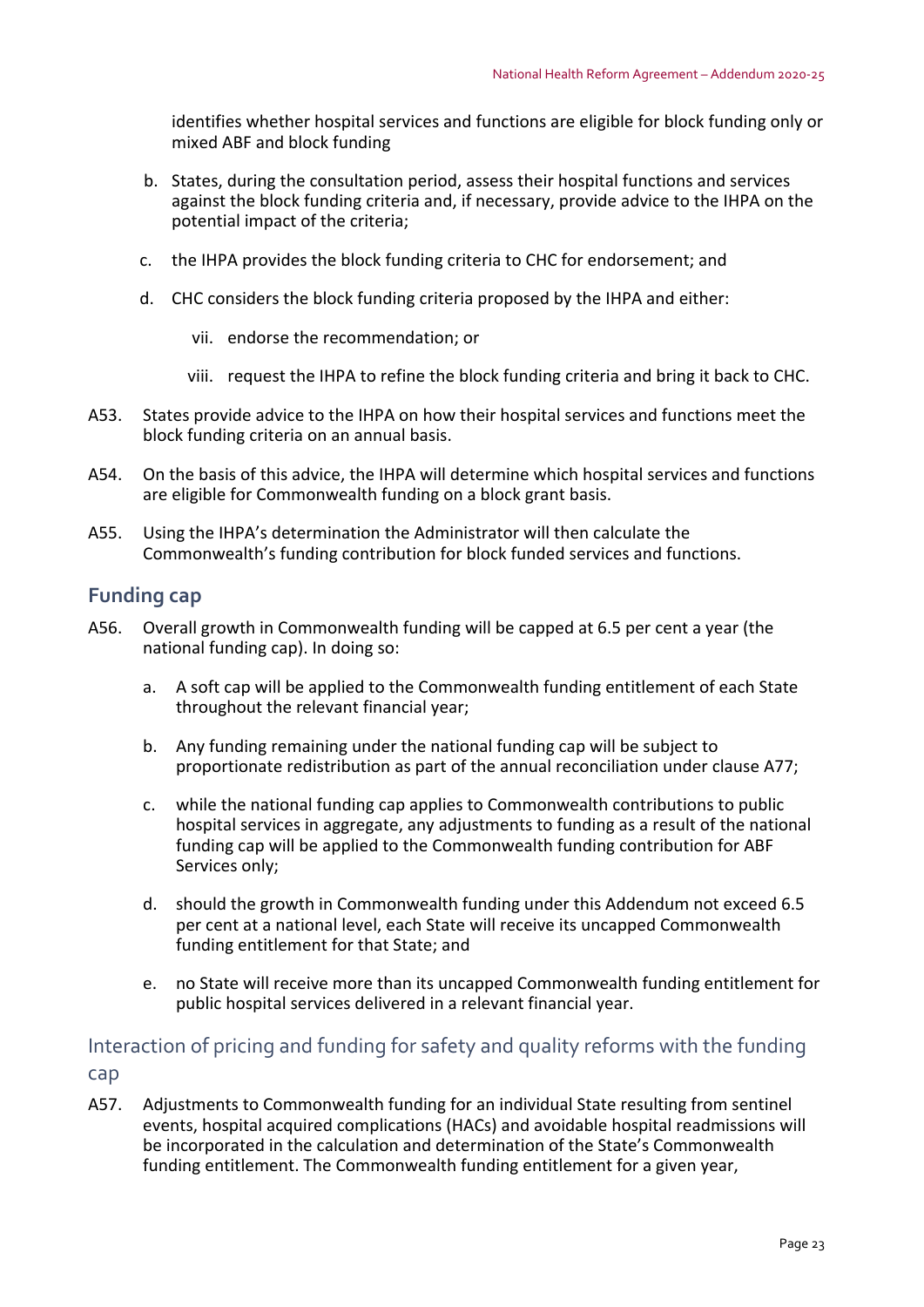identifies whether hospital services and functions are eligible for block funding only or mixed ABF and block funding

b. States, during the consultation period, assess their hospital functions and services against the block funding criteria and, if necessary, provide advice to the IHPA on the potential impact of the criteria;

c. the IHPA provides the block funding criteria to CHC for endorsement; and

d. CHC considers the block funding criteria proposed by the IHPA and either:

   vii. endorse the recommendation; or

   viii. request the IHPA to refine the block funding criteria and bring it back to CHC.

A53. States provide advice to the IHPA on how their hospital services and functions meet the block funding criteria on an annual basis.

A54. On the basis of this advice, the IHPA will determine which hospital services and functions are eligible for Commonwealth funding on a block grant basis.

A55. Using the IHPA's determination the Administrator will then calculate the Commonwealth's funding contribution for block funded services and functions.

## Funding cap

A56. Overall growth in Commonwealth funding will be capped at 6.5 per cent a year (the national funding cap). In doing so:

a. A soft cap will be applied to the Commonwealth funding entitlement of each State throughout the relevant financial year;

b. Any funding remaining under the national funding cap will be subject to proportionate redistribution as part of the annual reconciliation under clause A77;

c. while the national funding cap applies to Commonwealth contributions to public hospital services in aggregate, any adjustments to funding as a result of the national funding cap will be applied to the Commonwealth funding contribution for ABF Services only;

d. should the growth in Commonwealth funding under this Addendum not exceed 6.5 per cent at a national level, each State will receive its uncapped Commonwealth funding entitlement for that State; and

e. no State will receive more than its uncapped Commonwealth funding entitlement for public hospital services delivered in a relevant financial year.

### Interaction of pricing and funding for safety and quality reforms with the funding cap

A57. Adjustments to Commonwealth funding for an individual State resulting from sentinel events, hospital acquired complications (HACs) and avoidable hospital readmissions will be incorporated in the calculation and determination of the State's Commonwealth funding entitlement. The Commonwealth funding entitlement for a given year,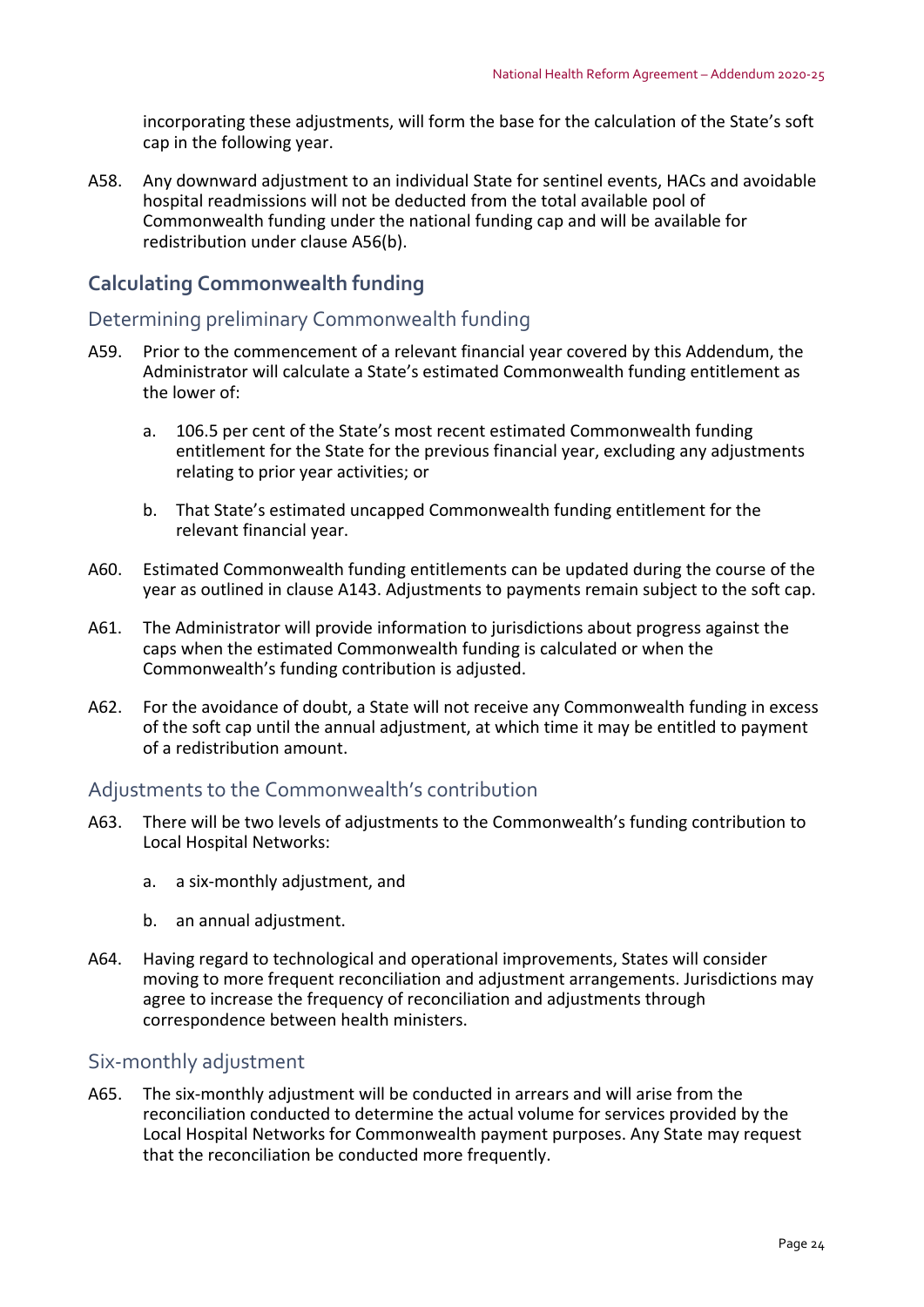incorporating these adjustments, will form the base for the calculation of the State's soft cap in the following year.

A58. Any downward adjustment to an individual State for sentinel events, HACs and avoidable hospital readmissions will not be deducted from the total available pool of Commonwealth funding under the national funding cap and will be available for redistribution under clause A56(b).

## Calculating Commonwealth funding

### Determining preliminary Commonwealth funding

A59. Prior to the commencement of a relevant financial year covered by this Addendum, the Administrator will calculate a State's estimated Commonwealth funding entitlement as the lower of:

a. 106.5 per cent of the State's most recent estimated Commonwealth funding entitlement for the State for the previous financial year, excluding any adjustments relating to prior year activities; or

b. That State's estimated uncapped Commonwealth funding entitlement for the relevant financial year.

A60. Estimated Commonwealth funding entitlements can be updated during the course of the year as outlined in clause A143. Adjustments to payments remain subject to the soft cap.

A61. The Administrator will provide information to jurisdictions about progress against the caps when the estimated Commonwealth funding is calculated or when the Commonwealth's funding contribution is adjusted.

A62. For the avoidance of doubt, a State will not receive any Commonwealth funding in excess of the soft cap until the annual adjustment, at which time it may be entitled to payment of a redistribution amount.

### Adjustments to the Commonwealth's contribution

A63. There will be two levels of adjustments to the Commonwealth's funding contribution to Local Hospital Networks:

a. a six-monthly adjustment, and

b. an annual adjustment.

A64. Having regard to technological and operational improvements, States will consider moving to more frequent reconciliation and adjustment arrangements. Jurisdictions may agree to increase the frequency of reconciliation and adjustments through correspondence between health ministers.

### Six-monthly adjustment

A65. The six-monthly adjustment will be conducted in arrears and will arise from the reconciliation conducted to determine the actual volume for services provided by the Local Hospital Networks for Commonwealth payment purposes. Any State may request that the reconciliation be conducted more frequently.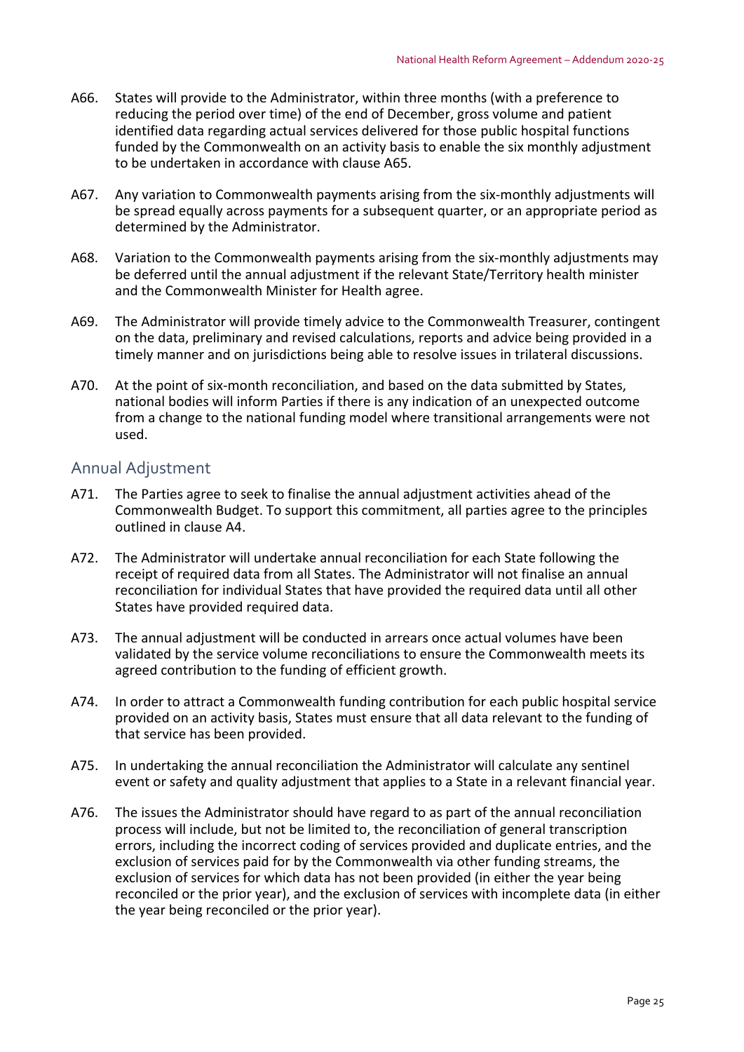A66. States will provide to the Administrator, within three months (with a preference to reducing the period over time) of the end of December, gross volume and patient identified data regarding actual services delivered for those public hospital functions funded by the Commonwealth on an activity basis to enable the six monthly adjustment to be undertaken in accordance with clause A65.

A67. Any variation to Commonwealth payments arising from the six-monthly adjustments will be spread equally across payments for a subsequent quarter, or an appropriate period as determined by the Administrator.

A68. Variation to the Commonwealth payments arising from the six-monthly adjustments may be deferred until the annual adjustment if the relevant State/Territory health minister and the Commonwealth Minister for Health agree.

A69. The Administrator will provide timely advice to the Commonwealth Treasurer, contingent on the data, preliminary and revised calculations, reports and advice being provided in a timely manner and on jurisdictions being able to resolve issues in trilateral discussions.

A70. At the point of six-month reconciliation, and based on the data submitted by States, national bodies will inform Parties if there is any indication of an unexpected outcome from a change to the national funding model where transitional arrangements were not used.

## Annual Adjustment

A71. The Parties agree to seek to finalise the annual adjustment activities ahead of the Commonwealth Budget. To support this commitment, all parties agree to the principles outlined in clause A4.

A72. The Administrator will undertake annual reconciliation for each State following the receipt of required data from all States. The Administrator will not finalise an annual reconciliation for individual States that have provided the required data until all other States have provided required data.

A73. The annual adjustment will be conducted in arrears once actual volumes have been validated by the service volume reconciliations to ensure the Commonwealth meets its agreed contribution to the funding of efficient growth.

A74. In order to attract a Commonwealth funding contribution for each public hospital service provided on an activity basis, States must ensure that all data relevant to the funding of that service has been provided.

A75. In undertaking the annual reconciliation the Administrator will calculate any sentinel event or safety and quality adjustment that applies to a State in a relevant financial year.

A76. The issues the Administrator should have regard to as part of the annual reconciliation process will include, but not be limited to, the reconciliation of general transcription errors, including the incorrect coding of services provided and duplicate entries, and the exclusion of services paid for by the Commonwealth via other funding streams, the exclusion of services for which data has not been provided (in either the year being reconciled or the prior year), and the exclusion of services with incomplete data (in either the year being reconciled or the prior year).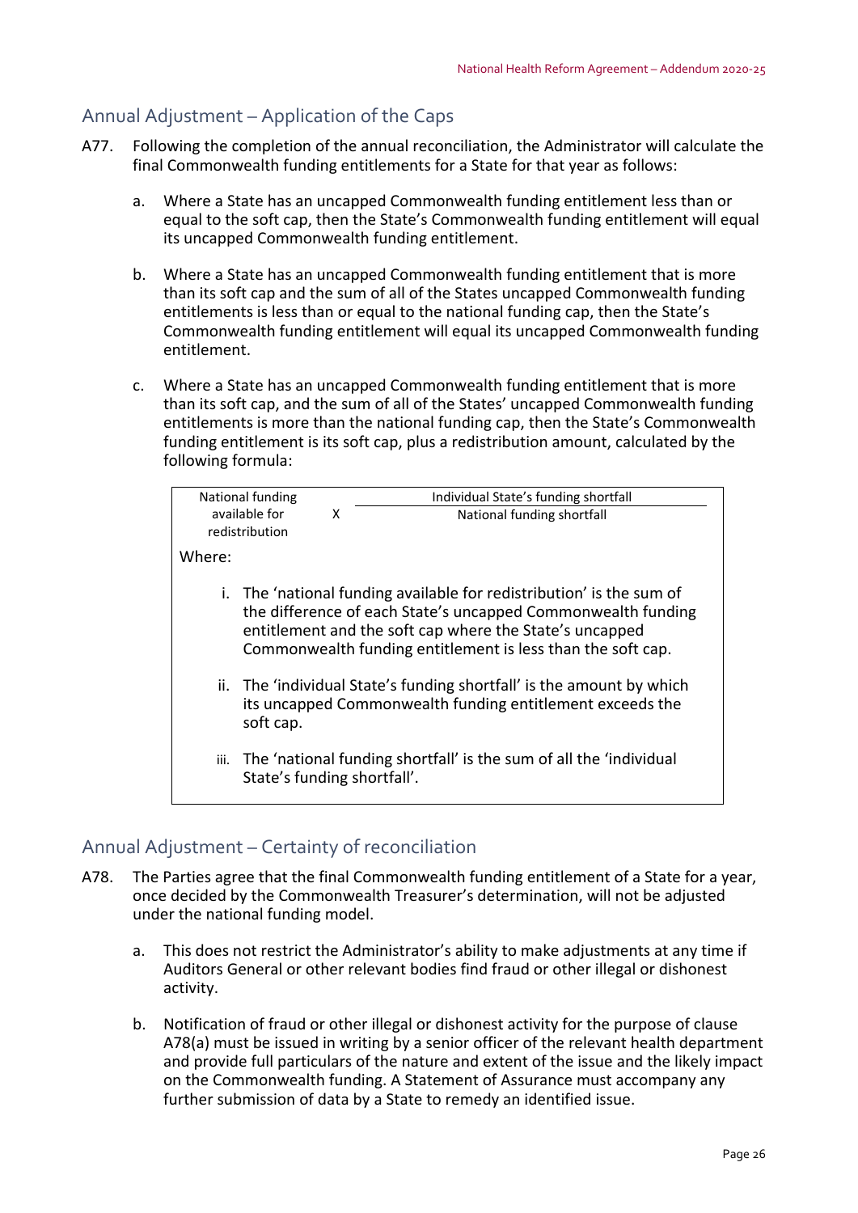## Annual Adjustment – Application of the Caps

A77. Following the completion of the annual reconciliation, the Administrator will calculate the final Commonwealth funding entitlements for a State for that year as follows:

a. Where a State has an uncapped Commonwealth funding entitlement less than or equal to the soft cap, then the State's Commonwealth funding entitlement will equal its uncapped Commonwealth funding entitlement.

b. Where a State has an uncapped Commonwealth funding entitlement that is more than its soft cap and the sum of all of the States uncapped Commonwealth funding entitlements is less than or equal to the national funding cap, then the State's Commonwealth funding entitlement will equal its uncapped Commonwealth funding entitlement.

c. Where a State has an uncapped Commonwealth funding entitlement that is more than its soft cap, and the sum of all of the States' uncapped Commonwealth funding entitlements is more than the national funding cap, then the State's Commonwealth funding entitlement is its soft cap, plus a redistribution amount, calculated by the following formula:

$$\text{National funding available for redistribution} \times \frac{\text{Individual State's funding shortfall}}{\text{National funding shortfall}}$$

Where:

i. The 'national funding available for redistribution' is the sum of the difference of each State's uncapped Commonwealth funding entitlement and the soft cap where the State's uncapped Commonwealth funding entitlement is less than the soft cap.

ii. The 'individual State's funding shortfall' is the amount by which its uncapped Commonwealth funding entitlement exceeds the soft cap.

iii. The 'national funding shortfall' is the sum of all the 'individual State's funding shortfall'.

## Annual Adjustment – Certainty of reconciliation

A78. The Parties agree that the final Commonwealth funding entitlement of a State for a year, once decided by the Commonwealth Treasurer's determination, will not be adjusted under the national funding model.

a. This does not restrict the Administrator's ability to make adjustments at any time if Auditors General or other relevant bodies find fraud or other illegal or dishonest activity.

b. Notification of fraud or other illegal or dishonest activity for the purpose of clause A78(a) must be issued in writing by a senior officer of the relevant health department and provide full particulars of the nature and extent of the issue and the likely impact on the Commonwealth funding. A Statement of Assurance must accompany any further submission of data by a State to remedy an identified issue.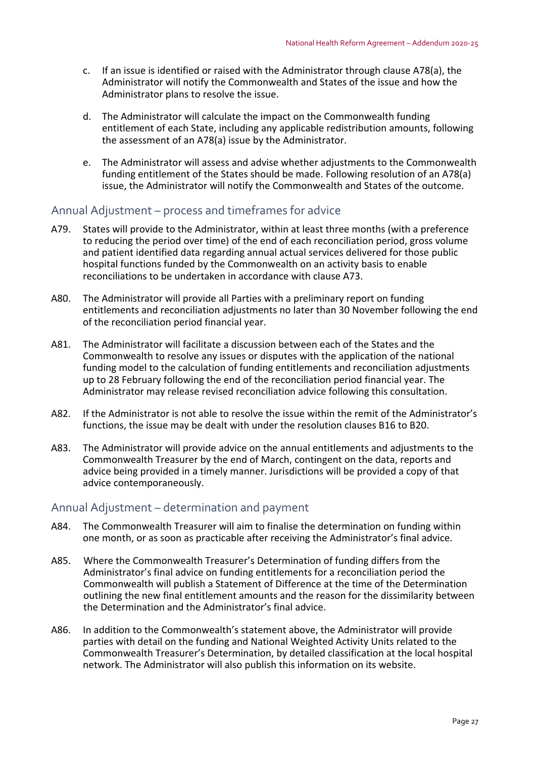c. If an issue is identified or raised with the Administrator through clause A78(a), the Administrator will notify the Commonwealth and States of the issue and how the Administrator plans to resolve the issue.

d. The Administrator will calculate the impact on the Commonwealth funding entitlement of each State, including any applicable redistribution amounts, following the assessment of an A78(a) issue by the Administrator.

e. The Administrator will assess and advise whether adjustments to the Commonwealth funding entitlement of the States should be made. Following resolution of an A78(a) issue, the Administrator will notify the Commonwealth and States of the outcome.

## Annual Adjustment – process and timeframes for advice

A79. States will provide to the Administrator, within at least three months (with a preference to reducing the period over time) of the end of each reconciliation period, gross volume and patient identified data regarding annual actual services delivered for those public hospital functions funded by the Commonwealth on an activity basis to enable reconciliations to be undertaken in accordance with clause A73.

A80. The Administrator will provide all Parties with a preliminary report on funding entitlements and reconciliation adjustments no later than 30 November following the end of the reconciliation period financial year.

A81. The Administrator will facilitate a discussion between each of the States and the Commonwealth to resolve any issues or disputes with the application of the national funding model to the calculation of funding entitlements and reconciliation adjustments up to 28 February following the end of the reconciliation period financial year. The Administrator may release revised reconciliation advice following this consultation.

A82. If the Administrator is not able to resolve the issue within the remit of the Administrator's functions, the issue may be dealt with under the resolution clauses B16 to B20.

A83. The Administrator will provide advice on the annual entitlements and adjustments to the Commonwealth Treasurer by the end of March, contingent on the data, reports and advice being provided in a timely manner. Jurisdictions will be provided a copy of that advice contemporaneously.

## Annual Adjustment – determination and payment

A84. The Commonwealth Treasurer will aim to finalise the determination on funding within one month, or as soon as practicable after receiving the Administrator's final advice.

A85. Where the Commonwealth Treasurer's Determination of funding differs from the Administrator's final advice on funding entitlements for a reconciliation period the Commonwealth will publish a Statement of Difference at the time of the Determination outlining the new final entitlement amounts and the reason for the dissimilarity between the Determination and the Administrator's final advice.

A86. In addition to the Commonwealth's statement above, the Administrator will provide parties with detail on the funding and National Weighted Activity Units related to the Commonwealth Treasurer's Determination, by detailed classification at the local hospital network. The Administrator will also publish this information on its website.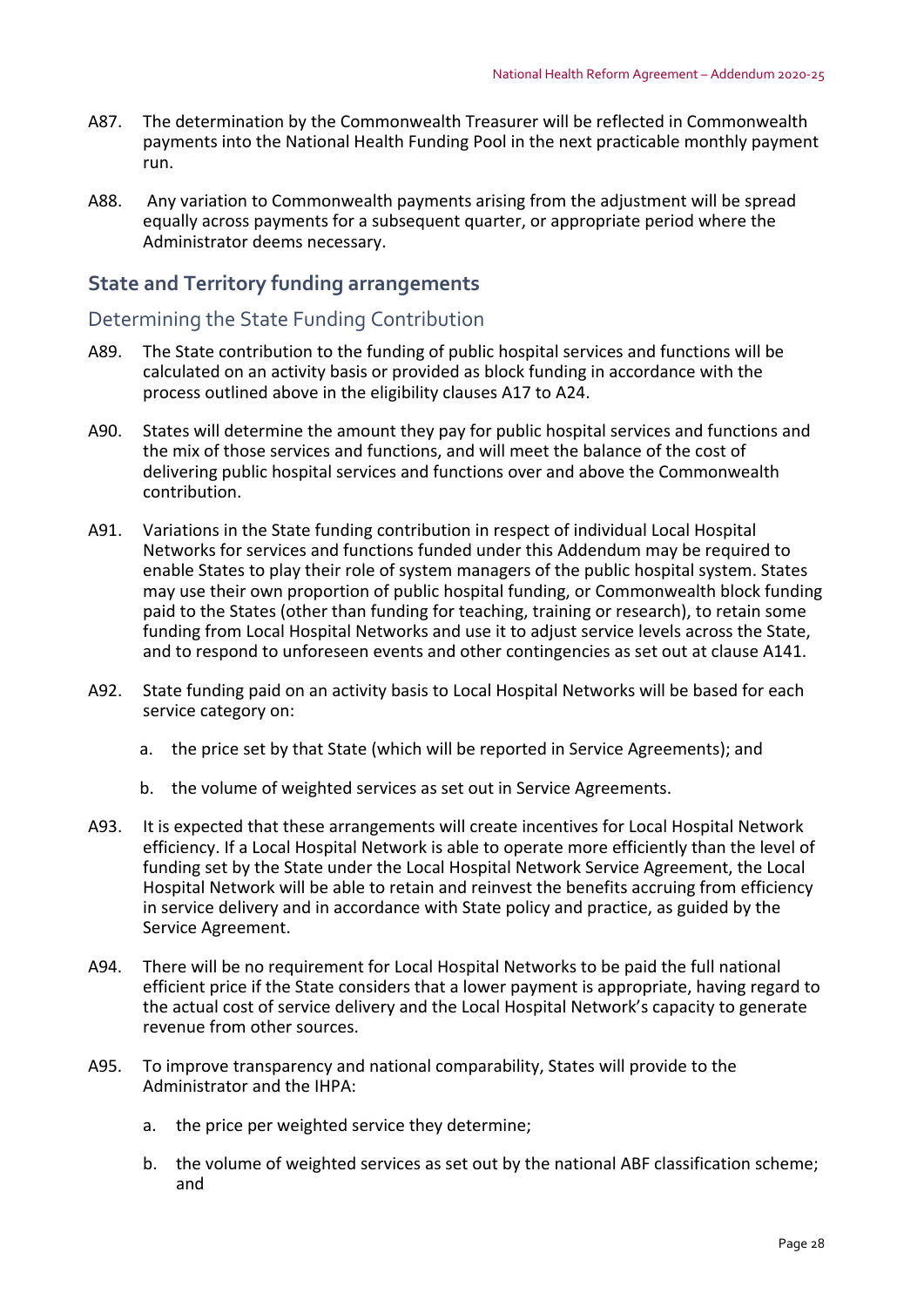A87. The determination by the Commonwealth Treasurer will be reflected in Commonwealth payments into the National Health Funding Pool in the next practicable monthly payment run.

A88. Any variation to Commonwealth payments arising from the adjustment will be spread equally across payments for a subsequent quarter, or appropriate period where the Administrator deems necessary.

## State and Territory funding arrangements

### Determining the State Funding Contribution

A89. The State contribution to the funding of public hospital services and functions will be calculated on an activity basis or provided as block funding in accordance with the process outlined above in the eligibility clauses A17 to A24.

A90. States will determine the amount they pay for public hospital services and functions and the mix of those services and functions, and will meet the balance of the cost of delivering public hospital services and functions over and above the Commonwealth contribution.

A91. Variations in the State funding contribution in respect of individual Local Hospital Networks for services and functions funded under this Addendum may be required to enable States to play their role of system managers of the public hospital system. States may use their own proportion of public hospital funding, or Commonwealth block funding paid to the States (other than funding for teaching, training or research), to retain some funding from Local Hospital Networks and use it to adjust service levels across the State, and to respond to unforeseen events and other contingencies as set out at clause A141.

A92. State funding paid on an activity basis to Local Hospital Networks will be based for each service category on:

a. the price set by that State (which will be reported in Service Agreements); and

b. the volume of weighted services as set out in Service Agreements.

A93. It is expected that these arrangements will create incentives for Local Hospital Network efficiency. If a Local Hospital Network is able to operate more efficiently than the level of funding set by the State under the Local Hospital Network Service Agreement, the Local Hospital Network will be able to retain and reinvest the benefits accruing from efficiency in service delivery and in accordance with State policy and practice, as guided by the Service Agreement.

A94. There will be no requirement for Local Hospital Networks to be paid the full national efficient price if the State considers that a lower payment is appropriate, having regard to the actual cost of service delivery and the Local Hospital Network's capacity to generate revenue from other sources.

A95. To improve transparency and national comparability, States will provide to the Administrator and the IHPA:

a. the price per weighted service they determine;

b. the volume of weighted services as set out by the national ABF classification scheme; and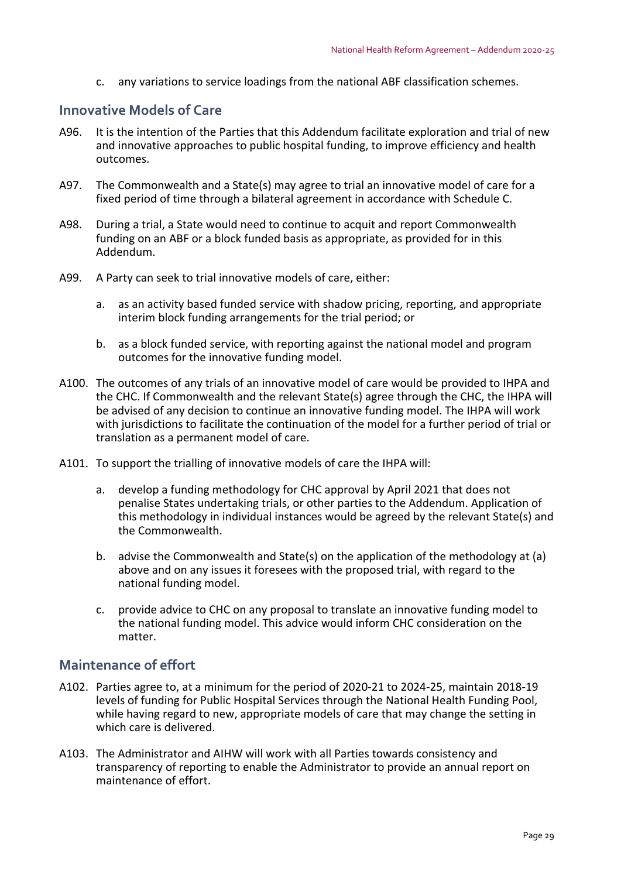c. any variations to service loadings from the national ABF classification schemes.

## Innovative Models of Care

A96. It is the intention of the Parties that this Addendum facilitate exploration and trial of new and innovative approaches to public hospital funding, to improve efficiency and health outcomes.

A97. The Commonwealth and a State(s) may agree to trial an innovative model of care for a fixed period of time through a bilateral agreement in accordance with Schedule C.

A98. During a trial, a State would need to continue to acquit and report Commonwealth funding on an ABF or a block funded basis as appropriate, as provided for in this Addendum.

A99. A Party can seek to trial innovative models of care, either:

a. as an activity based funded service with shadow pricing, reporting, and appropriate interim block funding arrangements for the trial period; or

b. as a block funded service, with reporting against the national model and program outcomes for the innovative funding model.

A100. The outcomes of any trials of an innovative model of care would be provided to IHPA and the CHC. If Commonwealth and the relevant State(s) agree through the CHC, the IHPA will be advised of any decision to continue an innovative funding model. The IHPA will work with jurisdictions to facilitate the continuation of the model for a further period of trial or translation as a permanent model of care.

A101. To support the trialling of innovative models of care the IHPA will:

a. develop a funding methodology for CHC approval by April 2021 that does not penalise States undertaking trials, or other parties to the Addendum. Application of this methodology in individual instances would be agreed by the relevant State(s) and the Commonwealth.

b. advise the Commonwealth and State(s) on the application of the methodology at (a) above and on any issues it foresees with the proposed trial, with regard to the national funding model.

c. provide advice to CHC on any proposal to translate an innovative funding model to the national funding model. This advice would inform CHC consideration on the matter.

## Maintenance of effort

A102. Parties agree to, at a minimum for the period of 2020-21 to 2024-25, maintain 2018-19 levels of funding for Public Hospital Services through the National Health Funding Pool, while having regard to new, appropriate models of care that may change the setting in which care is delivered.

A103. The Administrator and AIHW will work with all Parties towards consistency and transparency of reporting to enable the Administrator to provide an annual report on maintenance of effort.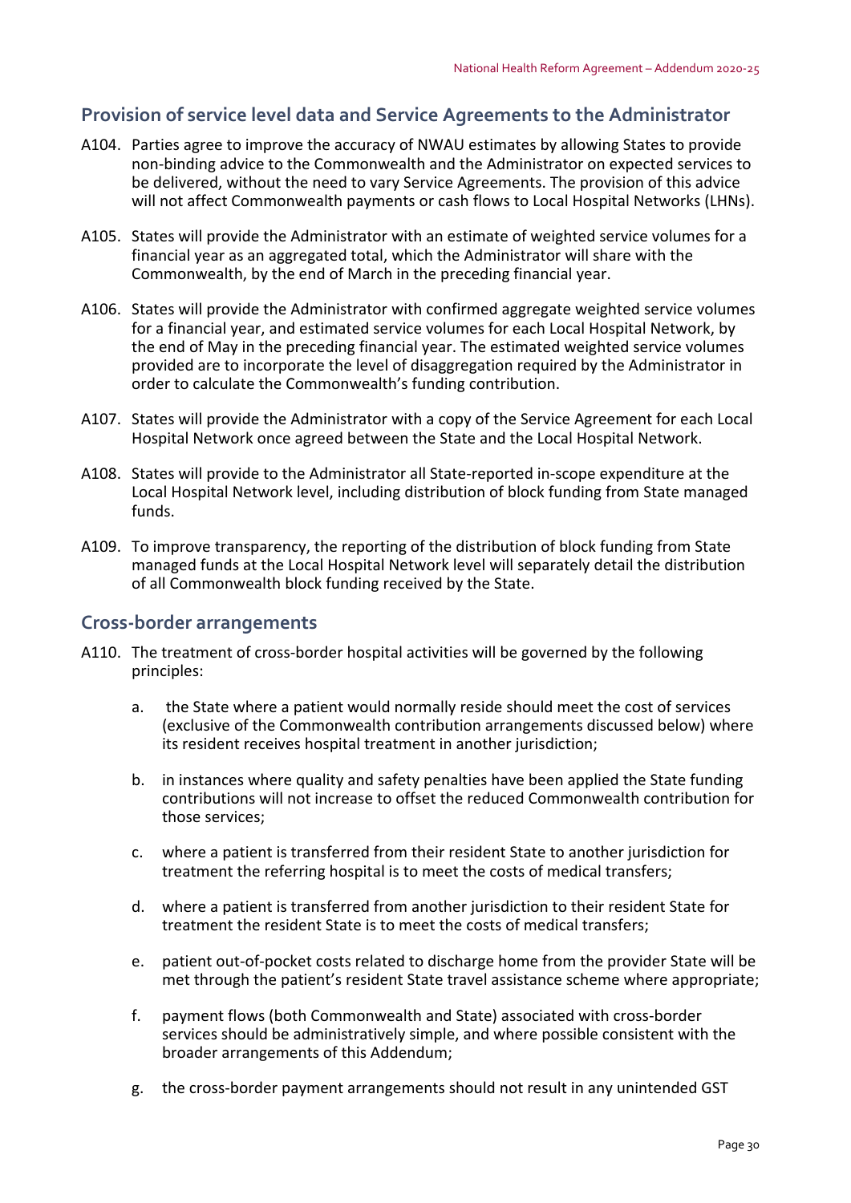## Provision of service level data and Service Agreements to the Administrator

A104. Parties agree to improve the accuracy of NWAU estimates by allowing States to provide non-binding advice to the Commonwealth and the Administrator on expected services to be delivered, without the need to vary Service Agreements. The provision of this advice will not affect Commonwealth payments or cash flows to Local Hospital Networks (LHNs).

A105. States will provide the Administrator with an estimate of weighted service volumes for a financial year as an aggregated total, which the Administrator will share with the Commonwealth, by the end of March in the preceding financial year.

A106. States will provide the Administrator with confirmed aggregate weighted service volumes for a financial year, and estimated service volumes for each Local Hospital Network, by the end of May in the preceding financial year. The estimated weighted service volumes provided are to incorporate the level of disaggregation required by the Administrator in order to calculate the Commonwealth's funding contribution.

A107. States will provide the Administrator with a copy of the Service Agreement for each Local Hospital Network once agreed between the State and the Local Hospital Network.

A108. States will provide to the Administrator all State-reported in-scope expenditure at the Local Hospital Network level, including distribution of block funding from State managed funds.

A109. To improve transparency, the reporting of the distribution of block funding from State managed funds at the Local Hospital Network level will separately detail the distribution of all Commonwealth block funding received by the State.

## Cross-border arrangements

A110. The treatment of cross-border hospital activities will be governed by the following principles:

a. the State where a patient would normally reside should meet the cost of services (exclusive of the Commonwealth contribution arrangements discussed below) where its resident receives hospital treatment in another jurisdiction;

b. in instances where quality and safety penalties have been applied the State funding contributions will not increase to offset the reduced Commonwealth contribution for those services;

c. where a patient is transferred from their resident State to another jurisdiction for treatment the referring hospital is to meet the costs of medical transfers;

d. where a patient is transferred from another jurisdiction to their resident State for treatment the resident State is to meet the costs of medical transfers;

e. patient out-of-pocket costs related to discharge home from the provider State will be met through the patient's resident State travel assistance scheme where appropriate;

f. payment flows (both Commonwealth and State) associated with cross-border services should be administratively simple, and where possible consistent with the broader arrangements of this Addendum;

g. the cross-border payment arrangements should not result in any unintended GST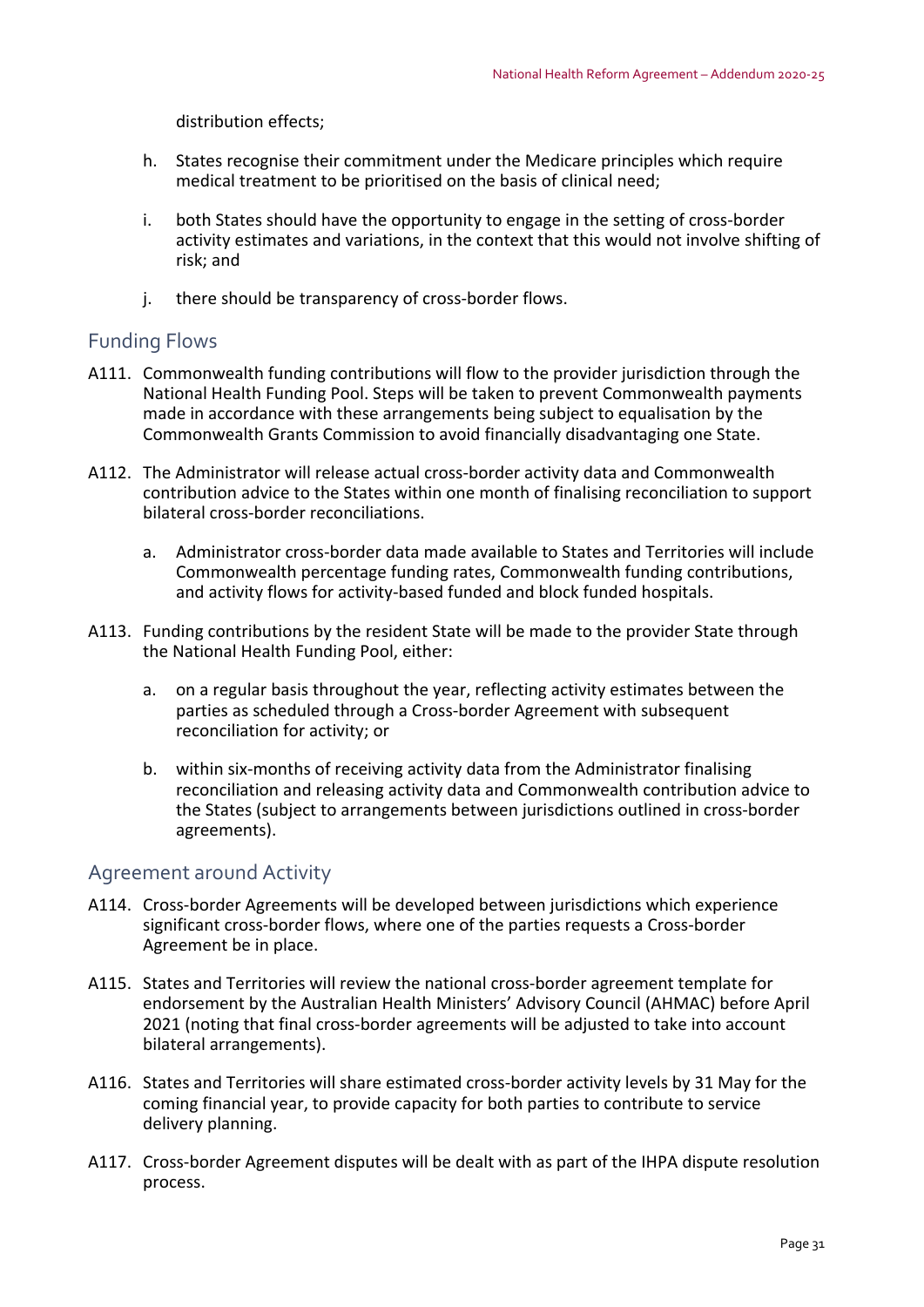distribution effects;

h. States recognise their commitment under the Medicare principles which require medical treatment to be prioritised on the basis of clinical need;

i. both States should have the opportunity to engage in the setting of cross-border activity estimates and variations, in the context that this would not involve shifting of risk; and

j. there should be transparency of cross-border flows.

## Funding Flows

A111. Commonwealth funding contributions will flow to the provider jurisdiction through the National Health Funding Pool. Steps will be taken to prevent Commonwealth payments made in accordance with these arrangements being subject to equalisation by the Commonwealth Grants Commission to avoid financially disadvantaging one State.

A112. The Administrator will release actual cross-border activity data and Commonwealth contribution advice to the States within one month of finalising reconciliation to support bilateral cross-border reconciliations.

a. Administrator cross-border data made available to States and Territories will include Commonwealth percentage funding rates, Commonwealth funding contributions, and activity flows for activity-based funded and block funded hospitals.

A113. Funding contributions by the resident State will be made to the provider State through the National Health Funding Pool, either:

a. on a regular basis throughout the year, reflecting activity estimates between the parties as scheduled through a Cross-border Agreement with subsequent reconciliation for activity; or

b. within six-months of receiving activity data from the Administrator finalising reconciliation and releasing activity data and Commonwealth contribution advice to the States (subject to arrangements between jurisdictions outlined in cross-border agreements).

## Agreement around Activity

A114. Cross-border Agreements will be developed between jurisdictions which experience significant cross-border flows, where one of the parties requests a Cross-border Agreement be in place.

A115. States and Territories will review the national cross-border agreement template for endorsement by the Australian Health Ministers' Advisory Council (AHMAC) before April 2021 (noting that final cross-border agreements will be adjusted to take into account bilateral arrangements).

A116. States and Territories will share estimated cross-border activity levels by 31 May for the coming financial year, to provide capacity for both parties to contribute to service delivery planning.

A117. Cross-border Agreement disputes will be dealt with as part of the IHPA dispute resolution process.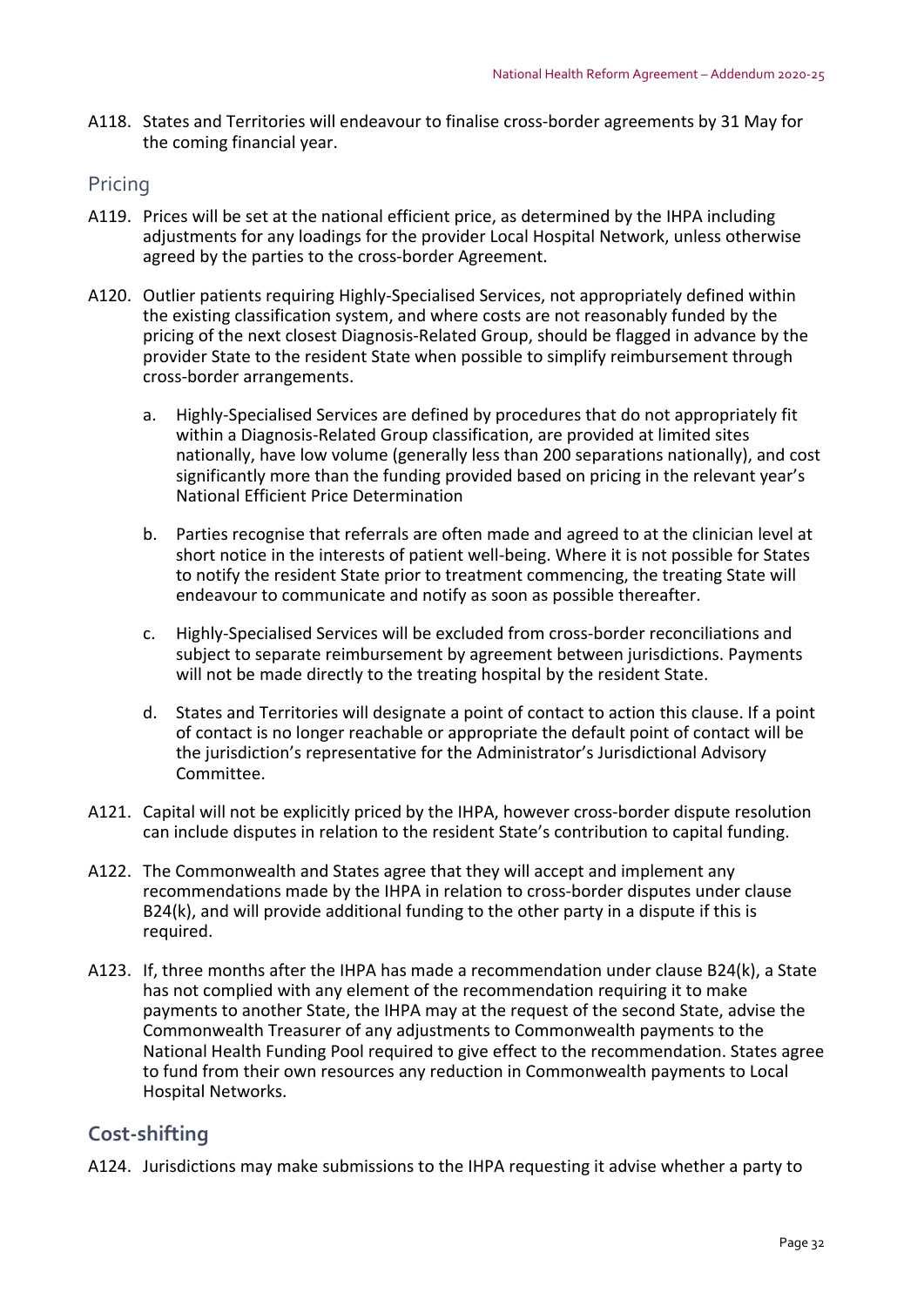A118. States and Territories will endeavour to finalise cross-border agreements by 31 May for the coming financial year.

## Pricing

A119. Prices will be set at the national efficient price, as determined by the IHPA including adjustments for any loadings for the provider Local Hospital Network, unless otherwise agreed by the parties to the cross-border Agreement.

A120. Outlier patients requiring Highly-Specialised Services, not appropriately defined within the existing classification system, and where costs are not reasonably funded by the pricing of the next closest Diagnosis-Related Group, should be flagged in advance by the provider State to the resident State when possible to simplify reimbursement through cross-border arrangements.

a. Highly-Specialised Services are defined by procedures that do not appropriately fit within a Diagnosis-Related Group classification, are provided at limited sites nationally, have low volume (generally less than 200 separations nationally), and cost significantly more than the funding provided based on pricing in the relevant year's National Efficient Price Determination

b. Parties recognise that referrals are often made and agreed to at the clinician level at short notice in the interests of patient well-being. Where it is not possible for States to notify the resident State prior to treatment commencing, the treating State will endeavour to communicate and notify as soon as possible thereafter.

c. Highly-Specialised Services will be excluded from cross-border reconciliations and subject to separate reimbursement by agreement between jurisdictions. Payments will not be made directly to the treating hospital by the resident State.

d. States and Territories will designate a point of contact to action this clause. If a point of contact is no longer reachable or appropriate the default point of contact will be the jurisdiction's representative for the Administrator's Jurisdictional Advisory Committee.

A121. Capital will not be explicitly priced by the IHPA, however cross-border dispute resolution can include disputes in relation to the resident State's contribution to capital funding.

A122. The Commonwealth and States agree that they will accept and implement any recommendations made by the IHPA in relation to cross-border disputes under clause B24(k), and will provide additional funding to the other party in a dispute if this is required.

A123. If, three months after the IHPA has made a recommendation under clause B24(k), a State has not complied with any element of the recommendation requiring it to make payments to another State, the IHPA may at the request of the second State, advise the Commonwealth Treasurer of any adjustments to Commonwealth payments to the National Health Funding Pool required to give effect to the recommendation. States agree to fund from their own resources any reduction in Commonwealth payments to Local Hospital Networks.

## Cost-shifting

A124. Jurisdictions may make submissions to the IHPA requesting it advise whether a party to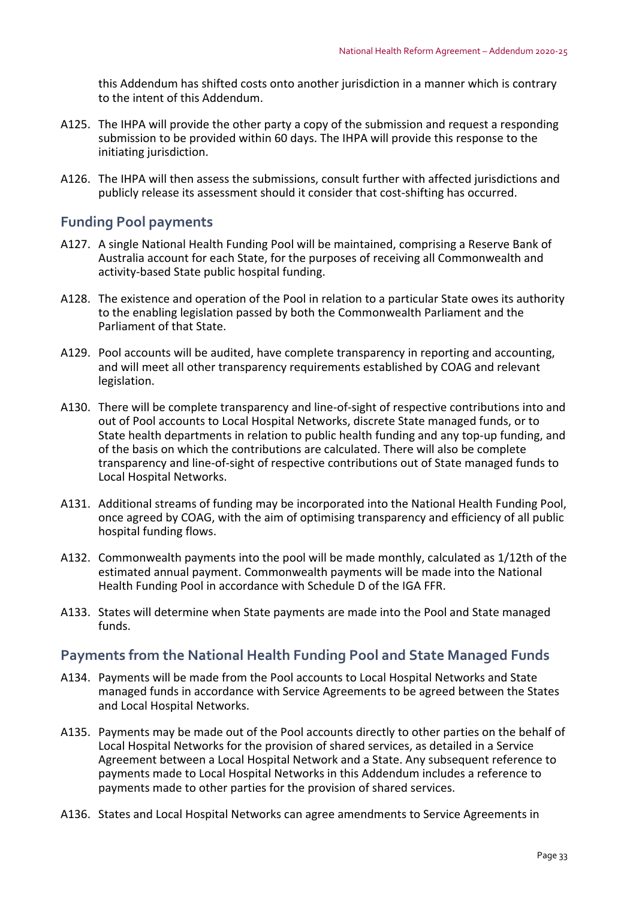this Addendum has shifted costs onto another jurisdiction in a manner which is contrary to the intent of this Addendum.

A125. The IHPA will provide the other party a copy of the submission and request a responding submission to be provided within 60 days. The IHPA will provide this response to the initiating jurisdiction.

A126. The IHPA will then assess the submissions, consult further with affected jurisdictions and publicly release its assessment should it consider that cost-shifting has occurred.

## Funding Pool payments

A127. A single National Health Funding Pool will be maintained, comprising a Reserve Bank of Australia account for each State, for the purposes of receiving all Commonwealth and activity-based State public hospital funding.

A128. The existence and operation of the Pool in relation to a particular State owes its authority to the enabling legislation passed by both the Commonwealth Parliament and the Parliament of that State.

A129. Pool accounts will be audited, have complete transparency in reporting and accounting, and will meet all other transparency requirements established by COAG and relevant legislation.

A130. There will be complete transparency and line-of-sight of respective contributions into and out of Pool accounts to Local Hospital Networks, discrete State managed funds, or to State health departments in relation to public health funding and any top-up funding, and of the basis on which the contributions are calculated. There will also be complete transparency and line-of-sight of respective contributions out of State managed funds to Local Hospital Networks.

A131. Additional streams of funding may be incorporated into the National Health Funding Pool, once agreed by COAG, with the aim of optimising transparency and efficiency of all public hospital funding flows.

A132. Commonwealth payments into the pool will be made monthly, calculated as 1/12th of the estimated annual payment. Commonwealth payments will be made into the National Health Funding Pool in accordance with Schedule D of the IGA FFR.

A133. States will determine when State payments are made into the Pool and State managed funds.

## Payments from the National Health Funding Pool and State Managed Funds

A134. Payments will be made from the Pool accounts to Local Hospital Networks and State managed funds in accordance with Service Agreements to be agreed between the States and Local Hospital Networks.

A135. Payments may be made out of the Pool accounts directly to other parties on the behalf of Local Hospital Networks for the provision of shared services, as detailed in a Service Agreement between a Local Hospital Network and a State. Any subsequent reference to payments made to Local Hospital Networks in this Addendum includes a reference to payments made to other parties for the provision of shared services.

A136. States and Local Hospital Networks can agree amendments to Service Agreements in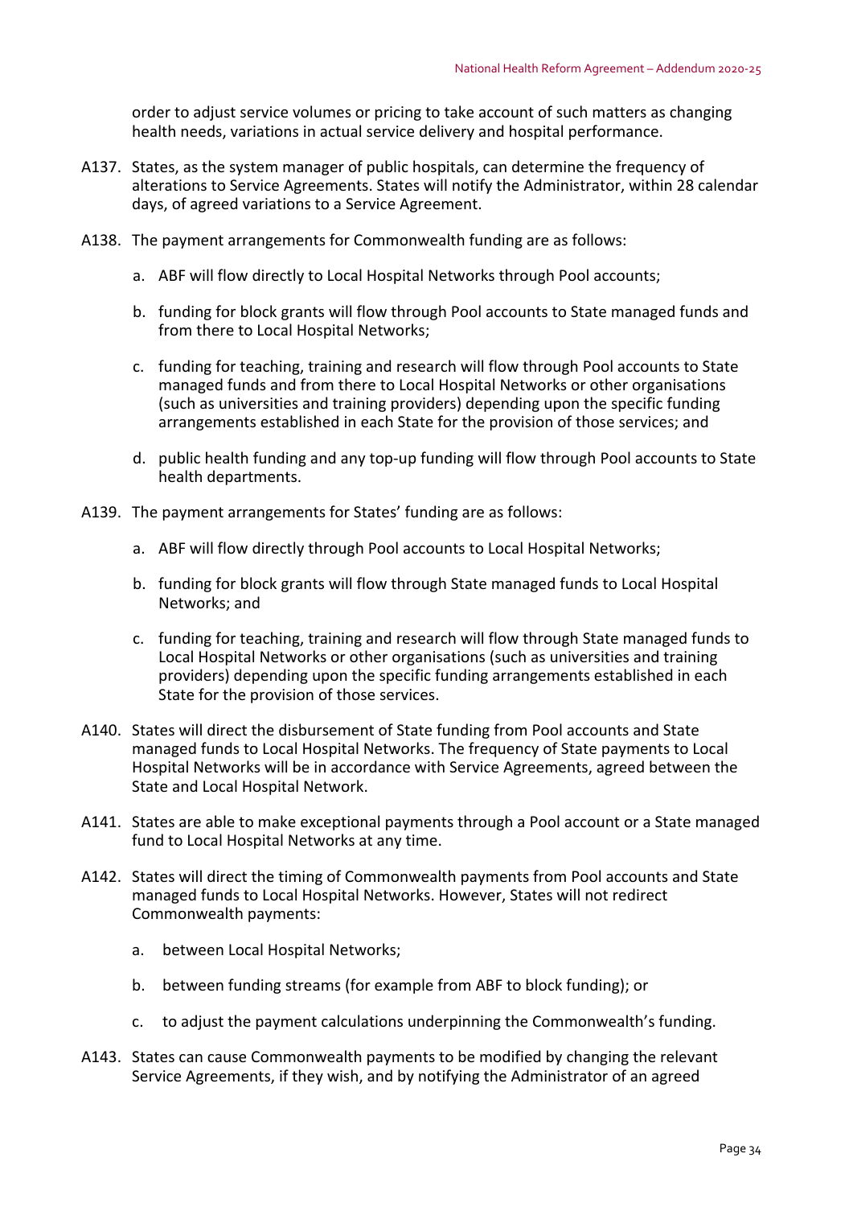order to adjust service volumes or pricing to take account of such matters as changing health needs, variations in actual service delivery and hospital performance.

A137. States, as the system manager of public hospitals, can determine the frequency of alterations to Service Agreements. States will notify the Administrator, within 28 calendar days, of agreed variations to a Service Agreement.

A138. The payment arrangements for Commonwealth funding are as follows:

a. ABF will flow directly to Local Hospital Networks through Pool accounts;

b. funding for block grants will flow through Pool accounts to State managed funds and from there to Local Hospital Networks;

c. funding for teaching, training and research will flow through Pool accounts to State managed funds and from there to Local Hospital Networks or other organisations (such as universities and training providers) depending upon the specific funding arrangements established in each State for the provision of those services; and

d. public health funding and any top-up funding will flow through Pool accounts to State health departments.

A139. The payment arrangements for States' funding are as follows:

a. ABF will flow directly through Pool accounts to Local Hospital Networks;

b. funding for block grants will flow through State managed funds to Local Hospital Networks; and

c. funding for teaching, training and research will flow through State managed funds to Local Hospital Networks or other organisations (such as universities and training providers) depending upon the specific funding arrangements established in each State for the provision of those services.

A140. States will direct the disbursement of State funding from Pool accounts and State managed funds to Local Hospital Networks. The frequency of State payments to Local Hospital Networks will be in accordance with Service Agreements, agreed between the State and Local Hospital Network.

A141. States are able to make exceptional payments through a Pool account or a State managed fund to Local Hospital Networks at any time.

A142. States will direct the timing of Commonwealth payments from Pool accounts and State managed funds to Local Hospital Networks. However, States will not redirect Commonwealth payments:

a. between Local Hospital Networks;

b. between funding streams (for example from ABF to block funding); or

c. to adjust the payment calculations underpinning the Commonwealth's funding.

A143. States can cause Commonwealth payments to be modified by changing the relevant Service Agreements, if they wish, and by notifying the Administrator of an agreed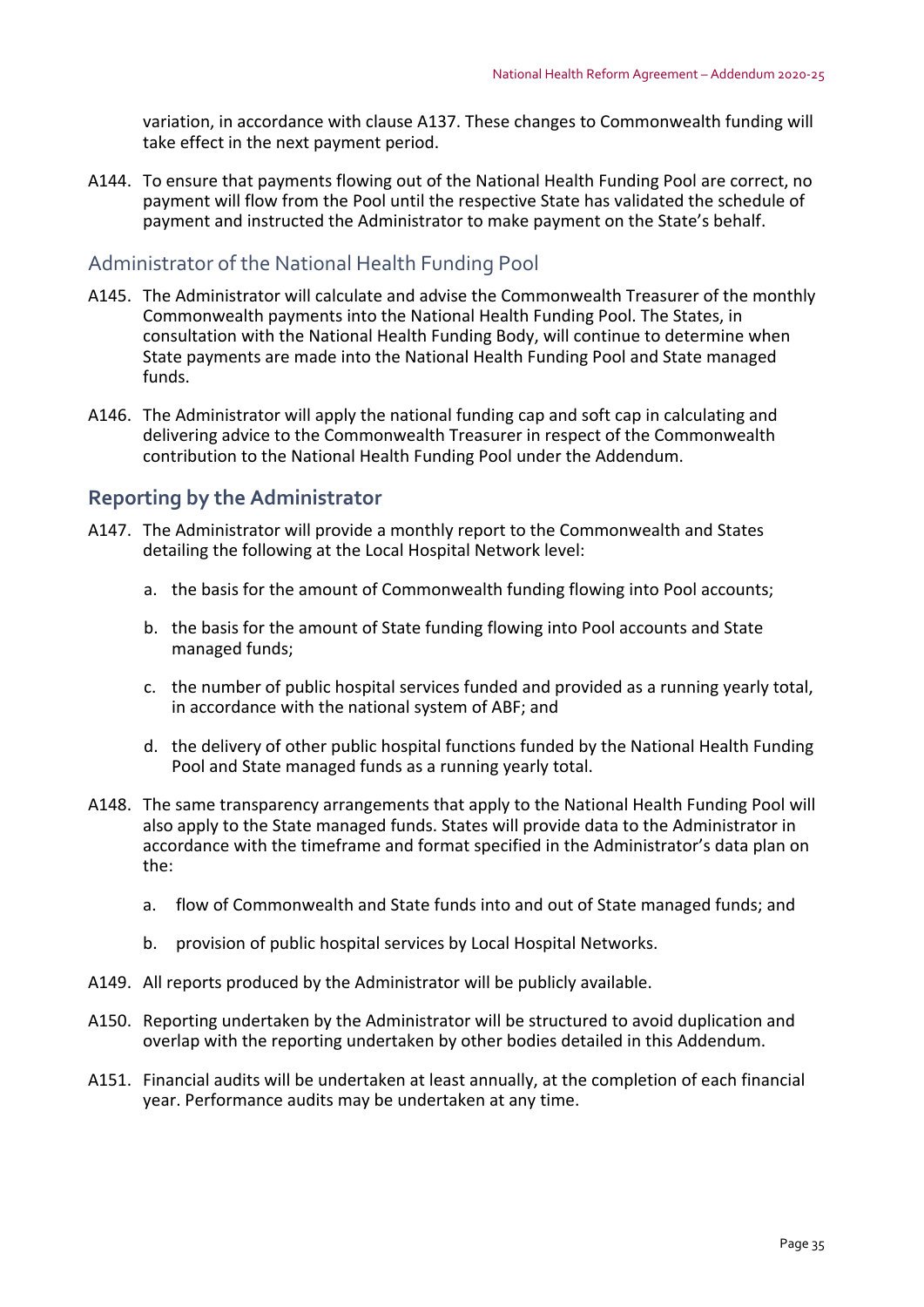variation, in accordance with clause A137. These changes to Commonwealth funding will take effect in the next payment period.

A144. To ensure that payments flowing out of the National Health Funding Pool are correct, no payment will flow from the Pool until the respective State has validated the schedule of payment and instructed the Administrator to make payment on the State's behalf.

### Administrator of the National Health Funding Pool

A145. The Administrator will calculate and advise the Commonwealth Treasurer of the monthly Commonwealth payments into the National Health Funding Pool. The States, in consultation with the National Health Funding Body, will continue to determine when State payments are made into the National Health Funding Pool and State managed funds.

A146. The Administrator will apply the national funding cap and soft cap in calculating and delivering advice to the Commonwealth Treasurer in respect of the Commonwealth contribution to the National Health Funding Pool under the Addendum.

## Reporting by the Administrator

A147. The Administrator will provide a monthly report to the Commonwealth and States detailing the following at the Local Hospital Network level:

a. the basis for the amount of Commonwealth funding flowing into Pool accounts;

b. the basis for the amount of State funding flowing into Pool accounts and State managed funds;

c. the number of public hospital services funded and provided as a running yearly total, in accordance with the national system of ABF; and

d. the delivery of other public hospital functions funded by the National Health Funding Pool and State managed funds as a running yearly total.

A148. The same transparency arrangements that apply to the National Health Funding Pool will also apply to the State managed funds. States will provide data to the Administrator in accordance with the timeframe and format specified in the Administrator's data plan on the:

a. flow of Commonwealth and State funds into and out of State managed funds; and

b. provision of public hospital services by Local Hospital Networks.

A149. All reports produced by the Administrator will be publicly available.

A150. Reporting undertaken by the Administrator will be structured to avoid duplication and overlap with the reporting undertaken by other bodies detailed in this Addendum.

A151. Financial audits will be undertaken at least annually, at the completion of each financial year. Performance audits may be undertaken at any time.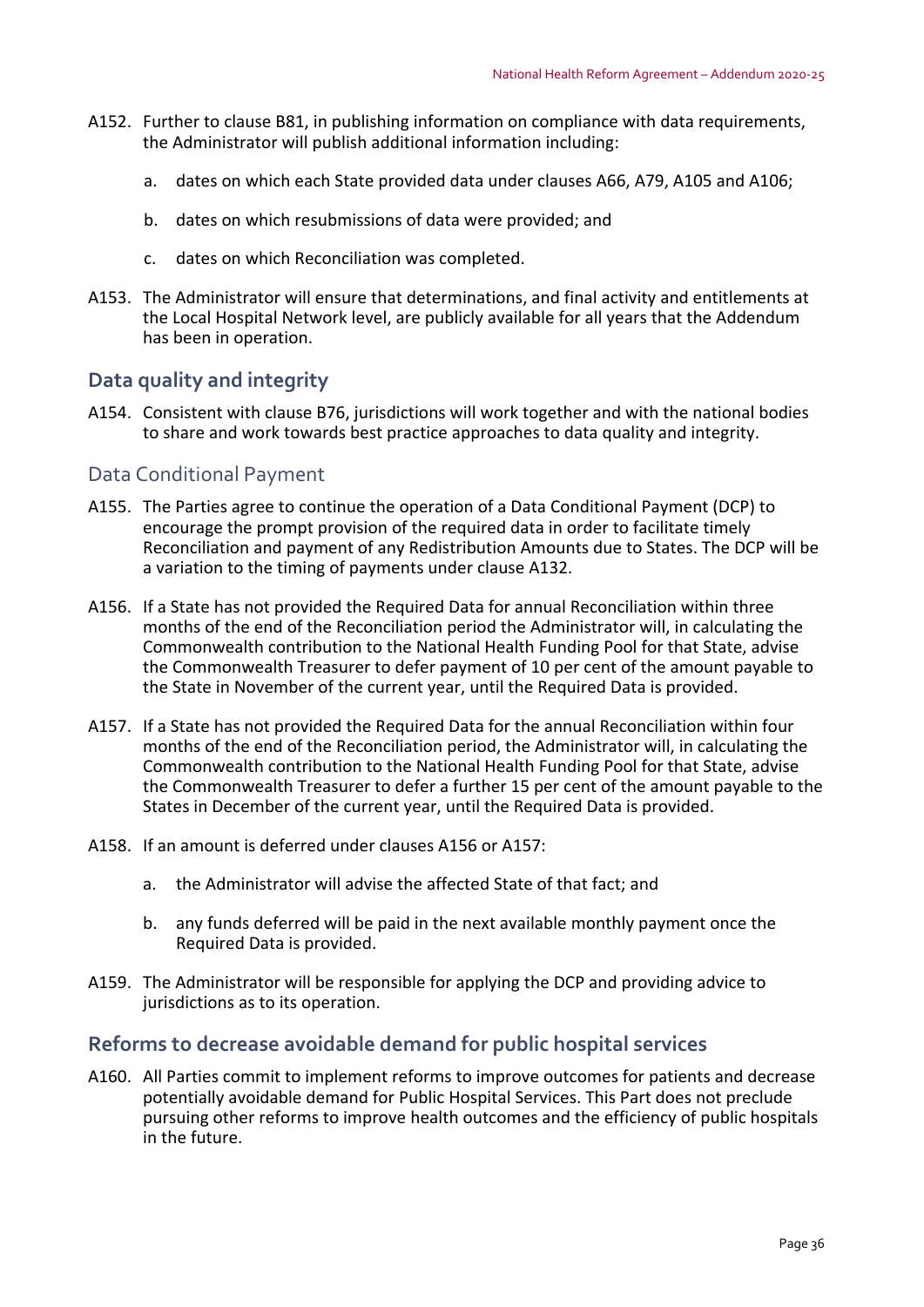A152. Further to clause B81, in publishing information on compliance with data requirements, the Administrator will publish additional information including:

a. dates on which each State provided data under clauses A66, A79, A105 and A106;

b. dates on which resubmissions of data were provided; and

c. dates on which Reconciliation was completed.

A153. The Administrator will ensure that determinations, and final activity and entitlements at the Local Hospital Network level, are publicly available for all years that the Addendum has been in operation.

## Data quality and integrity

A154. Consistent with clause B76, jurisdictions will work together and with the national bodies to share and work towards best practice approaches to data quality and integrity.

### Data Conditional Payment

A155. The Parties agree to continue the operation of a Data Conditional Payment (DCP) to encourage the prompt provision of the required data in order to facilitate timely Reconciliation and payment of any Redistribution Amounts due to States. The DCP will be a variation to the timing of payments under clause A132.

A156. If a State has not provided the Required Data for annual Reconciliation within three months of the end of the Reconciliation period the Administrator will, in calculating the Commonwealth contribution to the National Health Funding Pool for that State, advise the Commonwealth Treasurer to defer payment of 10 per cent of the amount payable to the State in November of the current year, until the Required Data is provided.

A157. If a State has not provided the Required Data for the annual Reconciliation within four months of the end of the Reconciliation period, the Administrator will, in calculating the Commonwealth contribution to the National Health Funding Pool for that State, advise the Commonwealth Treasurer to defer a further 15 per cent of the amount payable to the States in December of the current year, until the Required Data is provided.

A158. If an amount is deferred under clauses A156 or A157:

a. the Administrator will advise the affected State of that fact; and

b. any funds deferred will be paid in the next available monthly payment once the Required Data is provided.

A159. The Administrator will be responsible for applying the DCP and providing advice to jurisdictions as to its operation.

## Reforms to decrease avoidable demand for public hospital services

A160. All Parties commit to implement reforms to improve outcomes for patients and decrease potentially avoidable demand for Public Hospital Services. This Part does not preclude pursuing other reforms to improve health outcomes and the efficiency of public hospitals in the future.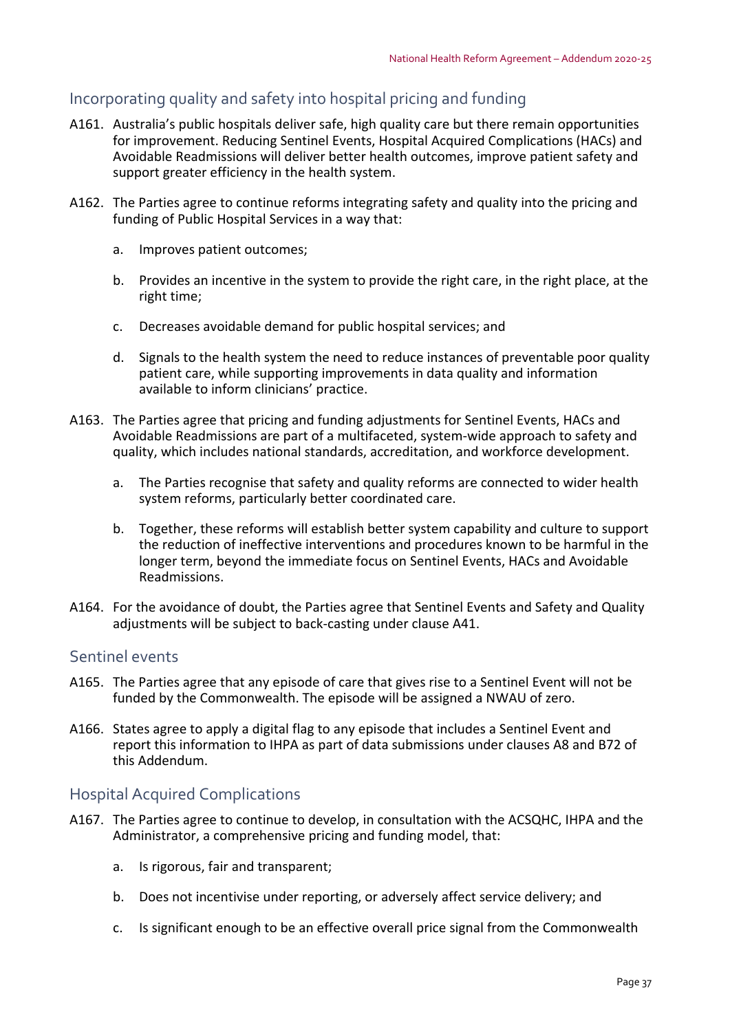## Incorporating quality and safety into hospital pricing and funding

A161. Australia's public hospitals deliver safe, high quality care but there remain opportunities for improvement. Reducing Sentinel Events, Hospital Acquired Complications (HACs) and Avoidable Readmissions will deliver better health outcomes, improve patient safety and support greater efficiency in the health system.

A162. The Parties agree to continue reforms integrating safety and quality into the pricing and funding of Public Hospital Services in a way that:

a. Improves patient outcomes;

b. Provides an incentive in the system to provide the right care, in the right place, at the right time;

c. Decreases avoidable demand for public hospital services; and

d. Signals to the health system the need to reduce instances of preventable poor quality patient care, while supporting improvements in data quality and information available to inform clinicians' practice.

A163. The Parties agree that pricing and funding adjustments for Sentinel Events, HACs and Avoidable Readmissions are part of a multifaceted, system-wide approach to safety and quality, which includes national standards, accreditation, and workforce development.

a. The Parties recognise that safety and quality reforms are connected to wider health system reforms, particularly better coordinated care.

b. Together, these reforms will establish better system capability and culture to support the reduction of ineffective interventions and procedures known to be harmful in the longer term, beyond the immediate focus on Sentinel Events, HACs and Avoidable Readmissions.

A164. For the avoidance of doubt, the Parties agree that Sentinel Events and Safety and Quality adjustments will be subject to back-casting under clause A41.

## Sentinel events

A165. The Parties agree that any episode of care that gives rise to a Sentinel Event will not be funded by the Commonwealth. The episode will be assigned a NWAU of zero.

A166. States agree to apply a digital flag to any episode that includes a Sentinel Event and report this information to IHPA as part of data submissions under clauses A8 and B72 of this Addendum.

## Hospital Acquired Complications

A167. The Parties agree to continue to develop, in consultation with the ACSQHC, IHPA and the Administrator, a comprehensive pricing and funding model, that:

a. Is rigorous, fair and transparent;

b. Does not incentivise under reporting, or adversely affect service delivery; and

c. Is significant enough to be an effective overall price signal from the Commonwealth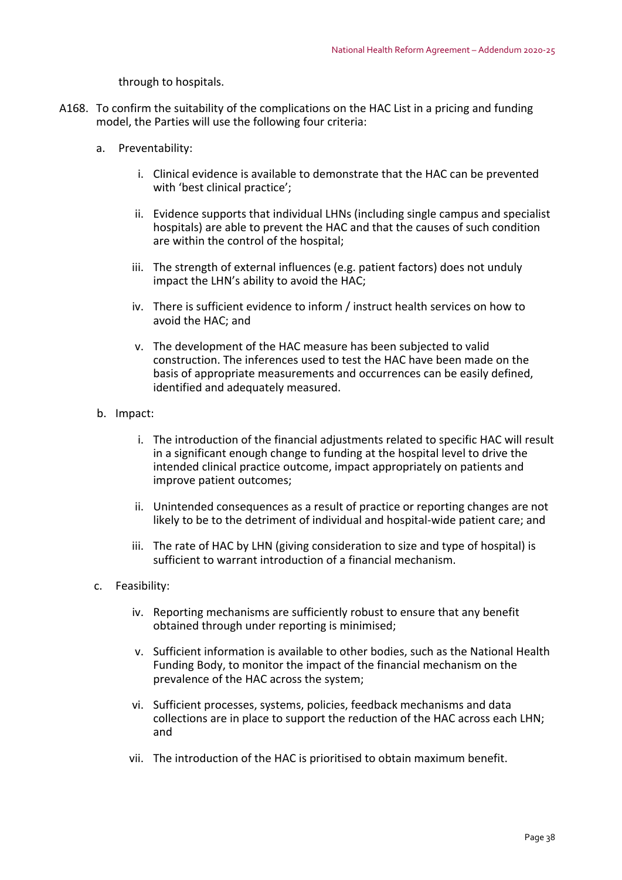through to hospitals.

A168. To confirm the suitability of the complications on the HAC List in a pricing and funding model, the Parties will use the following four criteria:

a. Preventability:

   i. Clinical evidence is available to demonstrate that the HAC can be prevented with 'best clinical practice';

   ii. Evidence supports that individual LHNs (including single campus and specialist hospitals) are able to prevent the HAC and that the causes of such condition are within the control of the hospital;

   iii. The strength of external influences (e.g. patient factors) does not unduly impact the LHN's ability to avoid the HAC;

   iv. There is sufficient evidence to inform / instruct health services on how to avoid the HAC; and

   v. The development of the HAC measure has been subjected to valid construction. The inferences used to test the HAC have been made on the basis of appropriate measurements and occurrences can be easily defined, identified and adequately measured.

b. Impact:

   i. The introduction of the financial adjustments related to specific HAC will result in a significant enough change to funding at the hospital level to drive the intended clinical practice outcome, impact appropriately on patients and improve patient outcomes;

   ii. Unintended consequences as a result of practice or reporting changes are not likely to be to the detriment of individual and hospital-wide patient care; and

   iii. The rate of HAC by LHN (giving consideration to size and type of hospital) is sufficient to warrant introduction of a financial mechanism.

c. Feasibility:

   iv. Reporting mechanisms are sufficiently robust to ensure that any benefit obtained through under reporting is minimised;

   v. Sufficient information is available to other bodies, such as the National Health Funding Body, to monitor the impact of the financial mechanism on the prevalence of the HAC across the system;

   vi. Sufficient processes, systems, policies, feedback mechanisms and data collections are in place to support the reduction of the HAC across each LHN; and

   vii. The introduction of the HAC is prioritised to obtain maximum benefit.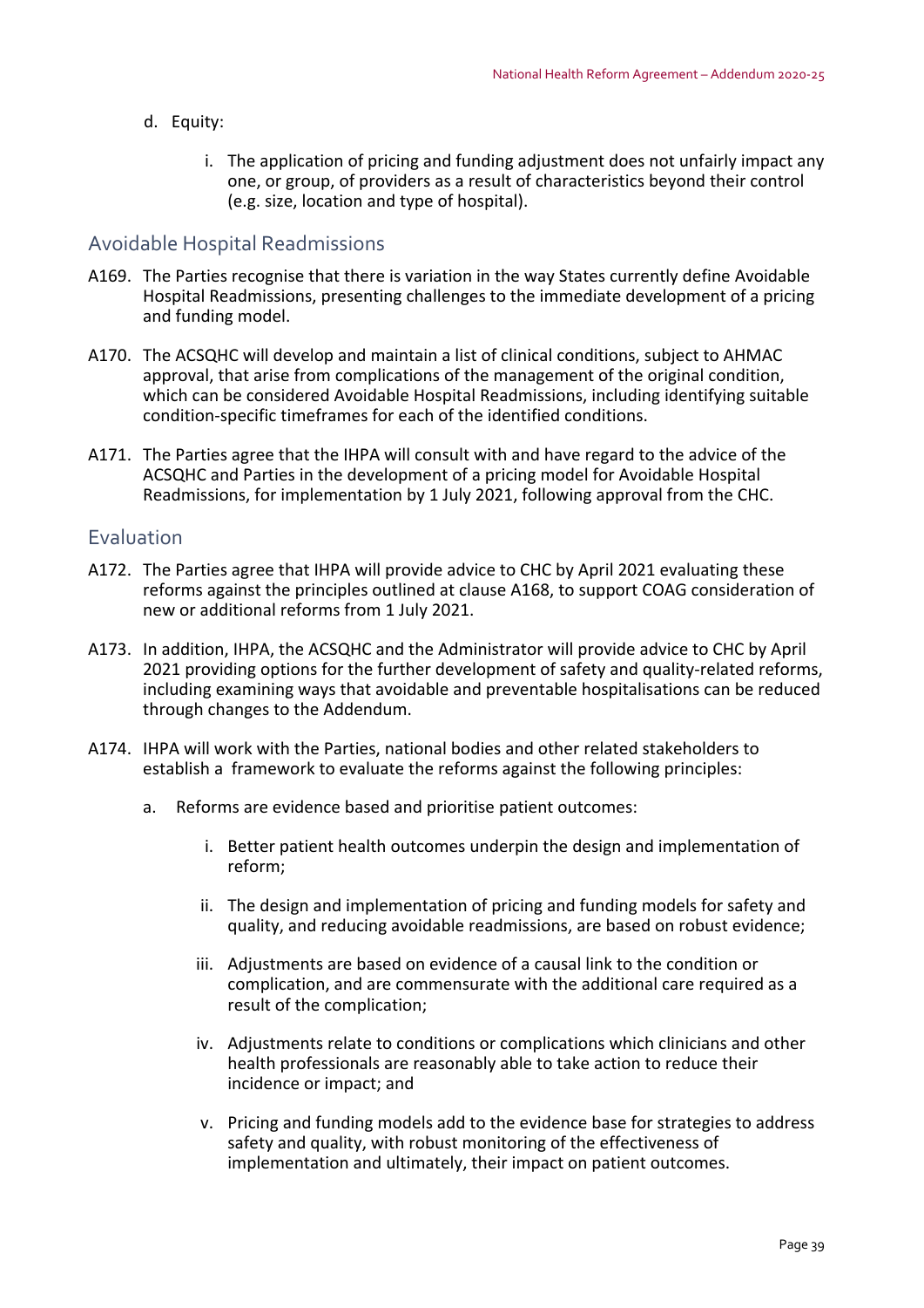d. Equity:

   i. The application of pricing and funding adjustment does not unfairly impact any one, or group, of providers as a result of characteristics beyond their control (e.g. size, location and type of hospital).

## Avoidable Hospital Readmissions

A169. The Parties recognise that there is variation in the way States currently define Avoidable Hospital Readmissions, presenting challenges to the immediate development of a pricing and funding model.

A170. The ACSQHC will develop and maintain a list of clinical conditions, subject to AHMAC approval, that arise from complications of the management of the original condition, which can be considered Avoidable Hospital Readmissions, including identifying suitable condition-specific timeframes for each of the identified conditions.

A171. The Parties agree that the IHPA will consult with and have regard to the advice of the ACSQHC and Parties in the development of a pricing model for Avoidable Hospital Readmissions, for implementation by 1 July 2021, following approval from the CHC.

## Evaluation

A172. The Parties agree that IHPA will provide advice to CHC by April 2021 evaluating these reforms against the principles outlined at clause A168, to support COAG consideration of new or additional reforms from 1 July 2021.

A173. In addition, IHPA, the ACSQHC and the Administrator will provide advice to CHC by April 2021 providing options for the further development of safety and quality-related reforms, including examining ways that avoidable and preventable hospitalisations can be reduced through changes to the Addendum.

A174. IHPA will work with the Parties, national bodies and other related stakeholders to establish a framework to evaluate the reforms against the following principles:

a. Reforms are evidence based and prioritise patient outcomes:

   i. Better patient health outcomes underpin the design and implementation of reform;

   ii. The design and implementation of pricing and funding models for safety and quality, and reducing avoidable readmissions, are based on robust evidence;

   iii. Adjustments are based on evidence of a causal link to the condition or complication, and are commensurate with the additional care required as a result of the complication;

   iv. Adjustments relate to conditions or complications which clinicians and other health professionals are reasonably able to take action to reduce their incidence or impact; and

   v. Pricing and funding models add to the evidence base for strategies to address safety and quality, with robust monitoring of the effectiveness of implementation and ultimately, their impact on patient outcomes.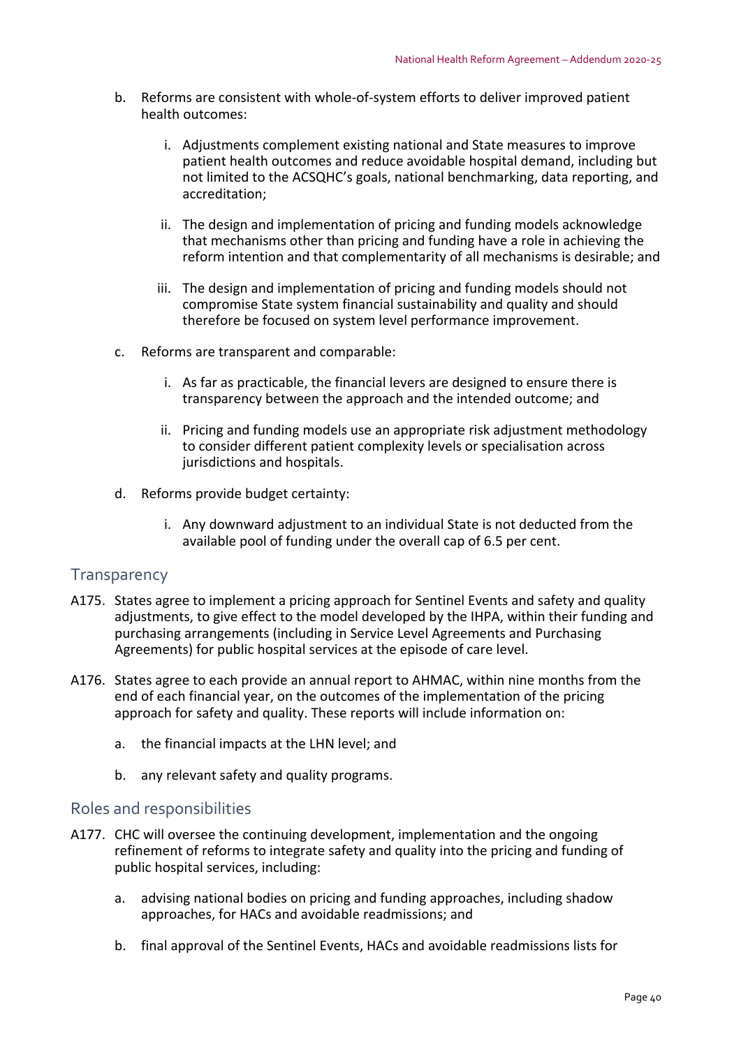b. Reforms are consistent with whole-of-system efforts to deliver improved patient health outcomes:

   i. Adjustments complement existing national and State measures to improve patient health outcomes and reduce avoidable hospital demand, including but not limited to the ACSQHC's goals, national benchmarking, data reporting, and accreditation;

   ii. The design and implementation of pricing and funding models acknowledge that mechanisms other than pricing and funding have a role in achieving the reform intention and that complementarity of all mechanisms is desirable; and

   iii. The design and implementation of pricing and funding models should not compromise State system financial sustainability and quality and should therefore be focused on system level performance improvement.

c. Reforms are transparent and comparable:

   i. As far as practicable, the financial levers are designed to ensure there is transparency between the approach and the intended outcome; and

   ii. Pricing and funding models use an appropriate risk adjustment methodology to consider different patient complexity levels or specialisation across jurisdictions and hospitals.

d. Reforms provide budget certainty:

   i. Any downward adjustment to an individual State is not deducted from the available pool of funding under the overall cap of 6.5 per cent.

## Transparency

A175. States agree to implement a pricing approach for Sentinel Events and safety and quality adjustments, to give effect to the model developed by the IHPA, within their funding and purchasing arrangements (including in Service Level Agreements and Purchasing Agreements) for public hospital services at the episode of care level.

A176. States agree to each provide an annual report to AHMAC, within nine months from the end of each financial year, on the outcomes of the implementation of the pricing approach for safety and quality. These reports will include information on:

a. the financial impacts at the LHN level; and

b. any relevant safety and quality programs.

## Roles and responsibilities

A177. CHC will oversee the continuing development, implementation and the ongoing refinement of reforms to integrate safety and quality into the pricing and funding of public hospital services, including:

a. advising national bodies on pricing and funding approaches, including shadow approaches, for HACs and avoidable readmissions; and

b. final approval of the Sentinel Events, HACs and avoidable readmissions lists for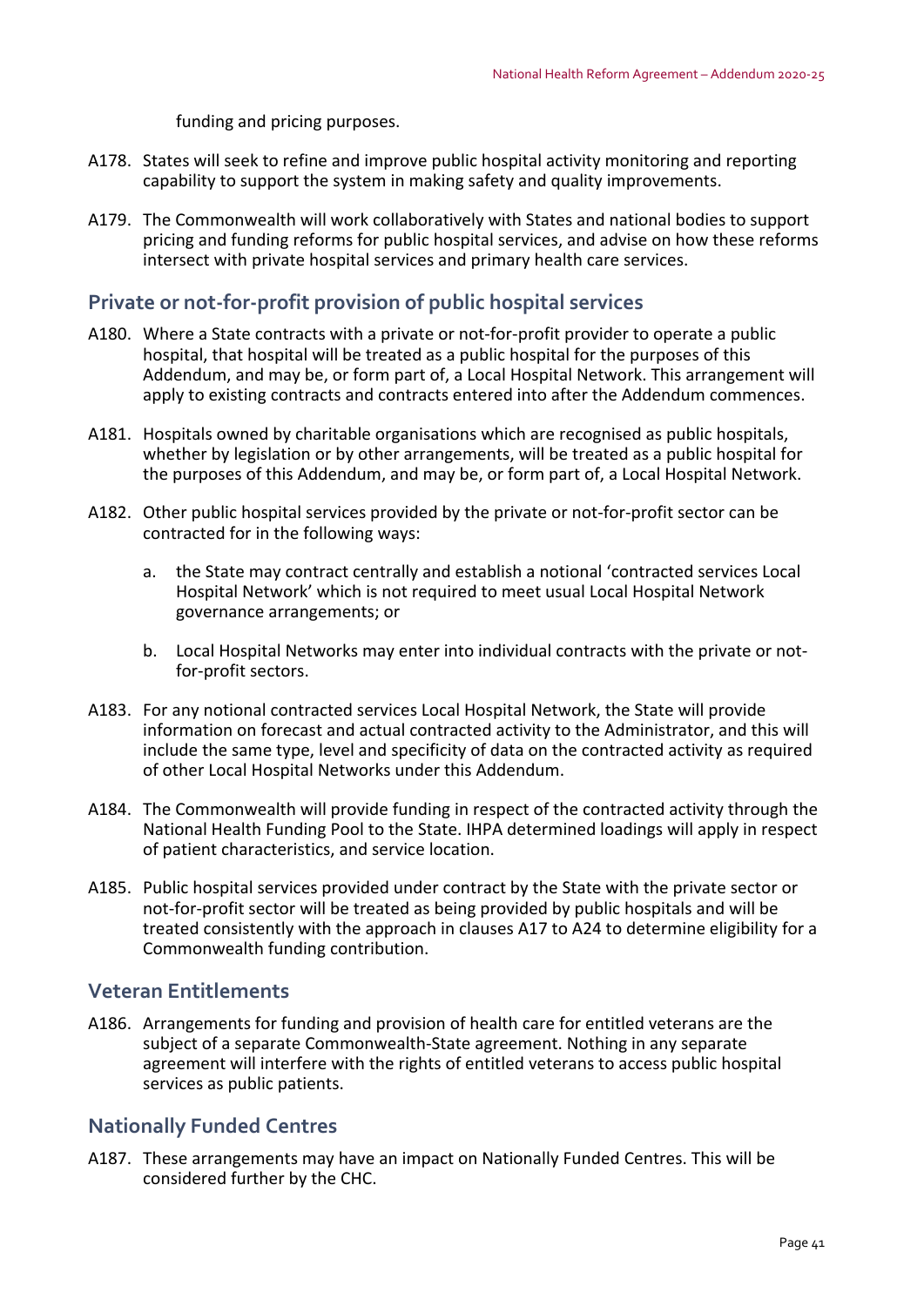funding and pricing purposes.

A178. States will seek to refine and improve public hospital activity monitoring and reporting capability to support the system in making safety and quality improvements.

A179. The Commonwealth will work collaboratively with States and national bodies to support pricing and funding reforms for public hospital services, and advise on how these reforms intersect with private hospital services and primary health care services.

## Private or not-for-profit provision of public hospital services

A180. Where a State contracts with a private or not-for-profit provider to operate a public hospital, that hospital will be treated as a public hospital for the purposes of this Addendum, and may be, or form part of, a Local Hospital Network. This arrangement will apply to existing contracts and contracts entered into after the Addendum commences.

A181. Hospitals owned by charitable organisations which are recognised as public hospitals, whether by legislation or by other arrangements, will be treated as a public hospital for the purposes of this Addendum, and may be, or form part of, a Local Hospital Network.

A182. Other public hospital services provided by the private or not-for-profit sector can be contracted for in the following ways:

   a. the State may contract centrally and establish a notional 'contracted services Local Hospital Network' which is not required to meet usual Local Hospital Network governance arrangements; or

   b. Local Hospital Networks may enter into individual contracts with the private or not-for-profit sectors.

A183. For any notional contracted services Local Hospital Network, the State will provide information on forecast and actual contracted activity to the Administrator, and this will include the same type, level and specificity of data on the contracted activity as required of other Local Hospital Networks under this Addendum.

A184. The Commonwealth will provide funding in respect of the contracted activity through the National Health Funding Pool to the State. IHPA determined loadings will apply in respect of patient characteristics, and service location.

A185. Public hospital services provided under contract by the State with the private sector or not-for-profit sector will be treated as being provided by public hospitals and will be treated consistently with the approach in clauses A17 to A24 to determine eligibility for a Commonwealth funding contribution.

## Veteran Entitlements

A186. Arrangements for funding and provision of health care for entitled veterans are the subject of a separate Commonwealth-State agreement. Nothing in any separate agreement will interfere with the rights of entitled veterans to access public hospital services as public patients.

## Nationally Funded Centres

A187. These arrangements may have an impact on Nationally Funded Centres. This will be considered further by the CHC.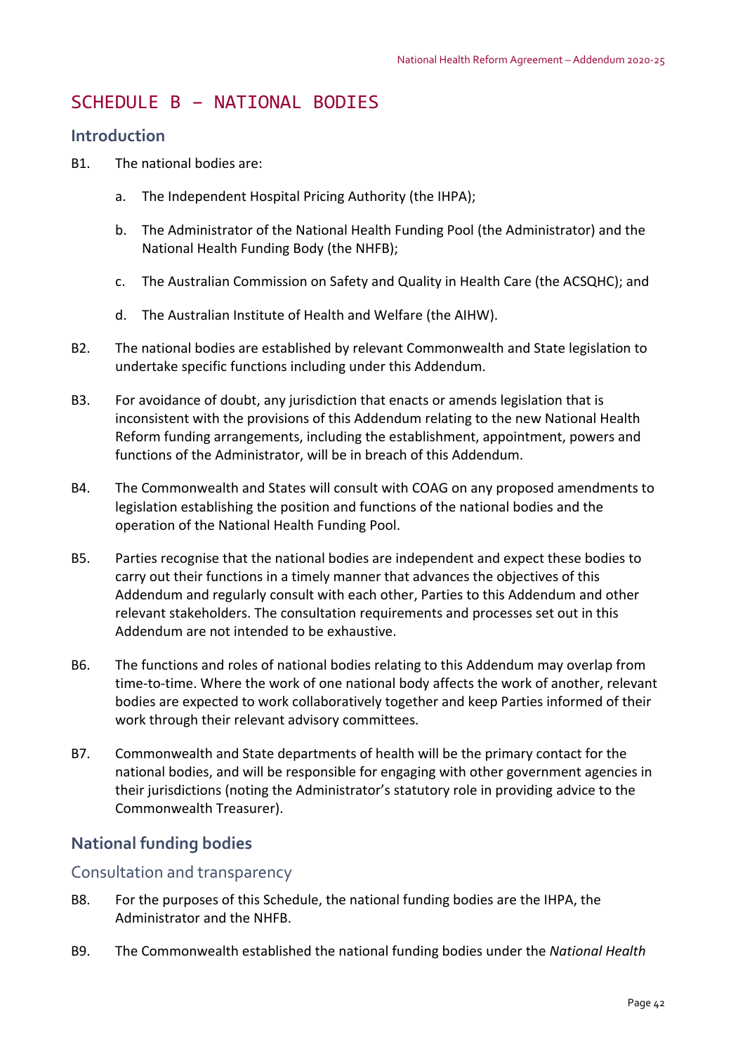# SCHEDULE B – NATIONAL BODIES

## Introduction

B1. The national bodies are:

  a. The Independent Hospital Pricing Authority (the IHPA);

  b. The Administrator of the National Health Funding Pool (the Administrator) and the National Health Funding Body (the NHFB);

  c. The Australian Commission on Safety and Quality in Health Care (the ACSQHC); and

  d. The Australian Institute of Health and Welfare (the AIHW).

B2. The national bodies are established by relevant Commonwealth and State legislation to undertake specific functions including under this Addendum.

B3. For avoidance of doubt, any jurisdiction that enacts or amends legislation that is inconsistent with the provisions of this Addendum relating to the new National Health Reform funding arrangements, including the establishment, appointment, powers and functions of the Administrator, will be in breach of this Addendum.

B4. The Commonwealth and States will consult with COAG on any proposed amendments to legislation establishing the position and functions of the national bodies and the operation of the National Health Funding Pool.

B5. Parties recognise that the national bodies are independent and expect these bodies to carry out their functions in a timely manner that advances the objectives of this Addendum and regularly consult with each other, Parties to this Addendum and other relevant stakeholders. The consultation requirements and processes set out in this Addendum are not intended to be exhaustive.

B6. The functions and roles of national bodies relating to this Addendum may overlap from time-to-time. Where the work of one national body affects the work of another, relevant bodies are expected to work collaboratively together and keep Parties informed of their work through their relevant advisory committees.

B7. Commonwealth and State departments of health will be the primary contact for the national bodies, and will be responsible for engaging with other government agencies in their jurisdictions (noting the Administrator's statutory role in providing advice to the Commonwealth Treasurer).

## National funding bodies

### Consultation and transparency

B8. For the purposes of this Schedule, the national funding bodies are the IHPA, the Administrator and the NHFB.

B9. The Commonwealth established the national funding bodies under the *National Health*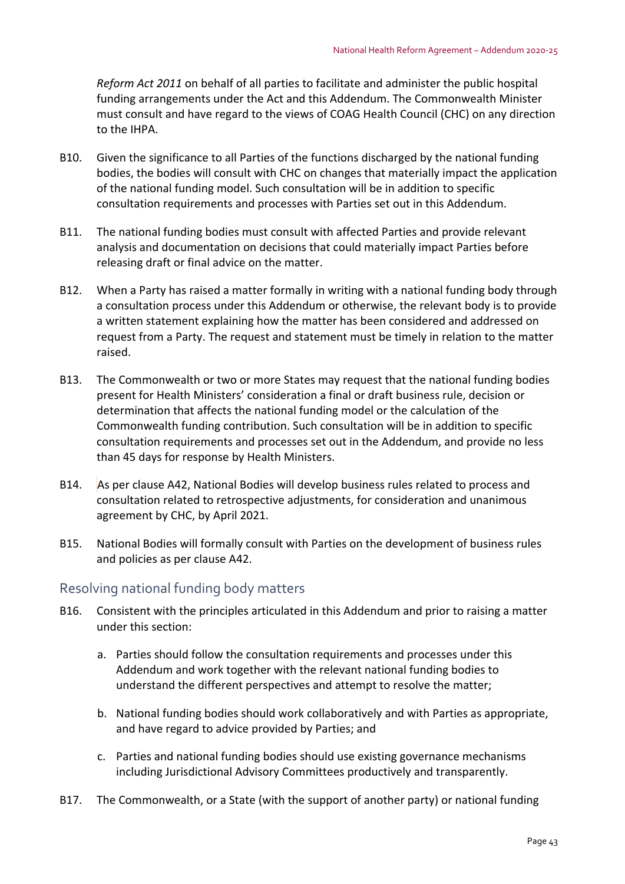*Reform Act 2011* on behalf of all parties to facilitate and administer the public hospital funding arrangements under the Act and this Addendum. The Commonwealth Minister must consult and have regard to the views of COAG Health Council (CHC) on any direction to the IHPA.

B10. Given the significance to all Parties of the functions discharged by the national funding bodies, the bodies will consult with CHC on changes that materially impact the application of the national funding model. Such consultation will be in addition to specific consultation requirements and processes with Parties set out in this Addendum.

B11. The national funding bodies must consult with affected Parties and provide relevant analysis and documentation on decisions that could materially impact Parties before releasing draft or final advice on the matter.

B12. When a Party has raised a matter formally in writing with a national funding body through a consultation process under this Addendum or otherwise, the relevant body is to provide a written statement explaining how the matter has been considered and addressed on request from a Party. The request and statement must be timely in relation to the matter raised.

B13. The Commonwealth or two or more States may request that the national funding bodies present for Health Ministers' consideration a final or draft business rule, decision or determination that affects the national funding model or the calculation of the Commonwealth funding contribution. Such consultation will be in addition to specific consultation requirements and processes set out in the Addendum, and provide no less than 45 days for response by Health Ministers.

B14. As per clause A42, National Bodies will develop business rules related to process and consultation related to retrospective adjustments, for consideration and unanimous agreement by CHC, by April 2021.

B15. National Bodies will formally consult with Parties on the development of business rules and policies as per clause A42.

## Resolving national funding body matters

B16. Consistent with the principles articulated in this Addendum and prior to raising a matter under this section:

a. Parties should follow the consultation requirements and processes under this Addendum and work together with the relevant national funding bodies to understand the different perspectives and attempt to resolve the matter;

b. National funding bodies should work collaboratively and with Parties as appropriate, and have regard to advice provided by Parties; and

c. Parties and national funding bodies should use existing governance mechanisms including Jurisdictional Advisory Committees productively and transparently.

B17. The Commonwealth, or a State (with the support of another party) or national funding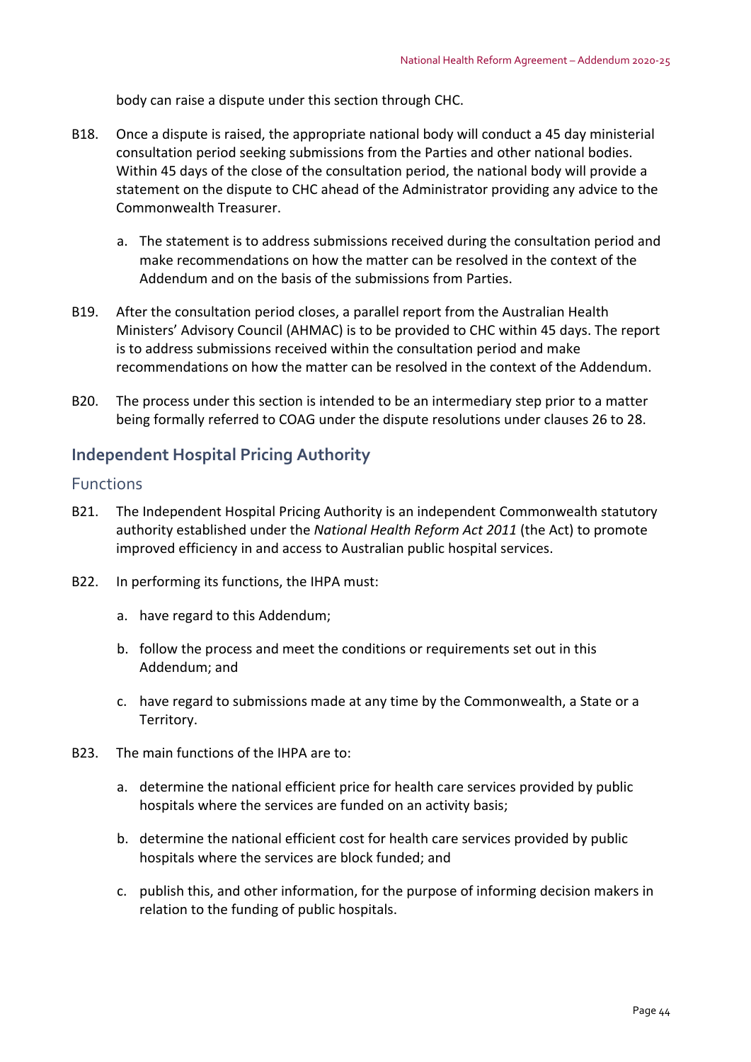body can raise a dispute under this section through CHC.

B18. Once a dispute is raised, the appropriate national body will conduct a 45 day ministerial consultation period seeking submissions from the Parties and other national bodies. Within 45 days of the close of the consultation period, the national body will provide a statement on the dispute to CHC ahead of the Administrator providing any advice to the Commonwealth Treasurer.

a. The statement is to address submissions received during the consultation period and make recommendations on how the matter can be resolved in the context of the Addendum and on the basis of the submissions from Parties.

B19. After the consultation period closes, a parallel report from the Australian Health Ministers' Advisory Council (AHMAC) is to be provided to CHC within 45 days. The report is to address submissions received within the consultation period and make recommendations on how the matter can be resolved in the context of the Addendum.

B20. The process under this section is intended to be an intermediary step prior to a matter being formally referred to COAG under the dispute resolutions under clauses 26 to 28.

## Independent Hospital Pricing Authority

### Functions

B21. The Independent Hospital Pricing Authority is an independent Commonwealth statutory authority established under the *National Health Reform Act 2011* (the Act) to promote improved efficiency in and access to Australian public hospital services.

B22. In performing its functions, the IHPA must:

a. have regard to this Addendum;

b. follow the process and meet the conditions or requirements set out in this Addendum; and

c. have regard to submissions made at any time by the Commonwealth, a State or a Territory.

B23. The main functions of the IHPA are to:

a. determine the national efficient price for health care services provided by public hospitals where the services are funded on an activity basis;

b. determine the national efficient cost for health care services provided by public hospitals where the services are block funded; and

c. publish this, and other information, for the purpose of informing decision makers in relation to the funding of public hospitals.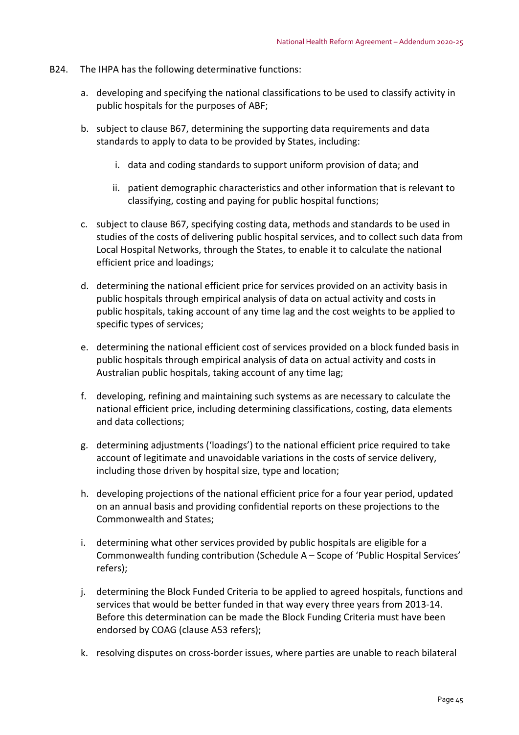B24. The IHPA has the following determinative functions:

a. developing and specifying the national classifications to be used to classify activity in public hospitals for the purposes of ABF;

b. subject to clause B67, determining the supporting data requirements and data standards to apply to data to be provided by States, including:

   i. data and coding standards to support uniform provision of data; and

   ii. patient demographic characteristics and other information that is relevant to classifying, costing and paying for public hospital functions;

c. subject to clause B67, specifying costing data, methods and standards to be used in studies of the costs of delivering public hospital services, and to collect such data from Local Hospital Networks, through the States, to enable it to calculate the national efficient price and loadings;

d. determining the national efficient price for services provided on an activity basis in public hospitals through empirical analysis of data on actual activity and costs in public hospitals, taking account of any time lag and the cost weights to be applied to specific types of services;

e. determining the national efficient cost of services provided on a block funded basis in public hospitals through empirical analysis of data on actual activity and costs in Australian public hospitals, taking account of any time lag;

f. developing, refining and maintaining such systems as are necessary to calculate the national efficient price, including determining classifications, costing, data elements and data collections;

g. determining adjustments ('loadings') to the national efficient price required to take account of legitimate and unavoidable variations in the costs of service delivery, including those driven by hospital size, type and location;

h. developing projections of the national efficient price for a four year period, updated on an annual basis and providing confidential reports on these projections to the Commonwealth and States;

i. determining what other services provided by public hospitals are eligible for a Commonwealth funding contribution (Schedule A – Scope of 'Public Hospital Services' refers);

j. determining the Block Funded Criteria to be applied to agreed hospitals, functions and services that would be better funded in that way every three years from 2013-14. Before this determination can be made the Block Funding Criteria must have been endorsed by COAG (clause A53 refers);

k. resolving disputes on cross-border issues, where parties are unable to reach bilateral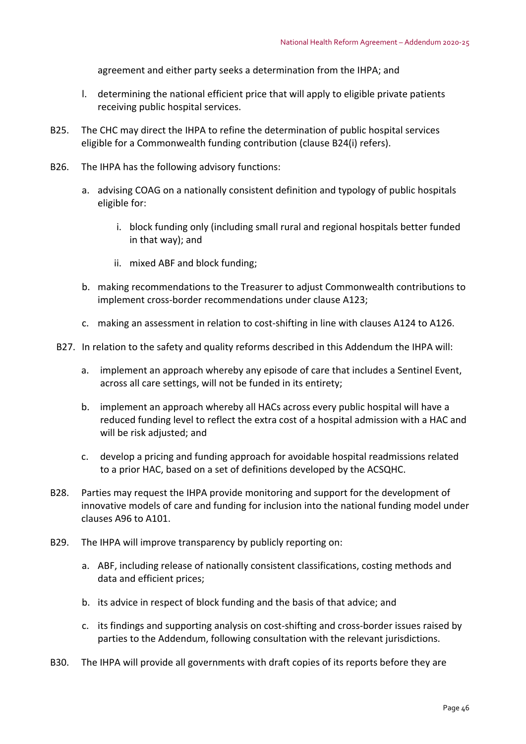agreement and either party seeks a determination from the IHPA; and

l. determining the national efficient price that will apply to eligible private patients receiving public hospital services.

B25. The CHC may direct the IHPA to refine the determination of public hospital services eligible for a Commonwealth funding contribution (clause B24(i) refers).

B26. The IHPA has the following advisory functions:

a. advising COAG on a nationally consistent definition and typology of public hospitals eligible for:

   i. block funding only (including small rural and regional hospitals better funded in that way); and

   ii. mixed ABF and block funding;

b. making recommendations to the Treasurer to adjust Commonwealth contributions to implement cross-border recommendations under clause A123;

c. making an assessment in relation to cost-shifting in line with clauses A124 to A126.

B27. In relation to the safety and quality reforms described in this Addendum the IHPA will:

a. implement an approach whereby any episode of care that includes a Sentinel Event, across all care settings, will not be funded in its entirety;

b. implement an approach whereby all HACs across every public hospital will have a reduced funding level to reflect the extra cost of a hospital admission with a HAC and will be risk adjusted; and

c. develop a pricing and funding approach for avoidable hospital readmissions related to a prior HAC, based on a set of definitions developed by the ACSQHC.

B28. Parties may request the IHPA provide monitoring and support for the development of innovative models of care and funding for inclusion into the national funding model under clauses A96 to A101.

B29. The IHPA will improve transparency by publicly reporting on:

a. ABF, including release of nationally consistent classifications, costing methods and data and efficient prices;

b. its advice in respect of block funding and the basis of that advice; and

c. its findings and supporting analysis on cost-shifting and cross-border issues raised by parties to the Addendum, following consultation with the relevant jurisdictions.

B30. The IHPA will provide all governments with draft copies of its reports before they are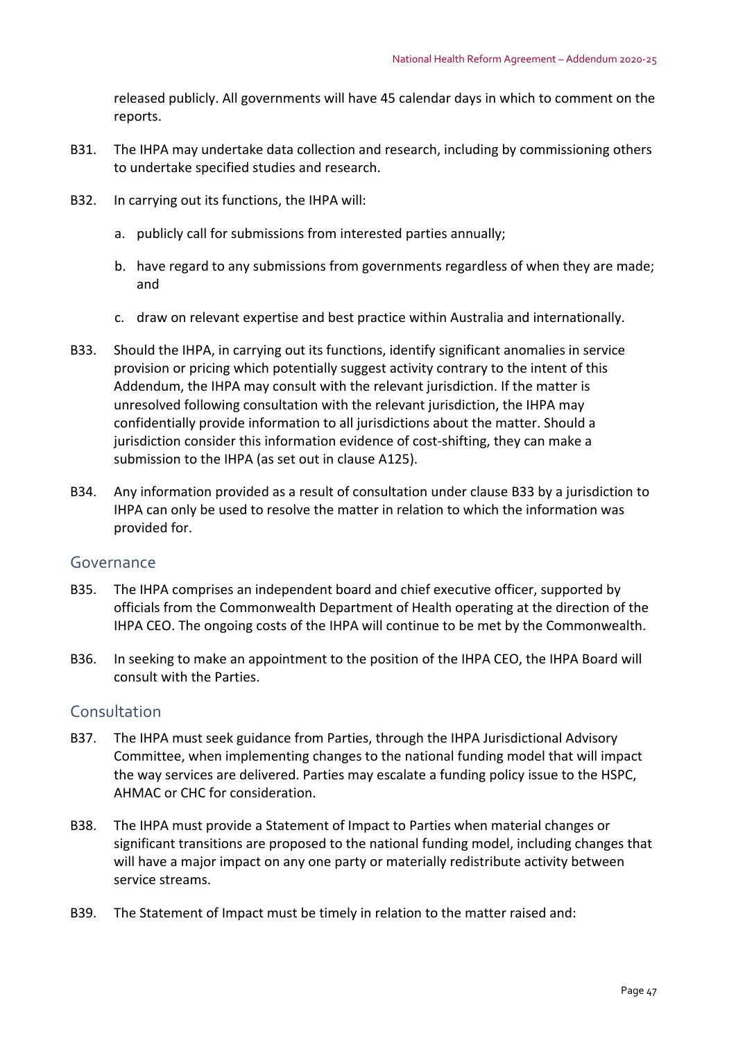released publicly. All governments will have 45 calendar days in which to comment on the reports.

B31. The IHPA may undertake data collection and research, including by commissioning others to undertake specified studies and research.

B32. In carrying out its functions, the IHPA will:

a. publicly call for submissions from interested parties annually;

b. have regard to any submissions from governments regardless of when they are made; and

c. draw on relevant expertise and best practice within Australia and internationally.

B33. Should the IHPA, in carrying out its functions, identify significant anomalies in service provision or pricing which potentially suggest activity contrary to the intent of this Addendum, the IHPA may consult with the relevant jurisdiction. If the matter is unresolved following consultation with the relevant jurisdiction, the IHPA may confidentially provide information to all jurisdictions about the matter. Should a jurisdiction consider this information evidence of cost-shifting, they can make a submission to the IHPA (as set out in clause A125).

B34. Any information provided as a result of consultation under clause B33 by a jurisdiction to IHPA can only be used to resolve the matter in relation to which the information was provided for.

## Governance

B35. The IHPA comprises an independent board and chief executive officer, supported by officials from the Commonwealth Department of Health operating at the direction of the IHPA CEO. The ongoing costs of the IHPA will continue to be met by the Commonwealth.

B36. In seeking to make an appointment to the position of the IHPA CEO, the IHPA Board will consult with the Parties.

## Consultation

B37. The IHPA must seek guidance from Parties, through the IHPA Jurisdictional Advisory Committee, when implementing changes to the national funding model that will impact the way services are delivered. Parties may escalate a funding policy issue to the HSPC, AHMAC or CHC for consideration.

B38. The IHPA must provide a Statement of Impact to Parties when material changes or significant transitions are proposed to the national funding model, including changes that will have a major impact on any one party or materially redistribute activity between service streams.

B39. The Statement of Impact must be timely in relation to the matter raised and: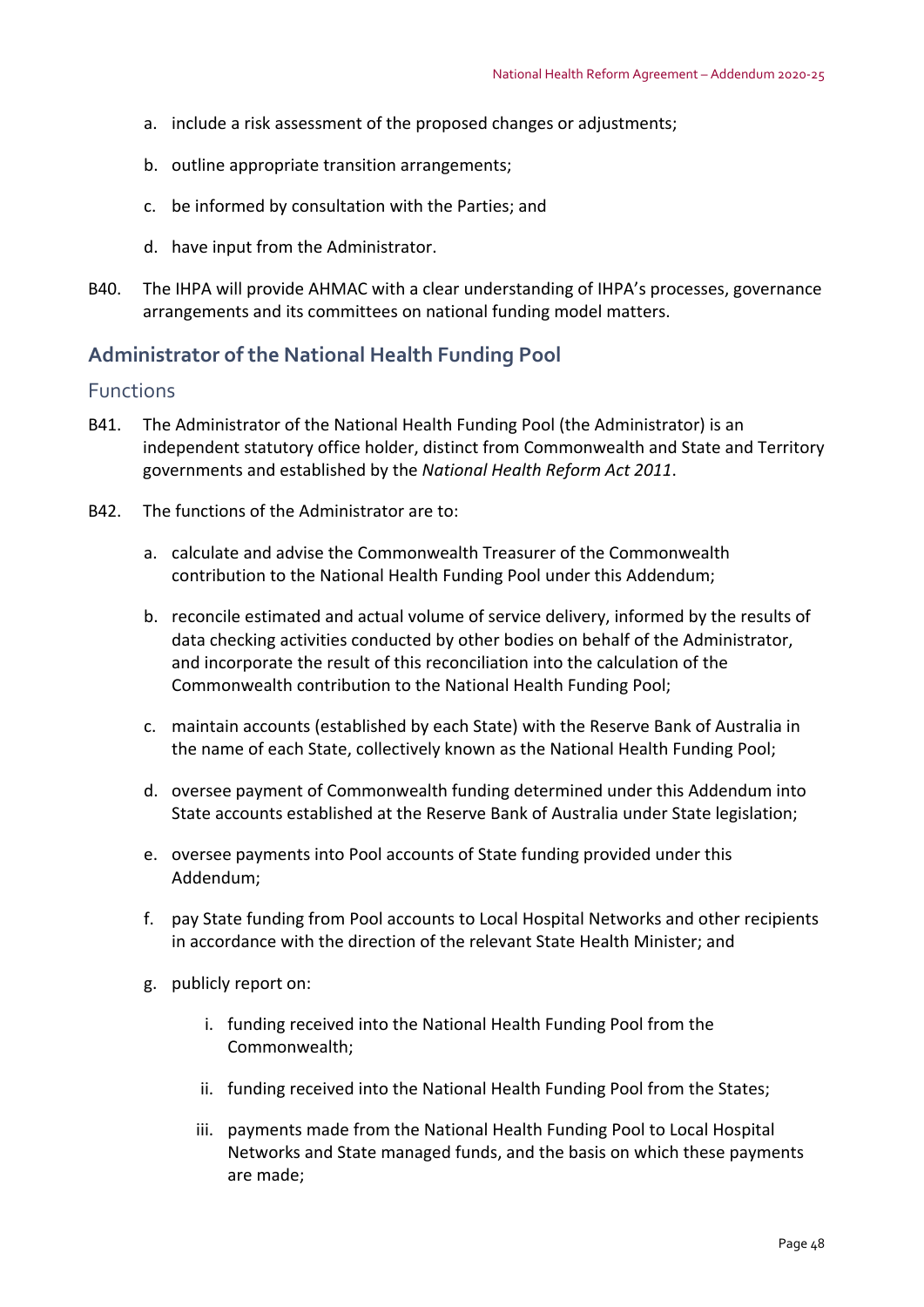a. include a risk assessment of the proposed changes or adjustments;

b. outline appropriate transition arrangements;

c. be informed by consultation with the Parties; and

d. have input from the Administrator.

B40. The IHPA will provide AHMAC with a clear understanding of IHPA's processes, governance arrangements and its committees on national funding model matters.

## Administrator of the National Health Funding Pool

### Functions

B41. The Administrator of the National Health Funding Pool (the Administrator) is an independent statutory office holder, distinct from Commonwealth and State and Territory governments and established by the *National Health Reform Act 2011*.

B42. The functions of the Administrator are to:

a. calculate and advise the Commonwealth Treasurer of the Commonwealth contribution to the National Health Funding Pool under this Addendum;

b. reconcile estimated and actual volume of service delivery, informed by the results of data checking activities conducted by other bodies on behalf of the Administrator, and incorporate the result of this reconciliation into the calculation of the Commonwealth contribution to the National Health Funding Pool;

c. maintain accounts (established by each State) with the Reserve Bank of Australia in the name of each State, collectively known as the National Health Funding Pool;

d. oversee payment of Commonwealth funding determined under this Addendum into State accounts established at the Reserve Bank of Australia under State legislation;

e. oversee payments into Pool accounts of State funding provided under this Addendum;

f. pay State funding from Pool accounts to Local Hospital Networks and other recipients in accordance with the direction of the relevant State Health Minister; and

g. publicly report on:

   i. funding received into the National Health Funding Pool from the Commonwealth;

   ii. funding received into the National Health Funding Pool from the States;

   iii. payments made from the National Health Funding Pool to Local Hospital Networks and State managed funds, and the basis on which these payments are made;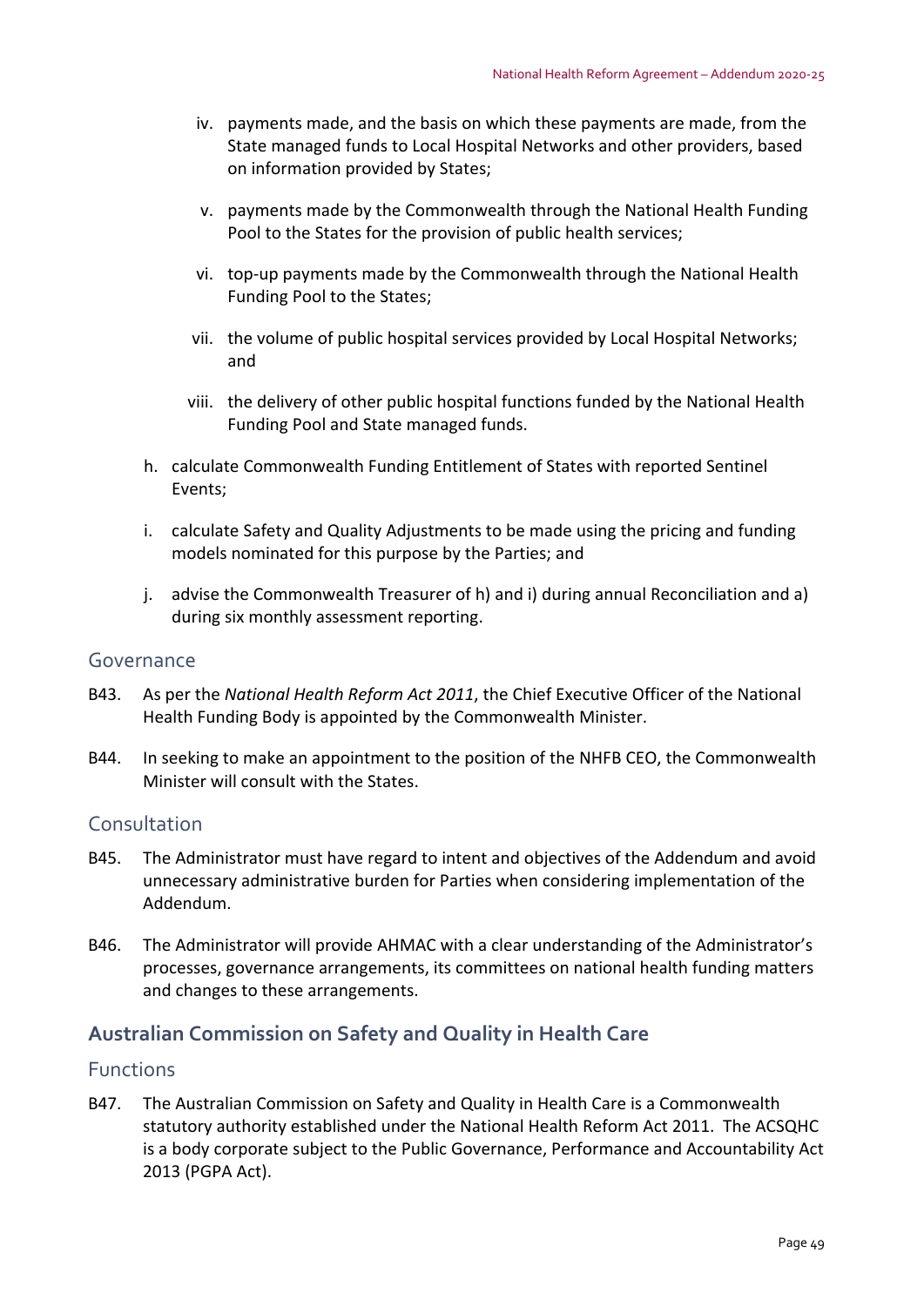iv. payments made, and the basis on which these payments are made, from the State managed funds to Local Hospital Networks and other providers, based on information provided by States;

   v. payments made by the Commonwealth through the National Health Funding Pool to the States for the provision of public health services;

   vi. top-up payments made by the Commonwealth through the National Health Funding Pool to the States;

   vii. the volume of public hospital services provided by Local Hospital Networks; and

   viii. the delivery of other public hospital functions funded by the National Health Funding Pool and State managed funds.

h. calculate Commonwealth Funding Entitlement of States with reported Sentinel Events;

i. calculate Safety and Quality Adjustments to be made using the pricing and funding models nominated for this purpose by the Parties; and

j. advise the Commonwealth Treasurer of h) and i) during annual Reconciliation and a) during six monthly assessment reporting.

### Governance

B43. As per the *National Health Reform Act 2011*, the Chief Executive Officer of the National Health Funding Body is appointed by the Commonwealth Minister.

B44. In seeking to make an appointment to the position of the NHFB CEO, the Commonwealth Minister will consult with the States.

### Consultation

B45. The Administrator must have regard to intent and objectives of the Addendum and avoid unnecessary administrative burden for Parties when considering implementation of the Addendum.

B46. The Administrator will provide AHMAC with a clear understanding of the Administrator's processes, governance arrangements, its committees on national health funding matters and changes to these arrangements.

## Australian Commission on Safety and Quality in Health Care

### Functions

B47. The Australian Commission on Safety and Quality in Health Care is a Commonwealth statutory authority established under the National Health Reform Act 2011. The ACSQHC is a body corporate subject to the Public Governance, Performance and Accountability Act 2013 (PGPA Act).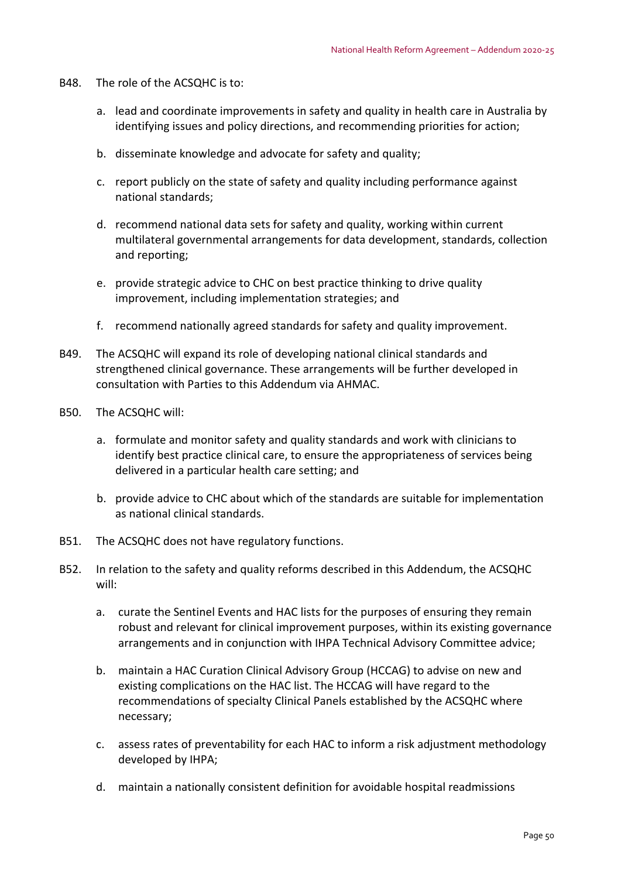B48. The role of the ACSQHC is to:

a. lead and coordinate improvements in safety and quality in health care in Australia by identifying issues and policy directions, and recommending priorities for action;

b. disseminate knowledge and advocate for safety and quality;

c. report publicly on the state of safety and quality including performance against national standards;

d. recommend national data sets for safety and quality, working within current multilateral governmental arrangements for data development, standards, collection and reporting;

e. provide strategic advice to CHC on best practice thinking to drive quality improvement, including implementation strategies; and

f. recommend nationally agreed standards for safety and quality improvement.

B49. The ACSQHC will expand its role of developing national clinical standards and strengthened clinical governance. These arrangements will be further developed in consultation with Parties to this Addendum via AHMAC.

B50. The ACSQHC will:

a. formulate and monitor safety and quality standards and work with clinicians to identify best practice clinical care, to ensure the appropriateness of services being delivered in a particular health care setting; and

b. provide advice to CHC about which of the standards are suitable for implementation as national clinical standards.

B51. The ACSQHC does not have regulatory functions.

B52. In relation to the safety and quality reforms described in this Addendum, the ACSQHC will:

a. curate the Sentinel Events and HAC lists for the purposes of ensuring they remain robust and relevant for clinical improvement purposes, within its existing governance arrangements and in conjunction with IHPA Technical Advisory Committee advice;

b. maintain a HAC Curation Clinical Advisory Group (HCCAG) to advise on new and existing complications on the HAC list. The HCCAG will have regard to the recommendations of specialty Clinical Panels established by the ACSQHC where necessary;

c. assess rates of preventability for each HAC to inform a risk adjustment methodology developed by IHPA;

d. maintain a nationally consistent definition for avoidable hospital readmissions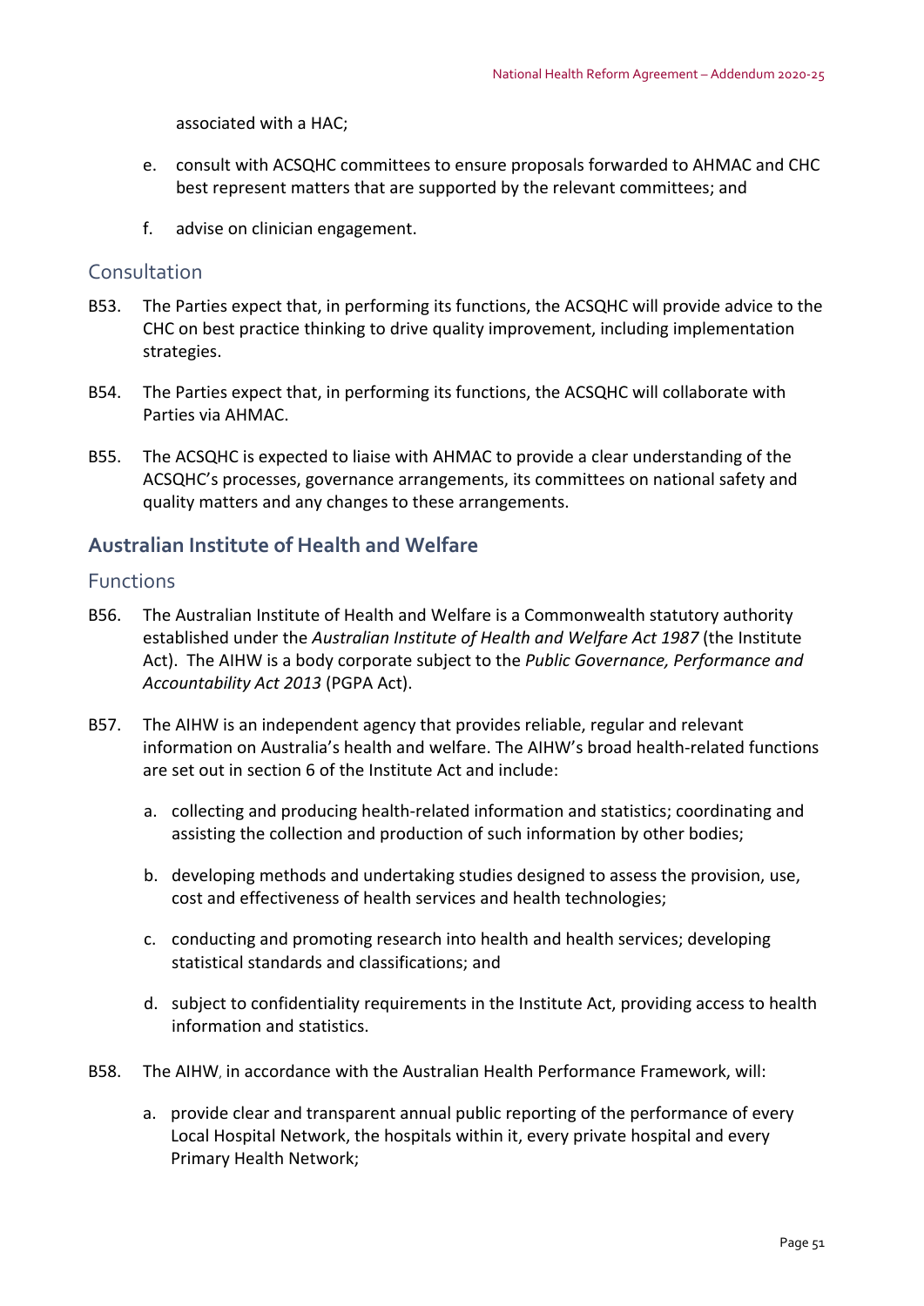associated with a HAC;

e. consult with ACSQHC committees to ensure proposals forwarded to AHMAC and CHC best represent matters that are supported by the relevant committees; and

f. advise on clinician engagement.

### Consultation

B53. The Parties expect that, in performing its functions, the ACSQHC will provide advice to the CHC on best practice thinking to drive quality improvement, including implementation strategies.

B54. The Parties expect that, in performing its functions, the ACSQHC will collaborate with Parties via AHMAC.

B55. The ACSQHC is expected to liaise with AHMAC to provide a clear understanding of the ACSQHC's processes, governance arrangements, its committees on national safety and quality matters and any changes to these arrangements.

## Australian Institute of Health and Welfare

### Functions

B56. The Australian Institute of Health and Welfare is a Commonwealth statutory authority established under the *Australian Institute of Health and Welfare Act 1987* (the Institute Act). The AIHW is a body corporate subject to the *Public Governance, Performance and Accountability Act 2013* (PGPA Act).

B57. The AIHW is an independent agency that provides reliable, regular and relevant information on Australia's health and welfare. The AIHW's broad health-related functions are set out in section 6 of the Institute Act and include:

a. collecting and producing health-related information and statistics; coordinating and assisting the collection and production of such information by other bodies;

b. developing methods and undertaking studies designed to assess the provision, use, cost and effectiveness of health services and health technologies;

c. conducting and promoting research into health and health services; developing statistical standards and classifications; and

d. subject to confidentiality requirements in the Institute Act, providing access to health information and statistics.

B58. The AIHW, in accordance with the Australian Health Performance Framework, will:

a. provide clear and transparent annual public reporting of the performance of every Local Hospital Network, the hospitals within it, every private hospital and every Primary Health Network;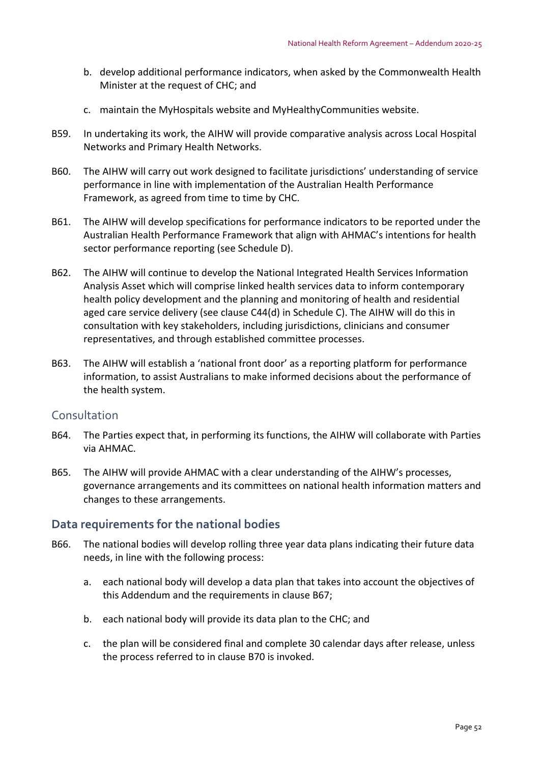b. develop additional performance indicators, when asked by the Commonwealth Health Minister at the request of CHC; and

c. maintain the MyHospitals website and MyHealthyCommunities website.

B59. In undertaking its work, the AIHW will provide comparative analysis across Local Hospital Networks and Primary Health Networks.

B60. The AIHW will carry out work designed to facilitate jurisdictions' understanding of service performance in line with implementation of the Australian Health Performance Framework, as agreed from time to time by CHC.

B61. The AIHW will develop specifications for performance indicators to be reported under the Australian Health Performance Framework that align with AHMAC's intentions for health sector performance reporting (see Schedule D).

B62. The AIHW will continue to develop the National Integrated Health Services Information Analysis Asset which will comprise linked health services data to inform contemporary health policy development and the planning and monitoring of health and residential aged care service delivery (see clause C44(d) in Schedule C). The AIHW will do this in consultation with key stakeholders, including jurisdictions, clinicians and consumer representatives, and through established committee processes.

B63. The AIHW will establish a 'national front door' as a reporting platform for performance information, to assist Australians to make informed decisions about the performance of the health system.

### Consultation

B64. The Parties expect that, in performing its functions, the AIHW will collaborate with Parties via AHMAC.

B65. The AIHW will provide AHMAC with a clear understanding of the AIHW's processes, governance arrangements and its committees on national health information matters and changes to these arrangements.

## Data requirements for the national bodies

B66. The national bodies will develop rolling three year data plans indicating their future data needs, in line with the following process:

a. each national body will develop a data plan that takes into account the objectives of this Addendum and the requirements in clause B67;

b. each national body will provide its data plan to the CHC; and

c. the plan will be considered final and complete 30 calendar days after release, unless the process referred to in clause B70 is invoked.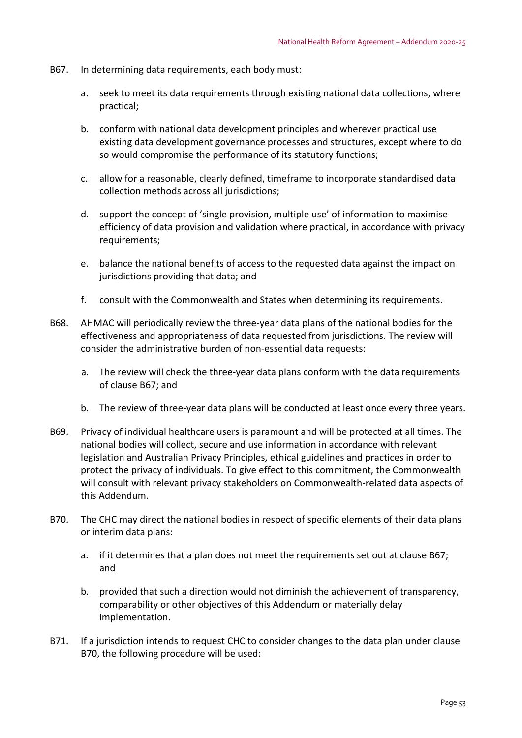B67. In determining data requirements, each body must:

   a. seek to meet its data requirements through existing national data collections, where practical;

   b. conform with national data development principles and wherever practical use existing data development governance processes and structures, except where to do so would compromise the performance of its statutory functions;

   c. allow for a reasonable, clearly defined, timeframe to incorporate standardised data collection methods across all jurisdictions;

   d. support the concept of 'single provision, multiple use' of information to maximise efficiency of data provision and validation where practical, in accordance with privacy requirements;

   e. balance the national benefits of access to the requested data against the impact on jurisdictions providing that data; and

   f. consult with the Commonwealth and States when determining its requirements.

B68. AHMAC will periodically review the three-year data plans of the national bodies for the effectiveness and appropriateness of data requested from jurisdictions. The review will consider the administrative burden of non-essential data requests:

   a. The review will check the three-year data plans conform with the data requirements of clause B67; and

   b. The review of three-year data plans will be conducted at least once every three years.

B69. Privacy of individual healthcare users is paramount and will be protected at all times. The national bodies will collect, secure and use information in accordance with relevant legislation and Australian Privacy Principles, ethical guidelines and practices in order to protect the privacy of individuals. To give effect to this commitment, the Commonwealth will consult with relevant privacy stakeholders on Commonwealth-related data aspects of this Addendum.

B70. The CHC may direct the national bodies in respect of specific elements of their data plans or interim data plans:

   a. if it determines that a plan does not meet the requirements set out at clause B67; and

   b. provided that such a direction would not diminish the achievement of transparency, comparability or other objectives of this Addendum or materially delay implementation.

B71. If a jurisdiction intends to request CHC to consider changes to the data plan under clause B70, the following procedure will be used: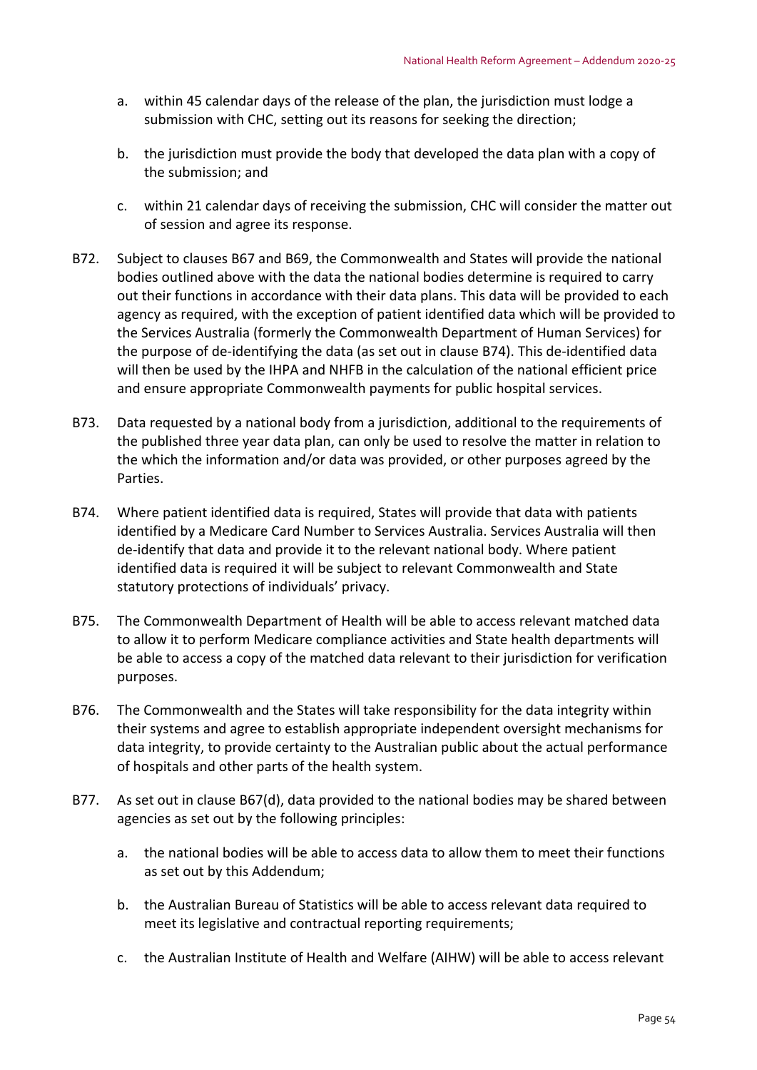a. within 45 calendar days of the release of the plan, the jurisdiction must lodge a submission with CHC, setting out its reasons for seeking the direction;

b. the jurisdiction must provide the body that developed the data plan with a copy of the submission; and

c. within 21 calendar days of receiving the submission, CHC will consider the matter out of session and agree its response.

B72. Subject to clauses B67 and B69, the Commonwealth and States will provide the national bodies outlined above with the data the national bodies determine is required to carry out their functions in accordance with their data plans. This data will be provided to each agency as required, with the exception of patient identified data which will be provided to the Services Australia (formerly the Commonwealth Department of Human Services) for the purpose of de-identifying the data (as set out in clause B74). This de-identified data will then be used by the IHPA and NHFB in the calculation of the national efficient price and ensure appropriate Commonwealth payments for public hospital services.

B73. Data requested by a national body from a jurisdiction, additional to the requirements of the published three year data plan, can only be used to resolve the matter in relation to the which the information and/or data was provided, or other purposes agreed by the Parties.

B74. Where patient identified data is required, States will provide that data with patients identified by a Medicare Card Number to Services Australia. Services Australia will then de-identify that data and provide it to the relevant national body. Where patient identified data is required it will be subject to relevant Commonwealth and State statutory protections of individuals' privacy.

B75. The Commonwealth Department of Health will be able to access relevant matched data to allow it to perform Medicare compliance activities and State health departments will be able to access a copy of the matched data relevant to their jurisdiction for verification purposes.

B76. The Commonwealth and the States will take responsibility for the data integrity within their systems and agree to establish appropriate independent oversight mechanisms for data integrity, to provide certainty to the Australian public about the actual performance of hospitals and other parts of the health system.

B77. As set out in clause B67(d), data provided to the national bodies may be shared between agencies as set out by the following principles:

a. the national bodies will be able to access data to allow them to meet their functions as set out by this Addendum;

b. the Australian Bureau of Statistics will be able to access relevant data required to meet its legislative and contractual reporting requirements;

c. the Australian Institute of Health and Welfare (AIHW) will be able to access relevant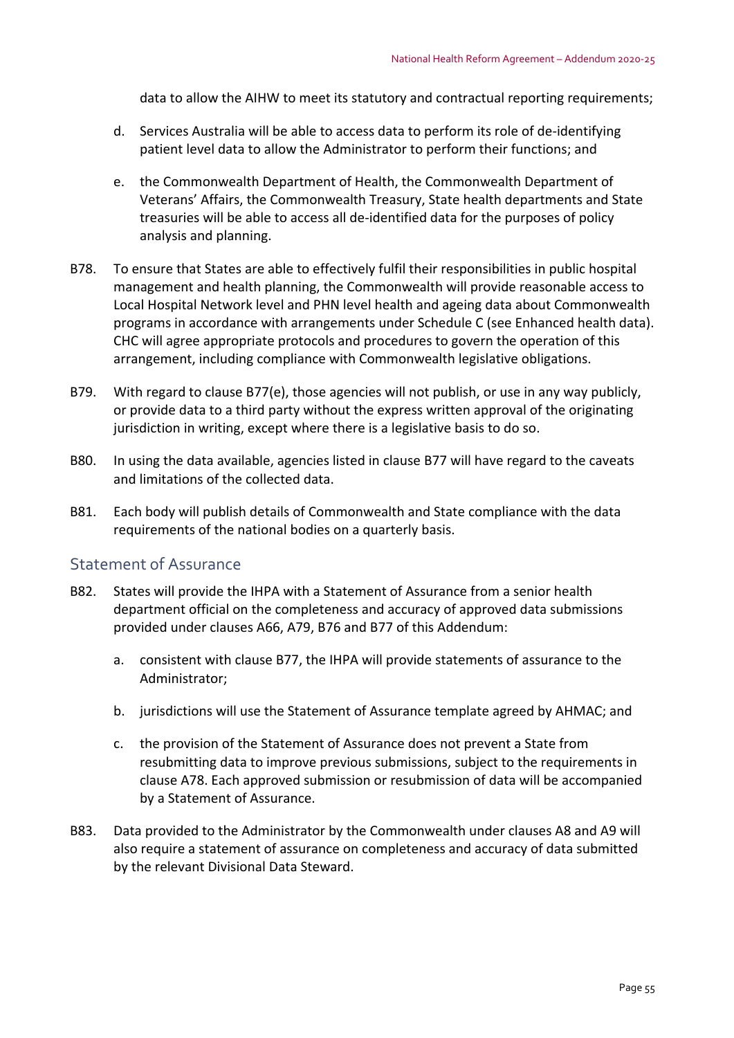data to allow the AIHW to meet its statutory and contractual reporting requirements;

d. Services Australia will be able to access data to perform its role of de-identifying patient level data to allow the Administrator to perform their functions; and

e. the Commonwealth Department of Health, the Commonwealth Department of Veterans' Affairs, the Commonwealth Treasury, State health departments and State treasuries will be able to access all de-identified data for the purposes of policy analysis and planning.

B78. To ensure that States are able to effectively fulfil their responsibilities in public hospital management and health planning, the Commonwealth will provide reasonable access to Local Hospital Network level and PHN level health and ageing data about Commonwealth programs in accordance with arrangements under Schedule C (see Enhanced health data). CHC will agree appropriate protocols and procedures to govern the operation of this arrangement, including compliance with Commonwealth legislative obligations.

B79. With regard to clause B77(e), those agencies will not publish, or use in any way publicly, or provide data to a third party without the express written approval of the originating jurisdiction in writing, except where there is a legislative basis to do so.

B80. In using the data available, agencies listed in clause B77 will have regard to the caveats and limitations of the collected data.

B81. Each body will publish details of Commonwealth and State compliance with the data requirements of the national bodies on a quarterly basis.

## Statement of Assurance

B82. States will provide the IHPA with a Statement of Assurance from a senior health department official on the completeness and accuracy of approved data submissions provided under clauses A66, A79, B76 and B77 of this Addendum:

a. consistent with clause B77, the IHPA will provide statements of assurance to the Administrator;

b. jurisdictions will use the Statement of Assurance template agreed by AHMAC; and

c. the provision of the Statement of Assurance does not prevent a State from resubmitting data to improve previous submissions, subject to the requirements in clause A78. Each approved submission or resubmission of data will be accompanied by a Statement of Assurance.

B83. Data provided to the Administrator by the Commonwealth under clauses A8 and A9 will also require a statement of assurance on completeness and accuracy of data submitted by the relevant Divisional Data Steward.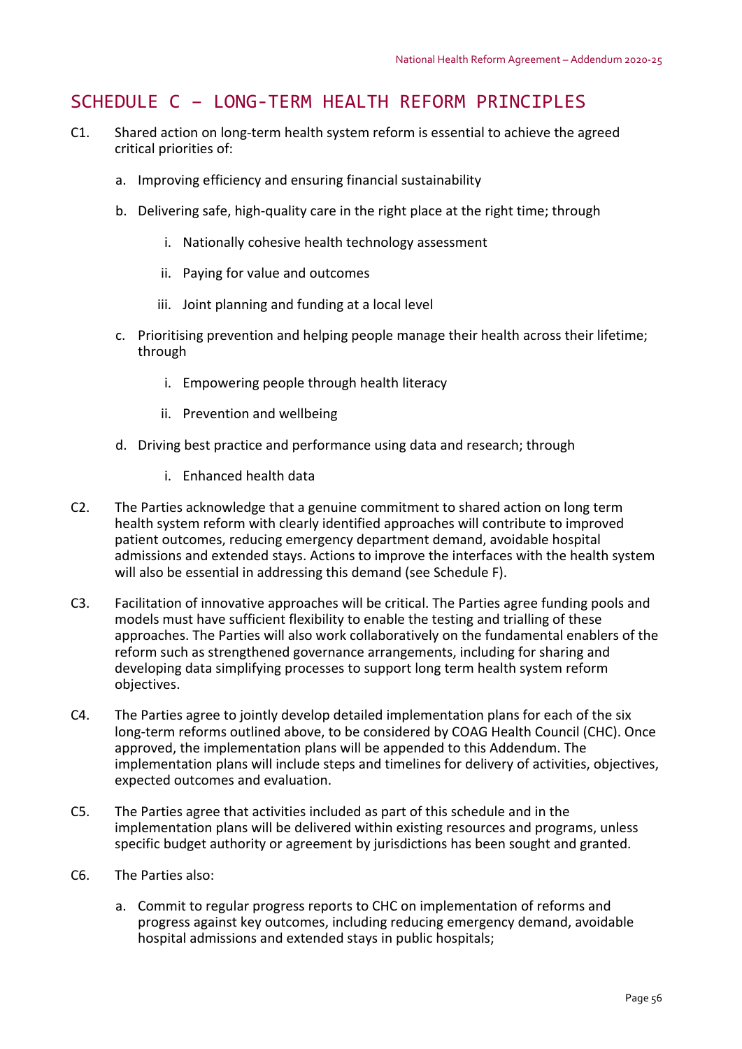## SCHEDULE C – LONG-TERM HEALTH REFORM PRINCIPLES

C1. Shared action on long-term health system reform is essential to achieve the agreed critical priorities of:

a. Improving efficiency and ensuring financial sustainability

b. Delivering safe, high-quality care in the right place at the right time; through

   i. Nationally cohesive health technology assessment

   ii. Paying for value and outcomes

   iii. Joint planning and funding at a local level

c. Prioritising prevention and helping people manage their health across their lifetime; through

   i. Empowering people through health literacy

   ii. Prevention and wellbeing

d. Driving best practice and performance using data and research; through

   i. Enhanced health data

C2. The Parties acknowledge that a genuine commitment to shared action on long term health system reform with clearly identified approaches will contribute to improved patient outcomes, reducing emergency department demand, avoidable hospital admissions and extended stays. Actions to improve the interfaces with the health system will also be essential in addressing this demand (see Schedule F).

C3. Facilitation of innovative approaches will be critical. The Parties agree funding pools and models must have sufficient flexibility to enable the testing and trialling of these approaches. The Parties will also work collaboratively on the fundamental enablers of the reform such as strengthened governance arrangements, including for sharing and developing data simplifying processes to support long term health system reform objectives.

C4. The Parties agree to jointly develop detailed implementation plans for each of the six long-term reforms outlined above, to be considered by COAG Health Council (CHC). Once approved, the implementation plans will be appended to this Addendum. The implementation plans will include steps and timelines for delivery of activities, objectives, expected outcomes and evaluation.

C5. The Parties agree that activities included as part of this schedule and in the implementation plans will be delivered within existing resources and programs, unless specific budget authority or agreement by jurisdictions has been sought and granted.

C6. The Parties also:

a. Commit to regular progress reports to CHC on implementation of reforms and progress against key outcomes, including reducing emergency demand, avoidable hospital admissions and extended stays in public hospitals;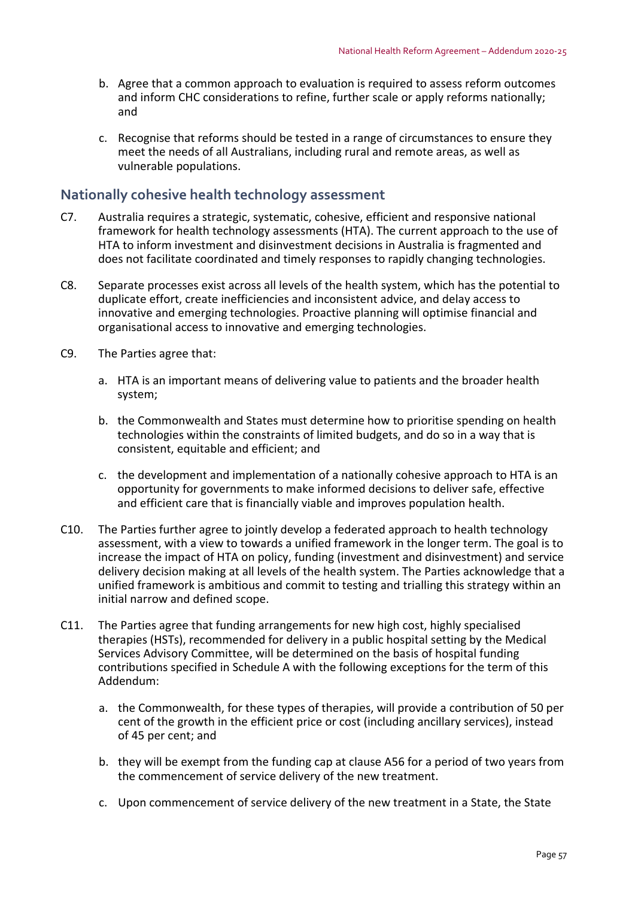b. Agree that a common approach to evaluation is required to assess reform outcomes and inform CHC considerations to refine, further scale or apply reforms nationally; and

c. Recognise that reforms should be tested in a range of circumstances to ensure they meet the needs of all Australians, including rural and remote areas, as well as vulnerable populations.

## Nationally cohesive health technology assessment

C7. Australia requires a strategic, systematic, cohesive, efficient and responsive national framework for health technology assessments (HTA). The current approach to the use of HTA to inform investment and disinvestment decisions in Australia is fragmented and does not facilitate coordinated and timely responses to rapidly changing technologies.

C8. Separate processes exist across all levels of the health system, which has the potential to duplicate effort, create inefficiencies and inconsistent advice, and delay access to innovative and emerging technologies. Proactive planning will optimise financial and organisational access to innovative and emerging technologies.

C9. The Parties agree that:

a. HTA is an important means of delivering value to patients and the broader health system;

b. the Commonwealth and States must determine how to prioritise spending on health technologies within the constraints of limited budgets, and do so in a way that is consistent, equitable and efficient; and

c. the development and implementation of a nationally cohesive approach to HTA is an opportunity for governments to make informed decisions to deliver safe, effective and efficient care that is financially viable and improves population health.

C10. The Parties further agree to jointly develop a federated approach to health technology assessment, with a view to towards a unified framework in the longer term. The goal is to increase the impact of HTA on policy, funding (investment and disinvestment) and service delivery decision making at all levels of the health system. The Parties acknowledge that a unified framework is ambitious and commit to testing and trialling this strategy within an initial narrow and defined scope.

C11. The Parties agree that funding arrangements for new high cost, highly specialised therapies (HSTs), recommended for delivery in a public hospital setting by the Medical Services Advisory Committee, will be determined on the basis of hospital funding contributions specified in Schedule A with the following exceptions for the term of this Addendum:

a. the Commonwealth, for these types of therapies, will provide a contribution of 50 per cent of the growth in the efficient price or cost (including ancillary services), instead of 45 per cent; and

b. they will be exempt from the funding cap at clause A56 for a period of two years from the commencement of service delivery of the new treatment.

c. Upon commencement of service delivery of the new treatment in a State, the State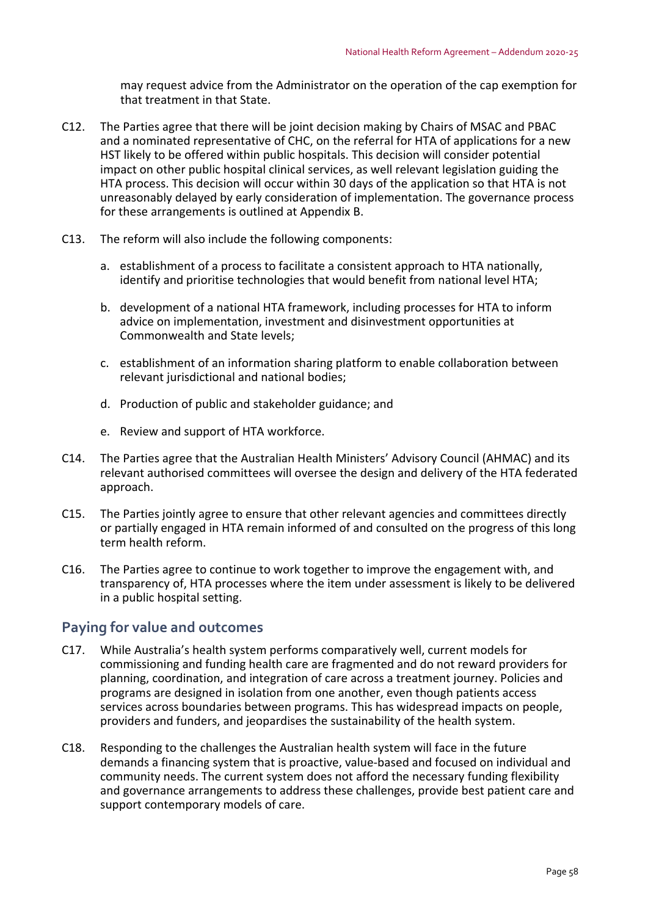may request advice from the Administrator on the operation of the cap exemption for that treatment in that State.

C12. The Parties agree that there will be joint decision making by Chairs of MSAC and PBAC and a nominated representative of CHC, on the referral for HTA of applications for a new HST likely to be offered within public hospitals. This decision will consider potential impact on other public hospital clinical services, as well relevant legislation guiding the HTA process. This decision will occur within 30 days of the application so that HTA is not unreasonably delayed by early consideration of implementation. The governance process for these arrangements is outlined at Appendix B.

C13. The reform will also include the following components:

a. establishment of a process to facilitate a consistent approach to HTA nationally, identify and prioritise technologies that would benefit from national level HTA;

b. development of a national HTA framework, including processes for HTA to inform advice on implementation, investment and disinvestment opportunities at Commonwealth and State levels;

c. establishment of an information sharing platform to enable collaboration between relevant jurisdictional and national bodies;

d. Production of public and stakeholder guidance; and

e. Review and support of HTA workforce.

C14. The Parties agree that the Australian Health Ministers' Advisory Council (AHMAC) and its relevant authorised committees will oversee the design and delivery of the HTA federated approach.

C15. The Parties jointly agree to ensure that other relevant agencies and committees directly or partially engaged in HTA remain informed of and consulted on the progress of this long term health reform.

C16. The Parties agree to continue to work together to improve the engagement with, and transparency of, HTA processes where the item under assessment is likely to be delivered in a public hospital setting.

## Paying for value and outcomes

C17. While Australia's health system performs comparatively well, current models for commissioning and funding health care are fragmented and do not reward providers for planning, coordination, and integration of care across a treatment journey. Policies and programs are designed in isolation from one another, even though patients access services across boundaries between programs. This has widespread impacts on people, providers and funders, and jeopardises the sustainability of the health system.

C18. Responding to the challenges the Australian health system will face in the future demands a financing system that is proactive, value-based and focused on individual and community needs. The current system does not afford the necessary funding flexibility and governance arrangements to address these challenges, provide best patient care and support contemporary models of care.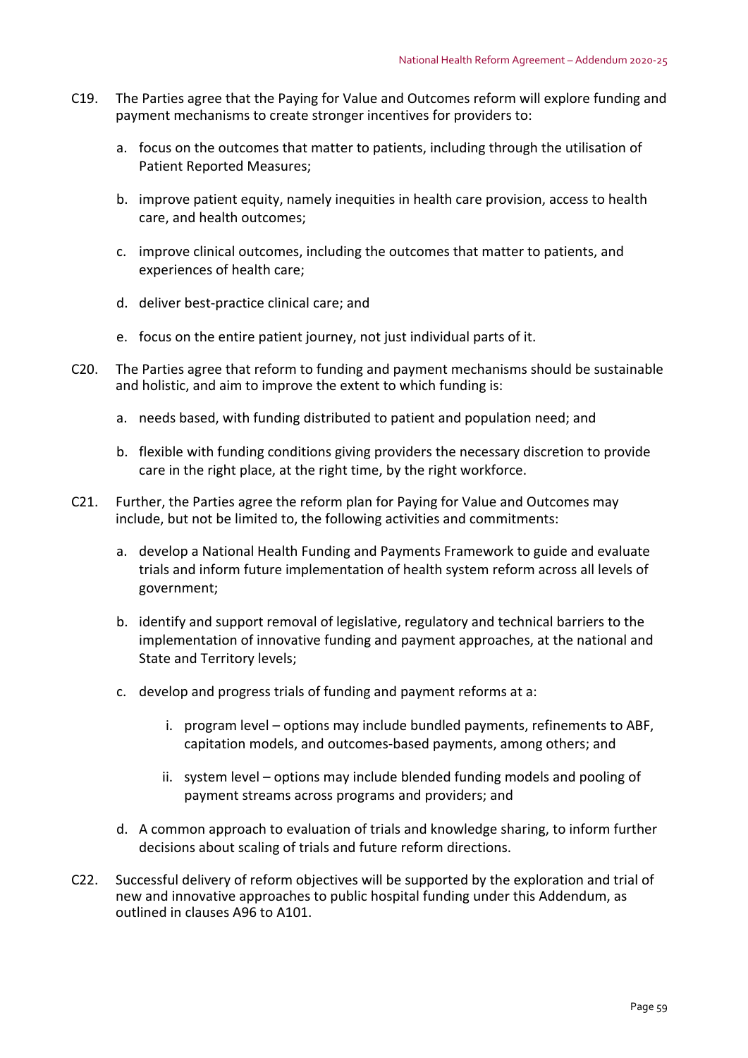C19. The Parties agree that the Paying for Value and Outcomes reform will explore funding and payment mechanisms to create stronger incentives for providers to:

   a. focus on the outcomes that matter to patients, including through the utilisation of Patient Reported Measures;

   b. improve patient equity, namely inequities in health care provision, access to health care, and health outcomes;

   c. improve clinical outcomes, including the outcomes that matter to patients, and experiences of health care;

   d. deliver best-practice clinical care; and

   e. focus on the entire patient journey, not just individual parts of it.

C20. The Parties agree that reform to funding and payment mechanisms should be sustainable and holistic, and aim to improve the extent to which funding is:

   a. needs based, with funding distributed to patient and population need; and

   b. flexible with funding conditions giving providers the necessary discretion to provide care in the right place, at the right time, by the right workforce.

C21. Further, the Parties agree the reform plan for Paying for Value and Outcomes may include, but not be limited to, the following activities and commitments:

   a. develop a National Health Funding and Payments Framework to guide and evaluate trials and inform future implementation of health system reform across all levels of government;

   b. identify and support removal of legislative, regulatory and technical barriers to the implementation of innovative funding and payment approaches, at the national and State and Territory levels;

   c. develop and progress trials of funding and payment reforms at a:

      i. program level – options may include bundled payments, refinements to ABF, capitation models, and outcomes-based payments, among others; and

      ii. system level – options may include blended funding models and pooling of payment streams across programs and providers; and

   d. A common approach to evaluation of trials and knowledge sharing, to inform further decisions about scaling of trials and future reform directions.

C22. Successful delivery of reform objectives will be supported by the exploration and trial of new and innovative approaches to public hospital funding under this Addendum, as outlined in clauses A96 to A101.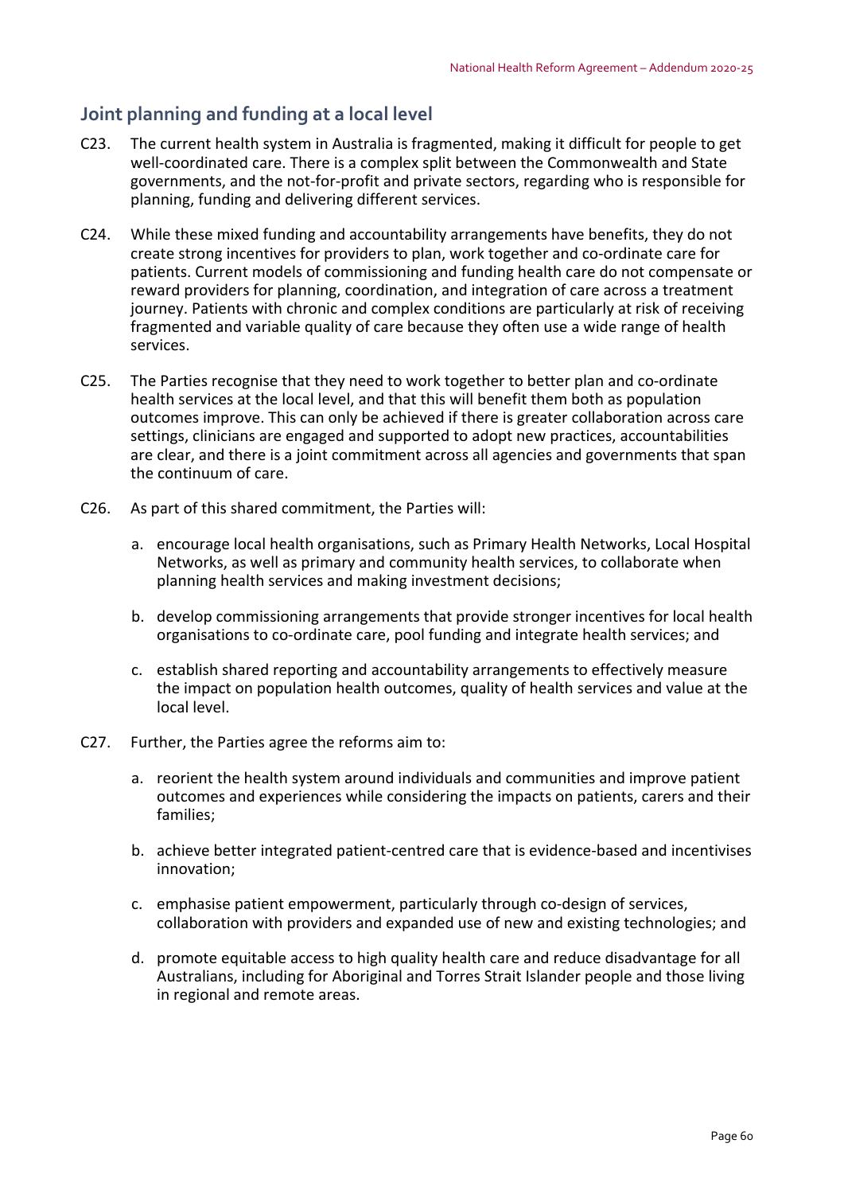## Joint planning and funding at a local level

C23. The current health system in Australia is fragmented, making it difficult for people to get well-coordinated care. There is a complex split between the Commonwealth and State governments, and the not-for-profit and private sectors, regarding who is responsible for planning, funding and delivering different services.

C24. While these mixed funding and accountability arrangements have benefits, they do not create strong incentives for providers to plan, work together and co-ordinate care for patients. Current models of commissioning and funding health care do not compensate or reward providers for planning, coordination, and integration of care across a treatment journey. Patients with chronic and complex conditions are particularly at risk of receiving fragmented and variable quality of care because they often use a wide range of health services.

C25. The Parties recognise that they need to work together to better plan and co-ordinate health services at the local level, and that this will benefit them both as population outcomes improve. This can only be achieved if there is greater collaboration across care settings, clinicians are engaged and supported to adopt new practices, accountabilities are clear, and there is a joint commitment across all agencies and governments that span the continuum of care.

C26. As part of this shared commitment, the Parties will:

a. encourage local health organisations, such as Primary Health Networks, Local Hospital Networks, as well as primary and community health services, to collaborate when planning health services and making investment decisions;

b. develop commissioning arrangements that provide stronger incentives for local health organisations to co-ordinate care, pool funding and integrate health services; and

c. establish shared reporting and accountability arrangements to effectively measure the impact on population health outcomes, quality of health services and value at the local level.

C27. Further, the Parties agree the reforms aim to:

a. reorient the health system around individuals and communities and improve patient outcomes and experiences while considering the impacts on patients, carers and their families;

b. achieve better integrated patient-centred care that is evidence-based and incentivises innovation;

c. emphasise patient empowerment, particularly through co-design of services, collaboration with providers and expanded use of new and existing technologies; and

d. promote equitable access to high quality health care and reduce disadvantage for all Australians, including for Aboriginal and Torres Strait Islander people and those living in regional and remote areas.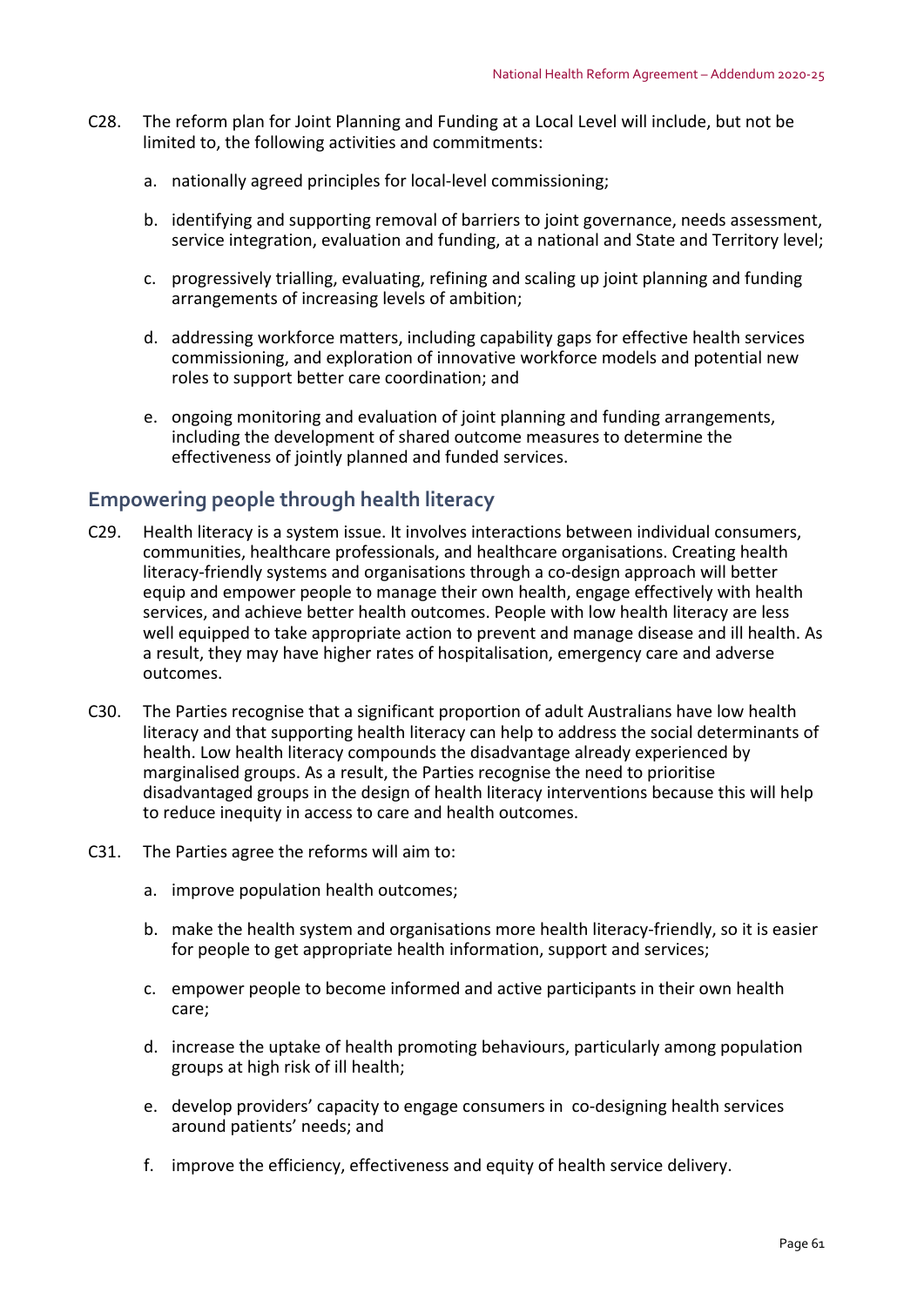C28. The reform plan for Joint Planning and Funding at a Local Level will include, but not be limited to, the following activities and commitments:

a. nationally agreed principles for local-level commissioning;

b. identifying and supporting removal of barriers to joint governance, needs assessment, service integration, evaluation and funding, at a national and State and Territory level;

c. progressively trialling, evaluating, refining and scaling up joint planning and funding arrangements of increasing levels of ambition;

d. addressing workforce matters, including capability gaps for effective health services commissioning, and exploration of innovative workforce models and potential new roles to support better care coordination; and

e. ongoing monitoring and evaluation of joint planning and funding arrangements, including the development of shared outcome measures to determine the effectiveness of jointly planned and funded services.

## Empowering people through health literacy

C29. Health literacy is a system issue. It involves interactions between individual consumers, communities, healthcare professionals, and healthcare organisations. Creating health literacy-friendly systems and organisations through a co-design approach will better equip and empower people to manage their own health, engage effectively with health services, and achieve better health outcomes. People with low health literacy are less well equipped to take appropriate action to prevent and manage disease and ill health. As a result, they may have higher rates of hospitalisation, emergency care and adverse outcomes.

C30. The Parties recognise that a significant proportion of adult Australians have low health literacy and that supporting health literacy can help to address the social determinants of health. Low health literacy compounds the disadvantage already experienced by marginalised groups. As a result, the Parties recognise the need to prioritise disadvantaged groups in the design of health literacy interventions because this will help to reduce inequity in access to care and health outcomes.

C31. The Parties agree the reforms will aim to:

a. improve population health outcomes;

b. make the health system and organisations more health literacy-friendly, so it is easier for people to get appropriate health information, support and services;

c. empower people to become informed and active participants in their own health care;

d. increase the uptake of health promoting behaviours, particularly among population groups at high risk of ill health;

e. develop providers' capacity to engage consumers in co-designing health services around patients' needs; and

f. improve the efficiency, effectiveness and equity of health service delivery.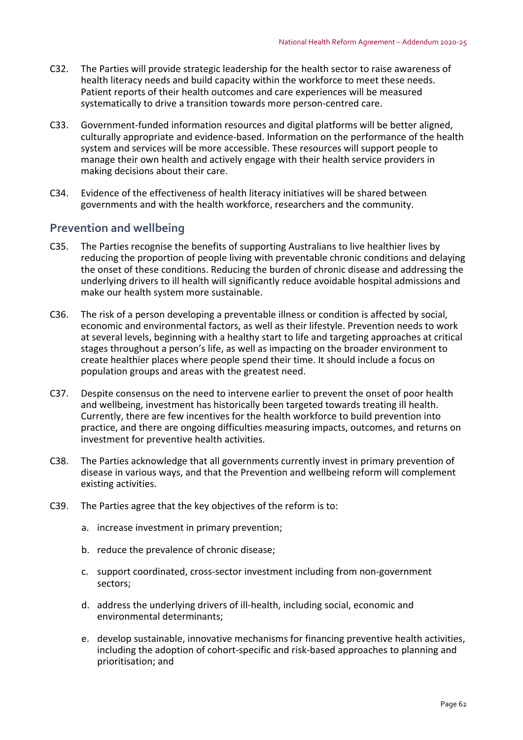C32. The Parties will provide strategic leadership for the health sector to raise awareness of health literacy needs and build capacity within the workforce to meet these needs. Patient reports of their health outcomes and care experiences will be measured systematically to drive a transition towards more person-centred care.

C33. Government-funded information resources and digital platforms will be better aligned, culturally appropriate and evidence-based. Information on the performance of the health system and services will be more accessible. These resources will support people to manage their own health and actively engage with their health service providers in making decisions about their care.

C34. Evidence of the effectiveness of health literacy initiatives will be shared between governments and with the health workforce, researchers and the community.

## Prevention and wellbeing

C35. The Parties recognise the benefits of supporting Australians to live healthier lives by reducing the proportion of people living with preventable chronic conditions and delaying the onset of these conditions. Reducing the burden of chronic disease and addressing the underlying drivers to ill health will significantly reduce avoidable hospital admissions and make our health system more sustainable.

C36. The risk of a person developing a preventable illness or condition is affected by social, economic and environmental factors, as well as their lifestyle. Prevention needs to work at several levels, beginning with a healthy start to life and targeting approaches at critical stages throughout a person's life, as well as impacting on the broader environment to create healthier places where people spend their time. It should include a focus on population groups and areas with the greatest need.

C37. Despite consensus on the need to intervene earlier to prevent the onset of poor health and wellbeing, investment has historically been targeted towards treating ill health. Currently, there are few incentives for the health workforce to build prevention into practice, and there are ongoing difficulties measuring impacts, outcomes, and returns on investment for preventive health activities.

C38. The Parties acknowledge that all governments currently invest in primary prevention of disease in various ways, and that the Prevention and wellbeing reform will complement existing activities.

C39. The Parties agree that the key objectives of the reform is to:

a. increase investment in primary prevention;

b. reduce the prevalence of chronic disease;

c. support coordinated, cross-sector investment including from non-government sectors;

d. address the underlying drivers of ill-health, including social, economic and environmental determinants;

e. develop sustainable, innovative mechanisms for financing preventive health activities, including the adoption of cohort-specific and risk-based approaches to planning and prioritisation; and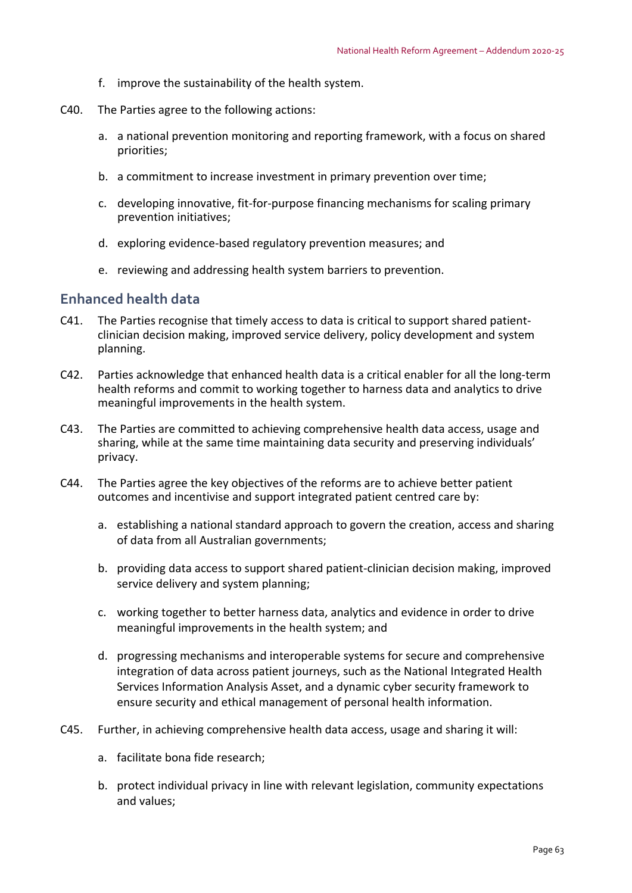f. improve the sustainability of the health system.

C40. The Parties agree to the following actions:

a. a national prevention monitoring and reporting framework, with a focus on shared priorities;

b. a commitment to increase investment in primary prevention over time;

c. developing innovative, fit-for-purpose financing mechanisms for scaling primary prevention initiatives;

d. exploring evidence-based regulatory prevention measures; and

e. reviewing and addressing health system barriers to prevention.

## Enhanced health data

C41. The Parties recognise that timely access to data is critical to support shared patient-clinician decision making, improved service delivery, policy development and system planning.

C42. Parties acknowledge that enhanced health data is a critical enabler for all the long-term health reforms and commit to working together to harness data and analytics to drive meaningful improvements in the health system.

C43. The Parties are committed to achieving comprehensive health data access, usage and sharing, while at the same time maintaining data security and preserving individuals' privacy.

C44. The Parties agree the key objectives of the reforms are to achieve better patient outcomes and incentivise and support integrated patient centred care by:

a. establishing a national standard approach to govern the creation, access and sharing of data from all Australian governments;

b. providing data access to support shared patient-clinician decision making, improved service delivery and system planning;

c. working together to better harness data, analytics and evidence in order to drive meaningful improvements in the health system; and

d. progressing mechanisms and interoperable systems for secure and comprehensive integration of data across patient journeys, such as the National Integrated Health Services Information Analysis Asset, and a dynamic cyber security framework to ensure security and ethical management of personal health information.

C45. Further, in achieving comprehensive health data access, usage and sharing it will:

a. facilitate bona fide research;

b. protect individual privacy in line with relevant legislation, community expectations and values;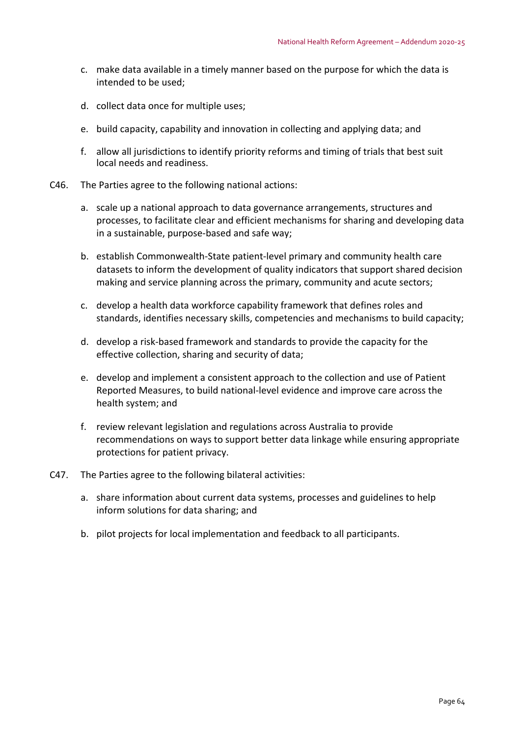c. make data available in a timely manner based on the purpose for which the data is intended to be used;

d. collect data once for multiple uses;

e. build capacity, capability and innovation in collecting and applying data; and

f. allow all jurisdictions to identify priority reforms and timing of trials that best suit local needs and readiness.

C46. The Parties agree to the following national actions:

a. scale up a national approach to data governance arrangements, structures and processes, to facilitate clear and efficient mechanisms for sharing and developing data in a sustainable, purpose-based and safe way;

b. establish Commonwealth-State patient-level primary and community health care datasets to inform the development of quality indicators that support shared decision making and service planning across the primary, community and acute sectors;

c. develop a health data workforce capability framework that defines roles and standards, identifies necessary skills, competencies and mechanisms to build capacity;

d. develop a risk-based framework and standards to provide the capacity for the effective collection, sharing and security of data;

e. develop and implement a consistent approach to the collection and use of Patient Reported Measures, to build national-level evidence and improve care across the health system; and

f. review relevant legislation and regulations across Australia to provide recommendations on ways to support better data linkage while ensuring appropriate protections for patient privacy.

C47. The Parties agree to the following bilateral activities:

a. share information about current data systems, processes and guidelines to help inform solutions for data sharing; and

b. pilot projects for local implementation and feedback to all participants.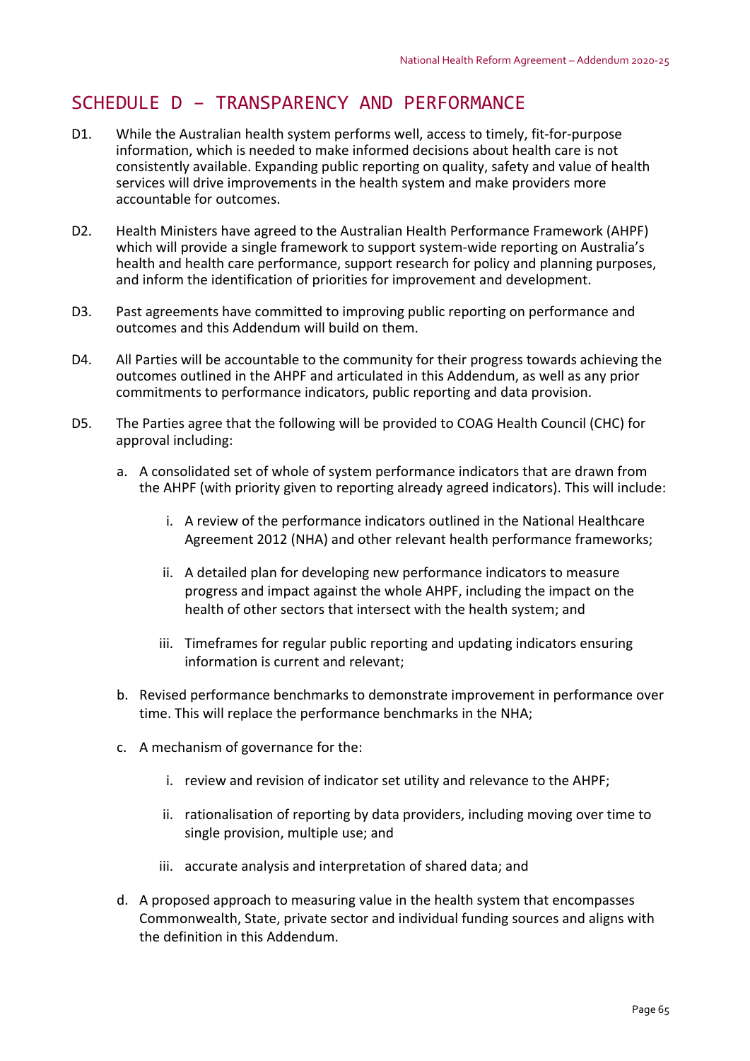## SCHEDULE D – TRANSPARENCY AND PERFORMANCE

D1. While the Australian health system performs well, access to timely, fit-for-purpose information, which is needed to make informed decisions about health care is not consistently available. Expanding public reporting on quality, safety and value of health services will drive improvements in the health system and make providers more accountable for outcomes.

D2. Health Ministers have agreed to the Australian Health Performance Framework (AHPF) which will provide a single framework to support system-wide reporting on Australia's health and health care performance, support research for policy and planning purposes, and inform the identification of priorities for improvement and development.

D3. Past agreements have committed to improving public reporting on performance and outcomes and this Addendum will build on them.

D4. All Parties will be accountable to the community for their progress towards achieving the outcomes outlined in the AHPF and articulated in this Addendum, as well as any prior commitments to performance indicators, public reporting and data provision.

D5. The Parties agree that the following will be provided to COAG Health Council (CHC) for approval including:

a. A consolidated set of whole of system performance indicators that are drawn from the AHPF (with priority given to reporting already agreed indicators). This will include:

   i. A review of the performance indicators outlined in the National Healthcare Agreement 2012 (NHA) and other relevant health performance frameworks;

   ii. A detailed plan for developing new performance indicators to measure progress and impact against the whole AHPF, including the impact on the health of other sectors that intersect with the health system; and

   iii. Timeframes for regular public reporting and updating indicators ensuring information is current and relevant;

b. Revised performance benchmarks to demonstrate improvement in performance over time. This will replace the performance benchmarks in the NHA;

c. A mechanism of governance for the:

   i. review and revision of indicator set utility and relevance to the AHPF;

   ii. rationalisation of reporting by data providers, including moving over time to single provision, multiple use; and

   iii. accurate analysis and interpretation of shared data; and

d. A proposed approach to measuring value in the health system that encompasses Commonwealth, State, private sector and individual funding sources and aligns with the definition in this Addendum.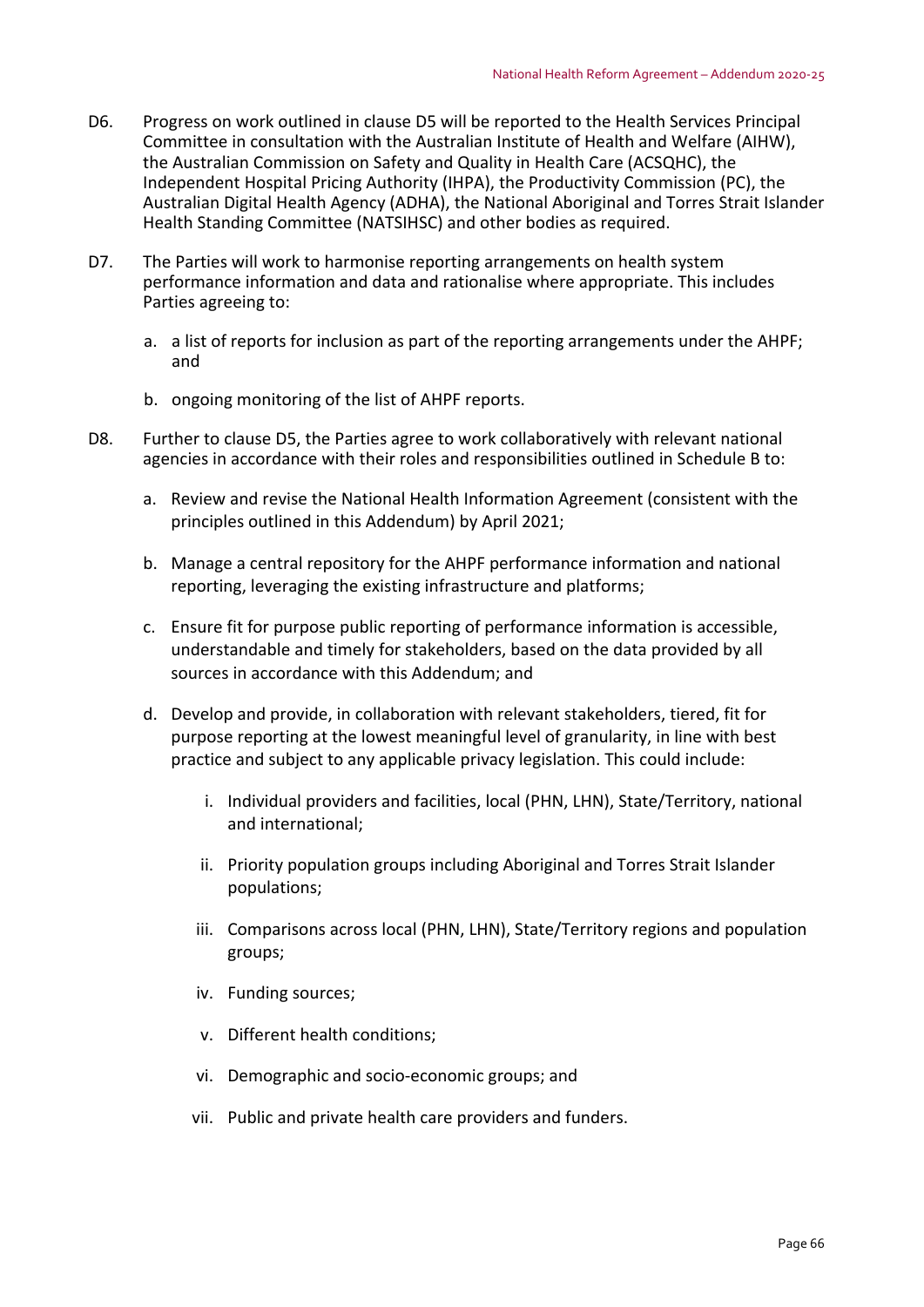D6. Progress on work outlined in clause D5 will be reported to the Health Services Principal Committee in consultation with the Australian Institute of Health and Welfare (AIHW), the Australian Commission on Safety and Quality in Health Care (ACSQHC), the Independent Hospital Pricing Authority (IHPA), the Productivity Commission (PC), the Australian Digital Health Agency (ADHA), the National Aboriginal and Torres Strait Islander Health Standing Committee (NATSIHSC) and other bodies as required.

D7. The Parties will work to harmonise reporting arrangements on health system performance information and data and rationalise where appropriate. This includes Parties agreeing to:

a. a list of reports for inclusion as part of the reporting arrangements under the AHPF; and

b. ongoing monitoring of the list of AHPF reports.

D8. Further to clause D5, the Parties agree to work collaboratively with relevant national agencies in accordance with their roles and responsibilities outlined in Schedule B to:

a. Review and revise the National Health Information Agreement (consistent with the principles outlined in this Addendum) by April 2021;

b. Manage a central repository for the AHPF performance information and national reporting, leveraging the existing infrastructure and platforms;

c. Ensure fit for purpose public reporting of performance information is accessible, understandable and timely for stakeholders, based on the data provided by all sources in accordance with this Addendum; and

d. Develop and provide, in collaboration with relevant stakeholders, tiered, fit for purpose reporting at the lowest meaningful level of granularity, in line with best practice and subject to any applicable privacy legislation. This could include:

   i. Individual providers and facilities, local (PHN, LHN), State/Territory, national and international;

   ii. Priority population groups including Aboriginal and Torres Strait Islander populations;

   iii. Comparisons across local (PHN, LHN), State/Territory regions and population groups;

   iv. Funding sources;

   v. Different health conditions;

   vi. Demographic and socio-economic groups; and

   vii. Public and private health care providers and funders.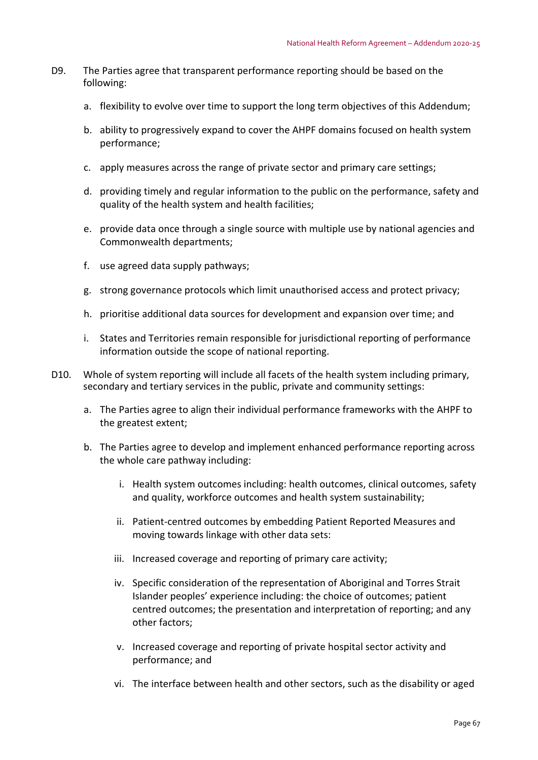D9. The Parties agree that transparent performance reporting should be based on the following:

a. flexibility to evolve over time to support the long term objectives of this Addendum;

b. ability to progressively expand to cover the AHPF domains focused on health system performance;

c. apply measures across the range of private sector and primary care settings;

d. providing timely and regular information to the public on the performance, safety and quality of the health system and health facilities;

e. provide data once through a single source with multiple use by national agencies and Commonwealth departments;

f. use agreed data supply pathways;

g. strong governance protocols which limit unauthorised access and protect privacy;

h. prioritise additional data sources for development and expansion over time; and

i. States and Territories remain responsible for jurisdictional reporting of performance information outside the scope of national reporting.

D10. Whole of system reporting will include all facets of the health system including primary, secondary and tertiary services in the public, private and community settings:

a. The Parties agree to align their individual performance frameworks with the AHPF to the greatest extent;

b. The Parties agree to develop and implement enhanced performance reporting across the whole care pathway including:

   i. Health system outcomes including: health outcomes, clinical outcomes, safety and quality, workforce outcomes and health system sustainability;

   ii. Patient-centred outcomes by embedding Patient Reported Measures and moving towards linkage with other data sets:

   iii. Increased coverage and reporting of primary care activity;

   iv. Specific consideration of the representation of Aboriginal and Torres Strait Islander peoples' experience including: the choice of outcomes; patient centred outcomes; the presentation and interpretation of reporting; and any other factors;

   v. Increased coverage and reporting of private hospital sector activity and performance; and

   vi. The interface between health and other sectors, such as the disability or aged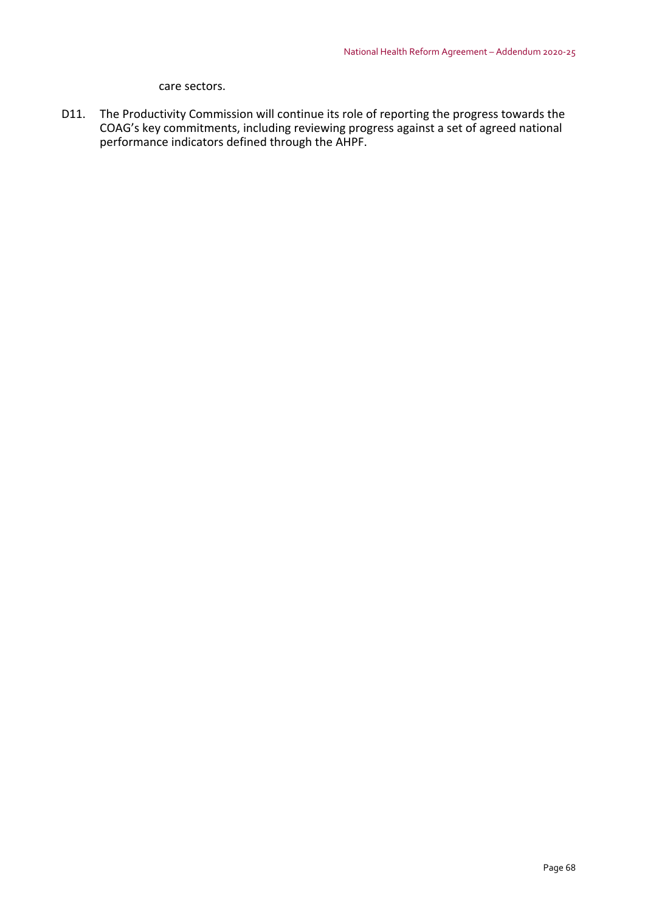care sectors.

D11. The Productivity Commission will continue its role of reporting the progress towards the COAG's key commitments, including reviewing progress against a set of agreed national performance indicators defined through the AHPF.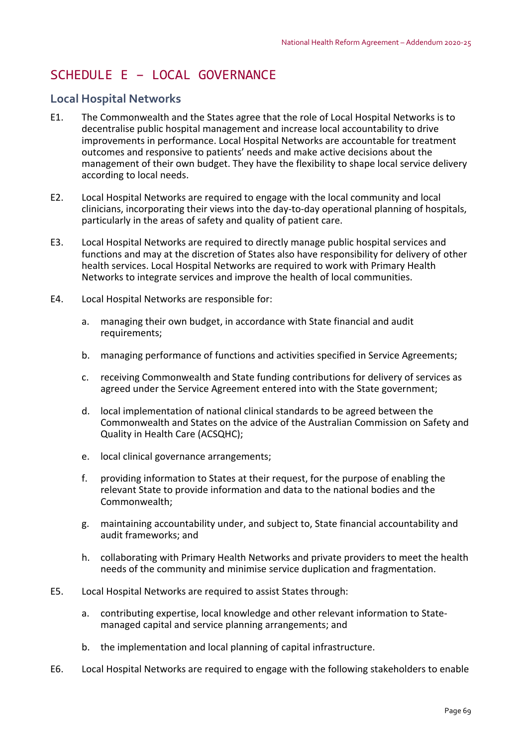# SCHEDULE E – LOCAL GOVERNANCE

## Local Hospital Networks

E1. The Commonwealth and the States agree that the role of Local Hospital Networks is to decentralise public hospital management and increase local accountability to drive improvements in performance. Local Hospital Networks are accountable for treatment outcomes and responsive to patients' needs and make active decisions about the management of their own budget. They have the flexibility to shape local service delivery according to local needs.

E2. Local Hospital Networks are required to engage with the local community and local clinicians, incorporating their views into the day-to-day operational planning of hospitals, particularly in the areas of safety and quality of patient care.

E3. Local Hospital Networks are required to directly manage public hospital services and functions and may at the discretion of States also have responsibility for delivery of other health services. Local Hospital Networks are required to work with Primary Health Networks to integrate services and improve the health of local communities.

E4. Local Hospital Networks are responsible for:

a. managing their own budget, in accordance with State financial and audit requirements;

b. managing performance of functions and activities specified in Service Agreements;

c. receiving Commonwealth and State funding contributions for delivery of services as agreed under the Service Agreement entered into with the State government;

d. local implementation of national clinical standards to be agreed between the Commonwealth and States on the advice of the Australian Commission on Safety and Quality in Health Care (ACSQHC);

e. local clinical governance arrangements;

f. providing information to States at their request, for the purpose of enabling the relevant State to provide information and data to the national bodies and the Commonwealth;

g. maintaining accountability under, and subject to, State financial accountability and audit frameworks; and

h. collaborating with Primary Health Networks and private providers to meet the health needs of the community and minimise service duplication and fragmentation.

E5. Local Hospital Networks are required to assist States through:

a. contributing expertise, local knowledge and other relevant information to State-managed capital and service planning arrangements; and

b. the implementation and local planning of capital infrastructure.

E6. Local Hospital Networks are required to engage with the following stakeholders to enable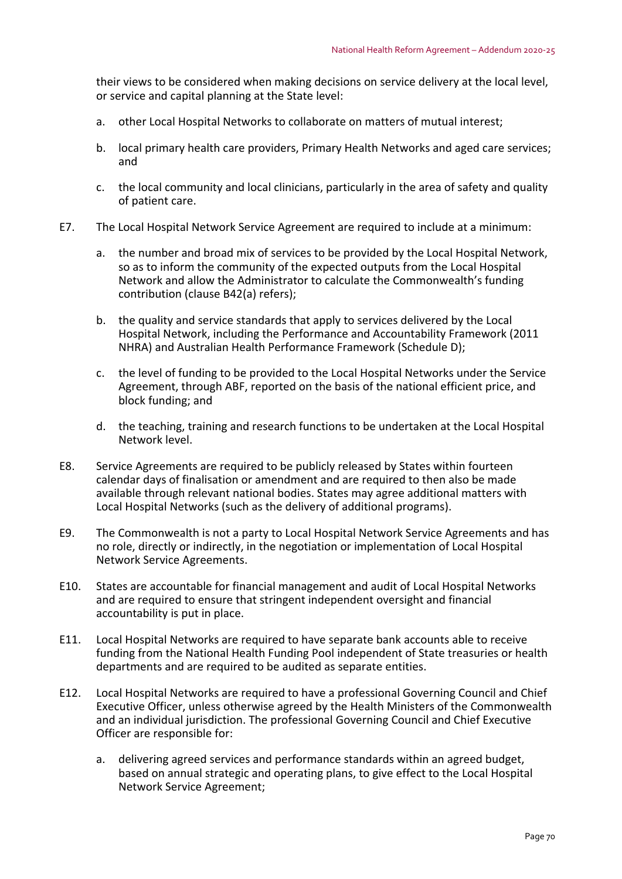their views to be considered when making decisions on service delivery at the local level, or service and capital planning at the State level:

a. other Local Hospital Networks to collaborate on matters of mutual interest;

b. local primary health care providers, Primary Health Networks and aged care services; and

c. the local community and local clinicians, particularly in the area of safety and quality of patient care.

E7. The Local Hospital Network Service Agreement are required to include at a minimum:

a. the number and broad mix of services to be provided by the Local Hospital Network, so as to inform the community of the expected outputs from the Local Hospital Network and allow the Administrator to calculate the Commonwealth's funding contribution (clause B42(a) refers);

b. the quality and service standards that apply to services delivered by the Local Hospital Network, including the Performance and Accountability Framework (2011 NHRA) and Australian Health Performance Framework (Schedule D);

c. the level of funding to be provided to the Local Hospital Networks under the Service Agreement, through ABF, reported on the basis of the national efficient price, and block funding; and

d. the teaching, training and research functions to be undertaken at the Local Hospital Network level.

E8. Service Agreements are required to be publicly released by States within fourteen calendar days of finalisation or amendment and are required to then also be made available through relevant national bodies. States may agree additional matters with Local Hospital Networks (such as the delivery of additional programs).

E9. The Commonwealth is not a party to Local Hospital Network Service Agreements and has no role, directly or indirectly, in the negotiation or implementation of Local Hospital Network Service Agreements.

E10. States are accountable for financial management and audit of Local Hospital Networks and are required to ensure that stringent independent oversight and financial accountability is put in place.

E11. Local Hospital Networks are required to have separate bank accounts able to receive funding from the National Health Funding Pool independent of State treasuries or health departments and are required to be audited as separate entities.

E12. Local Hospital Networks are required to have a professional Governing Council and Chief Executive Officer, unless otherwise agreed by the Health Ministers of the Commonwealth and an individual jurisdiction. The professional Governing Council and Chief Executive Officer are responsible for:

a. delivering agreed services and performance standards within an agreed budget, based on annual strategic and operating plans, to give effect to the Local Hospital Network Service Agreement;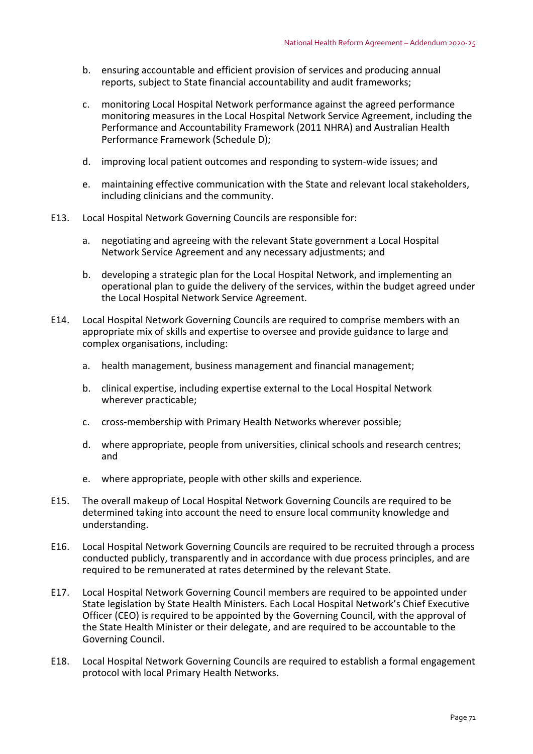b. ensuring accountable and efficient provision of services and producing annual reports, subject to State financial accountability and audit frameworks;

c. monitoring Local Hospital Network performance against the agreed performance monitoring measures in the Local Hospital Network Service Agreement, including the Performance and Accountability Framework (2011 NHRA) and Australian Health Performance Framework (Schedule D);

d. improving local patient outcomes and responding to system-wide issues; and

e. maintaining effective communication with the State and relevant local stakeholders, including clinicians and the community.

E13. Local Hospital Network Governing Councils are responsible for:

a. negotiating and agreeing with the relevant State government a Local Hospital Network Service Agreement and any necessary adjustments; and

b. developing a strategic plan for the Local Hospital Network, and implementing an operational plan to guide the delivery of the services, within the budget agreed under the Local Hospital Network Service Agreement.

E14. Local Hospital Network Governing Councils are required to comprise members with an appropriate mix of skills and expertise to oversee and provide guidance to large and complex organisations, including:

a. health management, business management and financial management;

b. clinical expertise, including expertise external to the Local Hospital Network wherever practicable;

c. cross-membership with Primary Health Networks wherever possible;

d. where appropriate, people from universities, clinical schools and research centres; and

e. where appropriate, people with other skills and experience.

E15. The overall makeup of Local Hospital Network Governing Councils are required to be determined taking into account the need to ensure local community knowledge and understanding.

E16. Local Hospital Network Governing Councils are required to be recruited through a process conducted publicly, transparently and in accordance with due process principles, and are required to be remunerated at rates determined by the relevant State.

E17. Local Hospital Network Governing Council members are required to be appointed under State legislation by State Health Ministers. Each Local Hospital Network's Chief Executive Officer (CEO) is required to be appointed by the Governing Council, with the approval of the State Health Minister or their delegate, and are required to be accountable to the Governing Council.

E18. Local Hospital Network Governing Councils are required to establish a formal engagement protocol with local Primary Health Networks.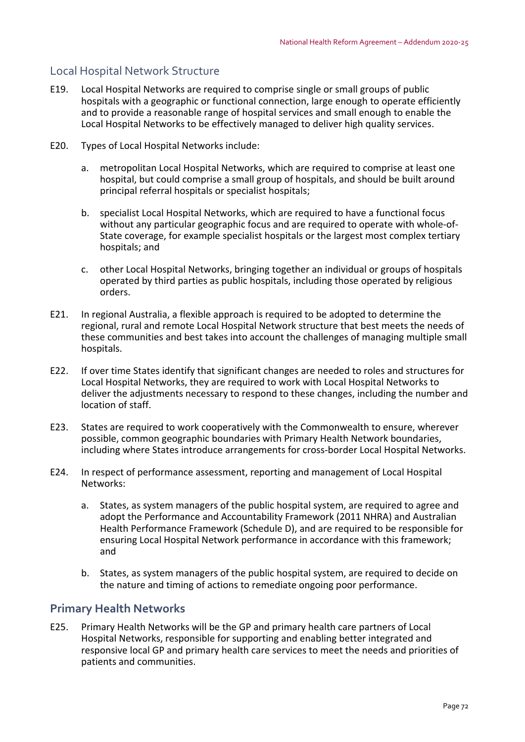### Local Hospital Network Structure

E19. Local Hospital Networks are required to comprise single or small groups of public hospitals with a geographic or functional connection, large enough to operate efficiently and to provide a reasonable range of hospital services and small enough to enable the Local Hospital Networks to be effectively managed to deliver high quality services.

E20. Types of Local Hospital Networks include:

a. metropolitan Local Hospital Networks, which are required to comprise at least one hospital, but could comprise a small group of hospitals, and should be built around principal referral hospitals or specialist hospitals;

b. specialist Local Hospital Networks, which are required to have a functional focus without any particular geographic focus and are required to operate with whole-of-State coverage, for example specialist hospitals or the largest most complex tertiary hospitals; and

c. other Local Hospital Networks, bringing together an individual or groups of hospitals operated by third parties as public hospitals, including those operated by religious orders.

E21. In regional Australia, a flexible approach is required to be adopted to determine the regional, rural and remote Local Hospital Network structure that best meets the needs of these communities and best takes into account the challenges of managing multiple small hospitals.

E22. If over time States identify that significant changes are needed to roles and structures for Local Hospital Networks, they are required to work with Local Hospital Networks to deliver the adjustments necessary to respond to these changes, including the number and location of staff.

E23. States are required to work cooperatively with the Commonwealth to ensure, wherever possible, common geographic boundaries with Primary Health Network boundaries, including where States introduce arrangements for cross-border Local Hospital Networks.

E24. In respect of performance assessment, reporting and management of Local Hospital Networks:

a. States, as system managers of the public hospital system, are required to agree and adopt the Performance and Accountability Framework (2011 NHRA) and Australian Health Performance Framework (Schedule D), and are required to be responsible for ensuring Local Hospital Network performance in accordance with this framework; and

b. States, as system managers of the public hospital system, are required to decide on the nature and timing of actions to remediate ongoing poor performance.

## Primary Health Networks

E25. Primary Health Networks will be the GP and primary health care partners of Local Hospital Networks, responsible for supporting and enabling better integrated and responsive local GP and primary health care services to meet the needs and priorities of patients and communities.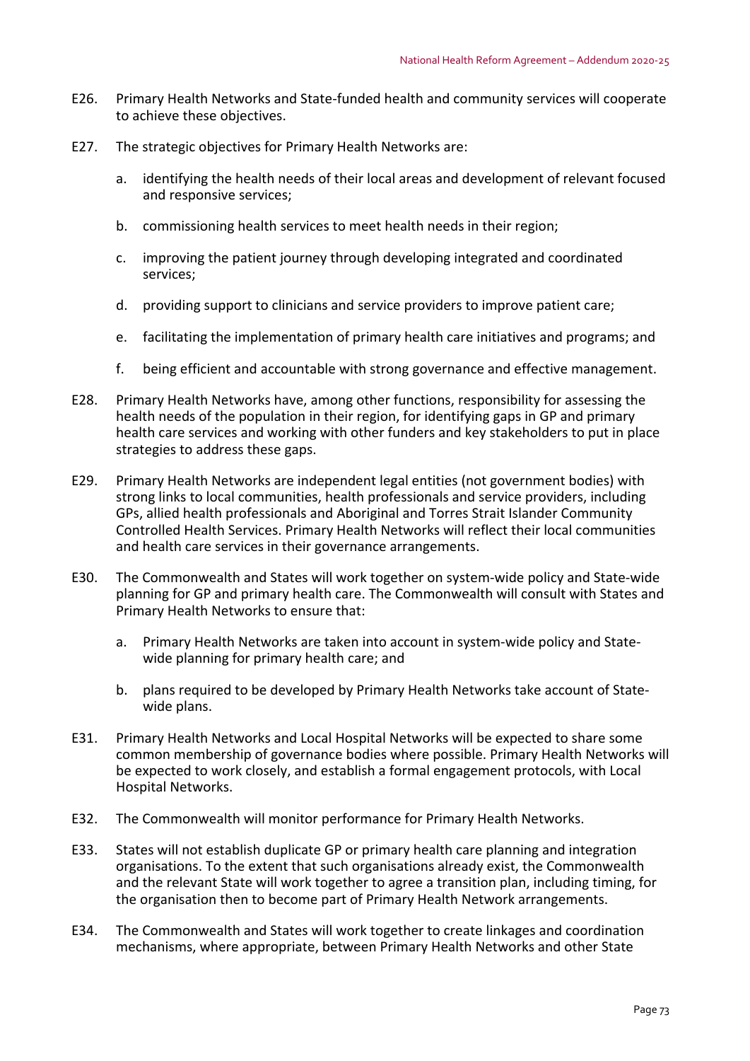E26. Primary Health Networks and State-funded health and community services will cooperate to achieve these objectives.

E27. The strategic objectives for Primary Health Networks are:

a. identifying the health needs of their local areas and development of relevant focused and responsive services;

b. commissioning health services to meet health needs in their region;

c. improving the patient journey through developing integrated and coordinated services;

d. providing support to clinicians and service providers to improve patient care;

e. facilitating the implementation of primary health care initiatives and programs; and

f. being efficient and accountable with strong governance and effective management.

E28. Primary Health Networks have, among other functions, responsibility for assessing the health needs of the population in their region, for identifying gaps in GP and primary health care services and working with other funders and key stakeholders to put in place strategies to address these gaps.

E29. Primary Health Networks are independent legal entities (not government bodies) with strong links to local communities, health professionals and service providers, including GPs, allied health professionals and Aboriginal and Torres Strait Islander Community Controlled Health Services. Primary Health Networks will reflect their local communities and health care services in their governance arrangements.

E30. The Commonwealth and States will work together on system-wide policy and State-wide planning for GP and primary health care. The Commonwealth will consult with States and Primary Health Networks to ensure that:

a. Primary Health Networks are taken into account in system-wide policy and State-wide planning for primary health care; and

b. plans required to be developed by Primary Health Networks take account of State-wide plans.

E31. Primary Health Networks and Local Hospital Networks will be expected to share some common membership of governance bodies where possible. Primary Health Networks will be expected to work closely, and establish a formal engagement protocols, with Local Hospital Networks.

E32. The Commonwealth will monitor performance for Primary Health Networks.

E33. States will not establish duplicate GP or primary health care planning and integration organisations. To the extent that such organisations already exist, the Commonwealth and the relevant State will work together to agree a transition plan, including timing, for the organisation then to become part of Primary Health Network arrangements.

E34. The Commonwealth and States will work together to create linkages and coordination mechanisms, where appropriate, between Primary Health Networks and other State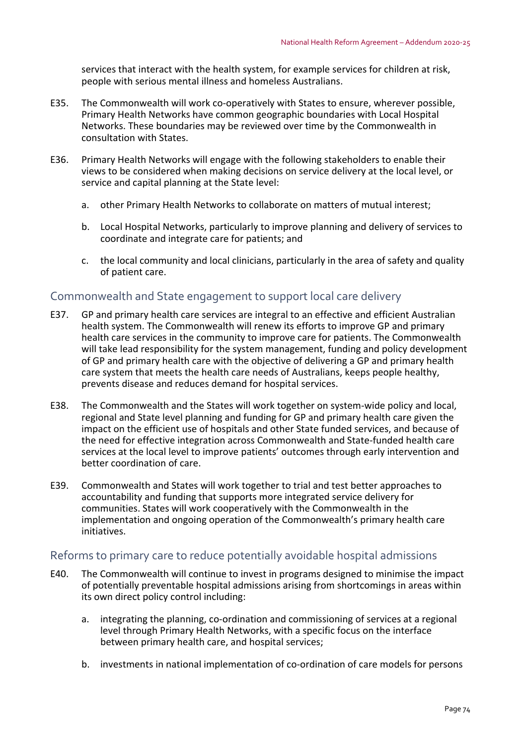services that interact with the health system, for example services for children at risk, people with serious mental illness and homeless Australians.

E35. The Commonwealth will work co-operatively with States to ensure, wherever possible, Primary Health Networks have common geographic boundaries with Local Hospital Networks. These boundaries may be reviewed over time by the Commonwealth in consultation with States.

E36. Primary Health Networks will engage with the following stakeholders to enable their views to be considered when making decisions on service delivery at the local level, or service and capital planning at the State level:

a. other Primary Health Networks to collaborate on matters of mutual interest;

b. Local Hospital Networks, particularly to improve planning and delivery of services to coordinate and integrate care for patients; and

c. the local community and local clinicians, particularly in the area of safety and quality of patient care.

## Commonwealth and State engagement to support local care delivery

E37. GP and primary health care services are integral to an effective and efficient Australian health system. The Commonwealth will renew its efforts to improve GP and primary health care services in the community to improve care for patients. The Commonwealth will take lead responsibility for the system management, funding and policy development of GP and primary health care with the objective of delivering a GP and primary health care system that meets the health care needs of Australians, keeps people healthy, prevents disease and reduces demand for hospital services.

E38. The Commonwealth and the States will work together on system-wide policy and local, regional and State level planning and funding for GP and primary health care given the impact on the efficient use of hospitals and other State funded services, and because of the need for effective integration across Commonwealth and State-funded health care services at the local level to improve patients' outcomes through early intervention and better coordination of care.

E39. Commonwealth and States will work together to trial and test better approaches to accountability and funding that supports more integrated service delivery for communities. States will work cooperatively with the Commonwealth in the implementation and ongoing operation of the Commonwealth's primary health care initiatives.

## Reforms to primary care to reduce potentially avoidable hospital admissions

E40. The Commonwealth will continue to invest in programs designed to minimise the impact of potentially preventable hospital admissions arising from shortcomings in areas within its own direct policy control including:

a. integrating the planning, co-ordination and commissioning of services at a regional level through Primary Health Networks, with a specific focus on the interface between primary health care, and hospital services;

b. investments in national implementation of co-ordination of care models for persons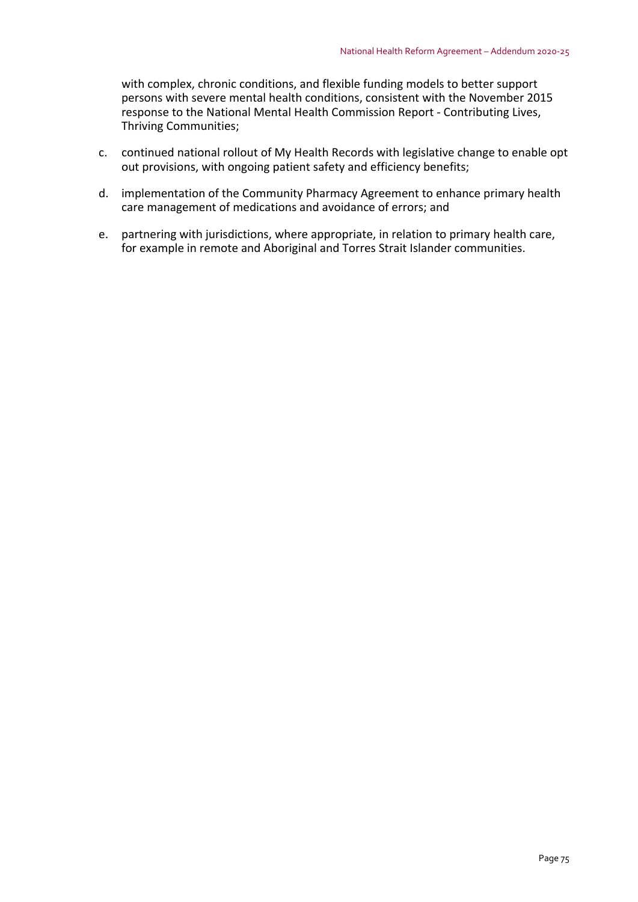with complex, chronic conditions, and flexible funding models to better support persons with severe mental health conditions, consistent with the November 2015 response to the National Mental Health Commission Report - Contributing Lives, Thriving Communities;

c. continued national rollout of My Health Records with legislative change to enable opt out provisions, with ongoing patient safety and efficiency benefits;

d. implementation of the Community Pharmacy Agreement to enhance primary health care management of medications and avoidance of errors; and

e. partnering with jurisdictions, where appropriate, in relation to primary health care, for example in remote and Aboriginal and Torres Strait Islander communities.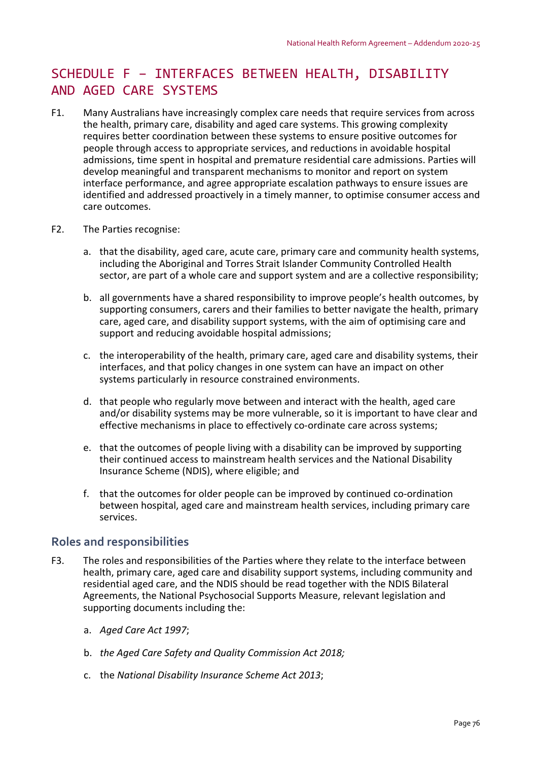# SCHEDULE F – INTERFACES BETWEEN HEALTH, DISABILITY AND AGED CARE SYSTEMS

F1. Many Australians have increasingly complex care needs that require services from across the health, primary care, disability and aged care systems. This growing complexity requires better coordination between these systems to ensure positive outcomes for people through access to appropriate services, and reductions in avoidable hospital admissions, time spent in hospital and premature residential care admissions. Parties will develop meaningful and transparent mechanisms to monitor and report on system interface performance, and agree appropriate escalation pathways to ensure issues are identified and addressed proactively in a timely manner, to optimise consumer access and care outcomes.

F2. The Parties recognise:

a. that the disability, aged care, acute care, primary care and community health systems, including the Aboriginal and Torres Strait Islander Community Controlled Health sector, are part of a whole care and support system and are a collective responsibility;

b. all governments have a shared responsibility to improve people's health outcomes, by supporting consumers, carers and their families to better navigate the health, primary care, aged care, and disability support systems, with the aim of optimising care and support and reducing avoidable hospital admissions;

c. the interoperability of the health, primary care, aged care and disability systems, their interfaces, and that policy changes in one system can have an impact on other systems particularly in resource constrained environments.

d. that people who regularly move between and interact with the health, aged care and/or disability systems may be more vulnerable, so it is important to have clear and effective mechanisms in place to effectively co-ordinate care across systems;

e. that the outcomes of people living with a disability can be improved by supporting their continued access to mainstream health services and the National Disability Insurance Scheme (NDIS), where eligible; and

f. that the outcomes for older people can be improved by continued co-ordination between hospital, aged care and mainstream health services, including primary care services.

## Roles and responsibilities

F3. The roles and responsibilities of the Parties where they relate to the interface between health, primary care, aged care and disability support systems, including community and residential aged care, and the NDIS should be read together with the NDIS Bilateral Agreements, the National Psychosocial Supports Measure, relevant legislation and supporting documents including the:

a. *Aged Care Act 1997*;

b. *the Aged Care Safety and Quality Commission Act 2018;*

c. the *National Disability Insurance Scheme Act 2013*;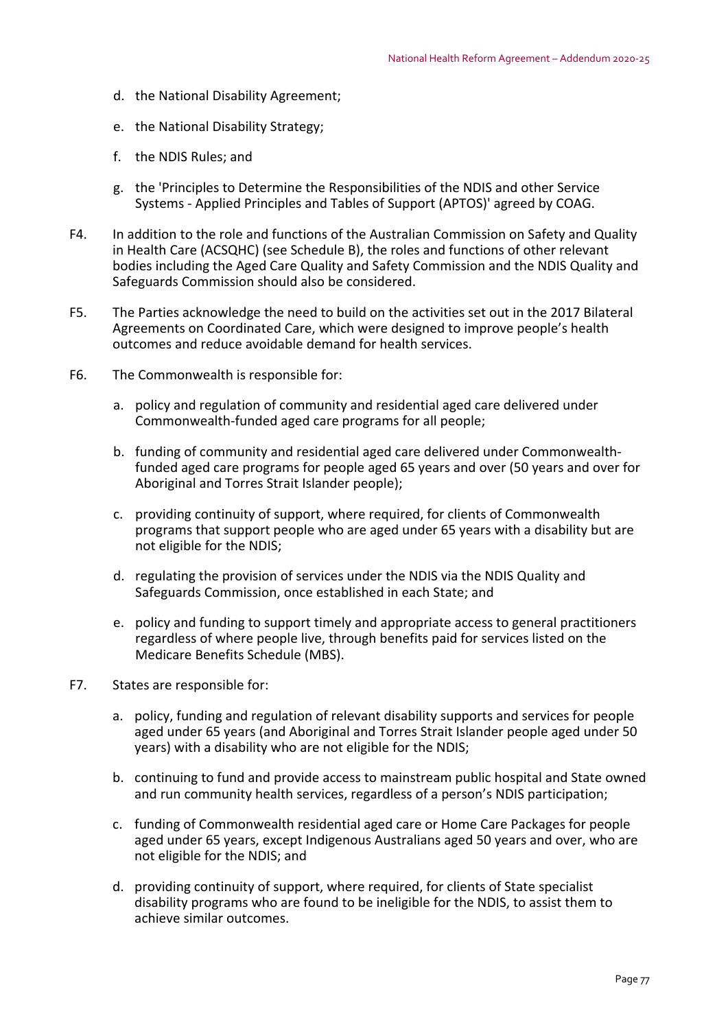d. the National Disability Agreement;

e. the National Disability Strategy;

f. the NDIS Rules; and

g. the 'Principles to Determine the Responsibilities of the NDIS and other Service Systems - Applied Principles and Tables of Support (APTOS)' agreed by COAG.

F4. In addition to the role and functions of the Australian Commission on Safety and Quality in Health Care (ACSQHC) (see Schedule B), the roles and functions of other relevant bodies including the Aged Care Quality and Safety Commission and the NDIS Quality and Safeguards Commission should also be considered.

F5. The Parties acknowledge the need to build on the activities set out in the 2017 Bilateral Agreements on Coordinated Care, which were designed to improve people's health outcomes and reduce avoidable demand for health services.

F6. The Commonwealth is responsible for:

a. policy and regulation of community and residential aged care delivered under Commonwealth-funded aged care programs for all people;

b. funding of community and residential aged care delivered under Commonwealth-funded aged care programs for people aged 65 years and over (50 years and over for Aboriginal and Torres Strait Islander people);

c. providing continuity of support, where required, for clients of Commonwealth programs that support people who are aged under 65 years with a disability but are not eligible for the NDIS;

d. regulating the provision of services under the NDIS via the NDIS Quality and Safeguards Commission, once established in each State; and

e. policy and funding to support timely and appropriate access to general practitioners regardless of where people live, through benefits paid for services listed on the Medicare Benefits Schedule (MBS).

F7. States are responsible for:

a. policy, funding and regulation of relevant disability supports and services for people aged under 65 years (and Aboriginal and Torres Strait Islander people aged under 50 years) with a disability who are not eligible for the NDIS;

b. continuing to fund and provide access to mainstream public hospital and State owned and run community health services, regardless of a person's NDIS participation;

c. funding of Commonwealth residential aged care or Home Care Packages for people aged under 65 years, except Indigenous Australians aged 50 years and over, who are not eligible for the NDIS; and

d. providing continuity of support, where required, for clients of State specialist disability programs who are found to be ineligible for the NDIS, to assist them to achieve similar outcomes.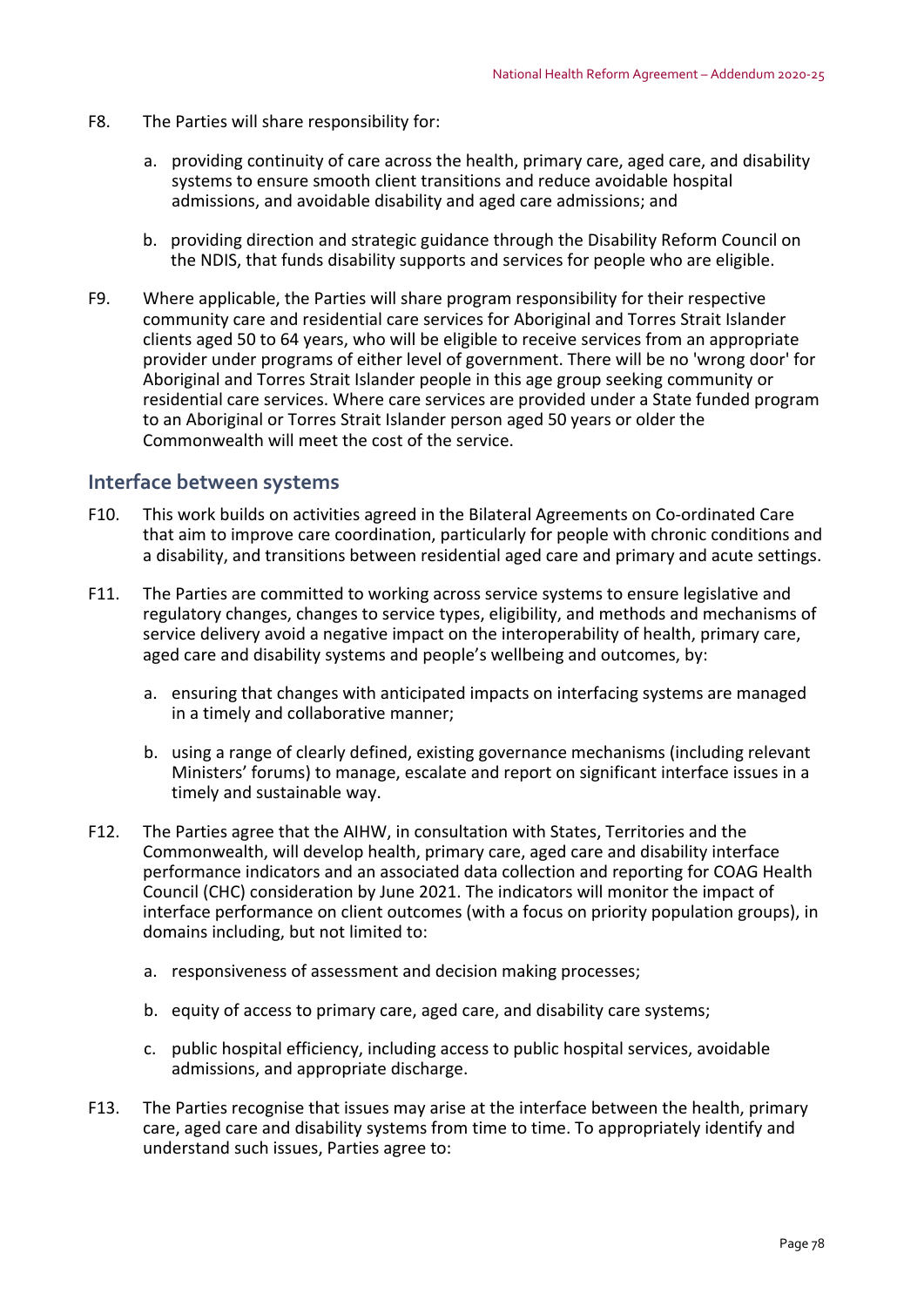F8. The Parties will share responsibility for:

a. providing continuity of care across the health, primary care, aged care, and disability systems to ensure smooth client transitions and reduce avoidable hospital admissions, and avoidable disability and aged care admissions; and

b. providing direction and strategic guidance through the Disability Reform Council on the NDIS, that funds disability supports and services for people who are eligible.

F9. Where applicable, the Parties will share program responsibility for their respective community care and residential care services for Aboriginal and Torres Strait Islander clients aged 50 to 64 years, who will be eligible to receive services from an appropriate provider under programs of either level of government. There will be no 'wrong door' for Aboriginal and Torres Strait Islander people in this age group seeking community or residential care services. Where care services are provided under a State funded program to an Aboriginal or Torres Strait Islander person aged 50 years or older the Commonwealth will meet the cost of the service.

## Interface between systems

F10. This work builds on activities agreed in the Bilateral Agreements on Co-ordinated Care that aim to improve care coordination, particularly for people with chronic conditions and a disability, and transitions between residential aged care and primary and acute settings.

F11. The Parties are committed to working across service systems to ensure legislative and regulatory changes, changes to service types, eligibility, and methods and mechanisms of service delivery avoid a negative impact on the interoperability of health, primary care, aged care and disability systems and people's wellbeing and outcomes, by:

a. ensuring that changes with anticipated impacts on interfacing systems are managed in a timely and collaborative manner;

b. using a range of clearly defined, existing governance mechanisms (including relevant Ministers' forums) to manage, escalate and report on significant interface issues in a timely and sustainable way.

F12. The Parties agree that the AIHW, in consultation with States, Territories and the Commonwealth, will develop health, primary care, aged care and disability interface performance indicators and an associated data collection and reporting for COAG Health Council (CHC) consideration by June 2021. The indicators will monitor the impact of interface performance on client outcomes (with a focus on priority population groups), in domains including, but not limited to:

a. responsiveness of assessment and decision making processes;

b. equity of access to primary care, aged care, and disability care systems;

c. public hospital efficiency, including access to public hospital services, avoidable admissions, and appropriate discharge.

F13. The Parties recognise that issues may arise at the interface between the health, primary care, aged care and disability systems from time to time. To appropriately identify and understand such issues, Parties agree to: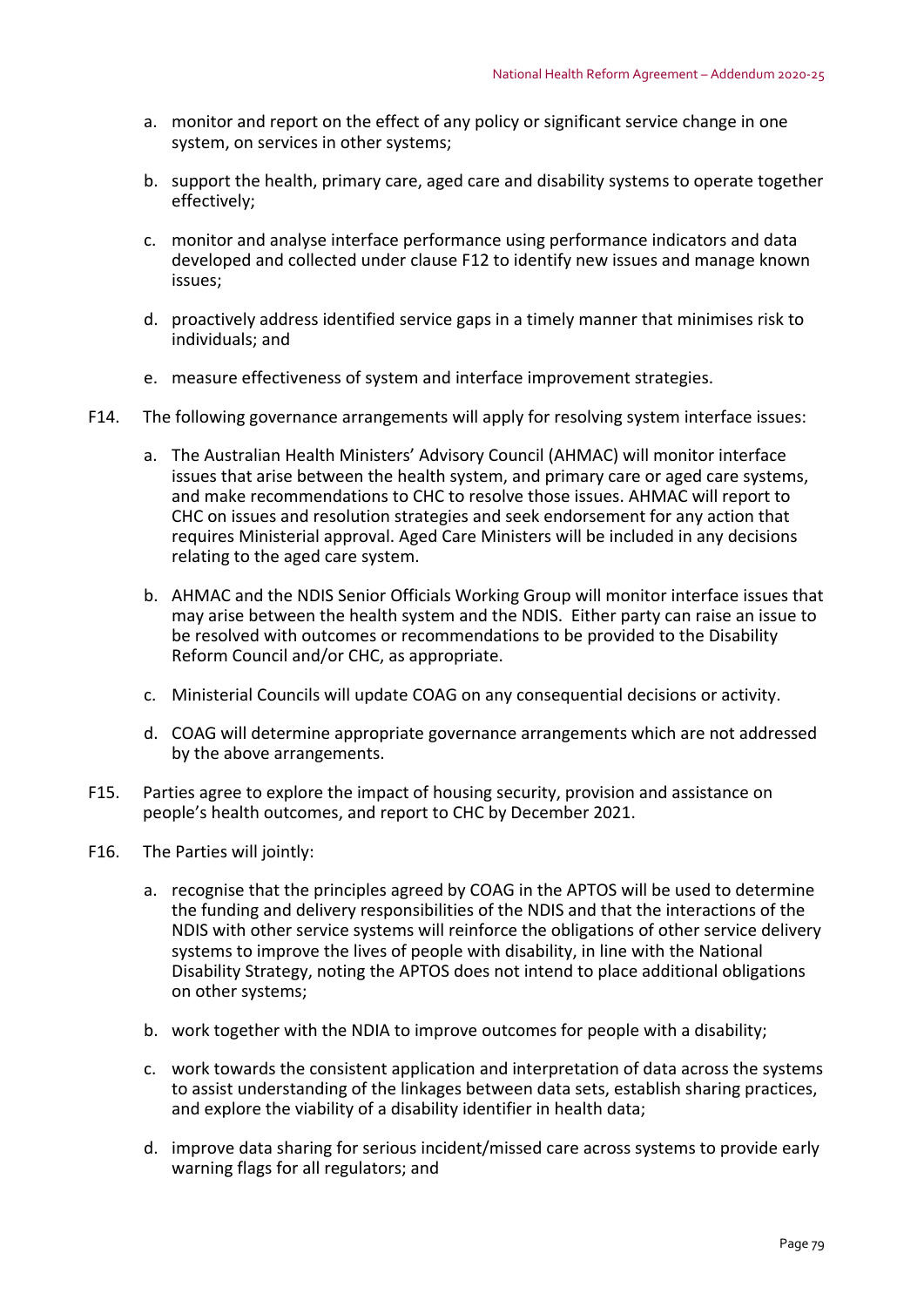a. monitor and report on the effect of any policy or significant service change in one system, on services in other systems;

b. support the health, primary care, aged care and disability systems to operate together effectively;

c. monitor and analyse interface performance using performance indicators and data developed and collected under clause F12 to identify new issues and manage known issues;

d. proactively address identified service gaps in a timely manner that minimises risk to individuals; and

e. measure effectiveness of system and interface improvement strategies.

F14. The following governance arrangements will apply for resolving system interface issues:

a. The Australian Health Ministers' Advisory Council (AHMAC) will monitor interface issues that arise between the health system, and primary care or aged care systems, and make recommendations to CHC to resolve those issues. AHMAC will report to CHC on issues and resolution strategies and seek endorsement for any action that requires Ministerial approval. Aged Care Ministers will be included in any decisions relating to the aged care system.

b. AHMAC and the NDIS Senior Officials Working Group will monitor interface issues that may arise between the health system and the NDIS. Either party can raise an issue to be resolved with outcomes or recommendations to be provided to the Disability Reform Council and/or CHC, as appropriate.

c. Ministerial Councils will update COAG on any consequential decisions or activity.

d. COAG will determine appropriate governance arrangements which are not addressed by the above arrangements.

F15. Parties agree to explore the impact of housing security, provision and assistance on people's health outcomes, and report to CHC by December 2021.

F16. The Parties will jointly:

a. recognise that the principles agreed by COAG in the APTOS will be used to determine the funding and delivery responsibilities of the NDIS and that the interactions of the NDIS with other service systems will reinforce the obligations of other service delivery systems to improve the lives of people with disability, in line with the National Disability Strategy, noting the APTOS does not intend to place additional obligations on other systems;

b. work together with the NDIA to improve outcomes for people with a disability;

c. work towards the consistent application and interpretation of data across the systems to assist understanding of the linkages between data sets, establish sharing practices, and explore the viability of a disability identifier in health data;

d. improve data sharing for serious incident/missed care across systems to provide early warning flags for all regulators; and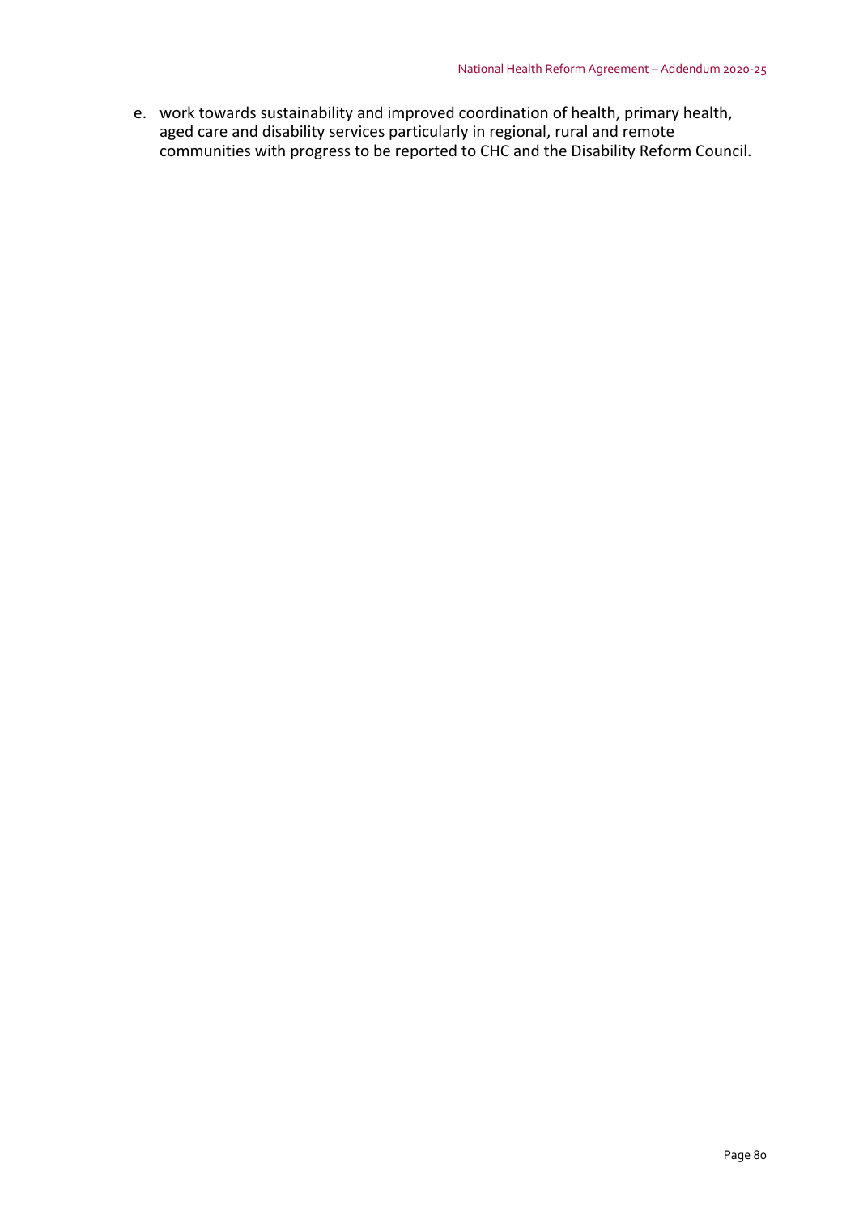e. work towards sustainability and improved coordination of health, primary health, aged care and disability services particularly in regional, rural and remote communities with progress to be reported to CHC and the Disability Reform Council.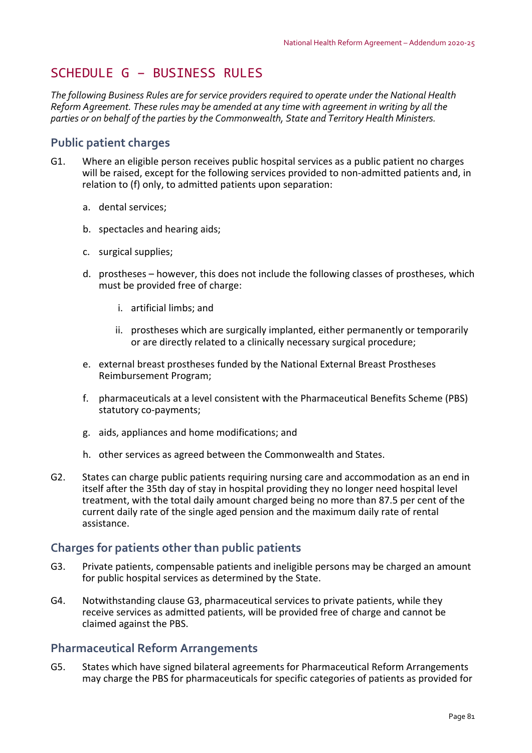# SCHEDULE G – BUSINESS RULES

*The following Business Rules are for service providers required to operate under the National Health Reform Agreement. These rules may be amended at any time with agreement in writing by all the parties or on behalf of the parties by the Commonwealth, State and Territory Health Ministers.*

## Public patient charges

G1. Where an eligible person receives public hospital services as a public patient no charges will be raised, except for the following services provided to non-admitted patients and, in relation to (f) only, to admitted patients upon separation:

   a. dental services;

   b. spectacles and hearing aids;

   c. surgical supplies;

   d. prostheses – however, this does not include the following classes of prostheses, which must be provided free of charge:

      i. artificial limbs; and

      ii. prostheses which are surgically implanted, either permanently or temporarily or are directly related to a clinically necessary surgical procedure;

   e. external breast prostheses funded by the National External Breast Prostheses Reimbursement Program;

   f. pharmaceuticals at a level consistent with the Pharmaceutical Benefits Scheme (PBS) statutory co-payments;

   g. aids, appliances and home modifications; and

   h. other services as agreed between the Commonwealth and States.

G2. States can charge public patients requiring nursing care and accommodation as an end in itself after the 35th day of stay in hospital providing they no longer need hospital level treatment, with the total daily amount charged being no more than 87.5 per cent of the current daily rate of the single aged pension and the maximum daily rate of rental assistance.

## Charges for patients other than public patients

G3. Private patients, compensable patients and ineligible persons may be charged an amount for public hospital services as determined by the State.

G4. Notwithstanding clause G3, pharmaceutical services to private patients, while they receive services as admitted patients, will be provided free of charge and cannot be claimed against the PBS.

## Pharmaceutical Reform Arrangements

G5. States which have signed bilateral agreements for Pharmaceutical Reform Arrangements may charge the PBS for pharmaceuticals for specific categories of patients as provided for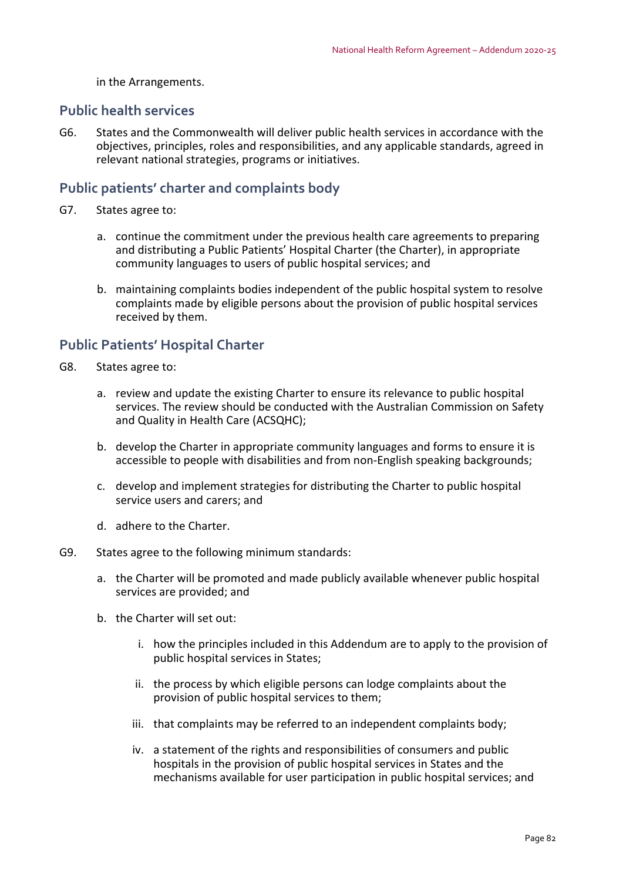in the Arrangements.

## Public health services

G6. States and the Commonwealth will deliver public health services in accordance with the objectives, principles, roles and responsibilities, and any applicable standards, agreed in relevant national strategies, programs or initiatives.

## Public patients' charter and complaints body

G7. States agree to:

a. continue the commitment under the previous health care agreements to preparing and distributing a Public Patients' Hospital Charter (the Charter), in appropriate community languages to users of public hospital services; and

b. maintaining complaints bodies independent of the public hospital system to resolve complaints made by eligible persons about the provision of public hospital services received by them.

## Public Patients' Hospital Charter

G8. States agree to:

a. review and update the existing Charter to ensure its relevance to public hospital services. The review should be conducted with the Australian Commission on Safety and Quality in Health Care (ACSQHC);

b. develop the Charter in appropriate community languages and forms to ensure it is accessible to people with disabilities and from non-English speaking backgrounds;

c. develop and implement strategies for distributing the Charter to public hospital service users and carers; and

d. adhere to the Charter.

G9. States agree to the following minimum standards:

a. the Charter will be promoted and made publicly available whenever public hospital services are provided; and

b. the Charter will set out:

   i. how the principles included in this Addendum are to apply to the provision of public hospital services in States;

   ii. the process by which eligible persons can lodge complaints about the provision of public hospital services to them;

   iii. that complaints may be referred to an independent complaints body;

   iv. a statement of the rights and responsibilities of consumers and public hospitals in the provision of public hospital services in States and the mechanisms available for user participation in public hospital services; and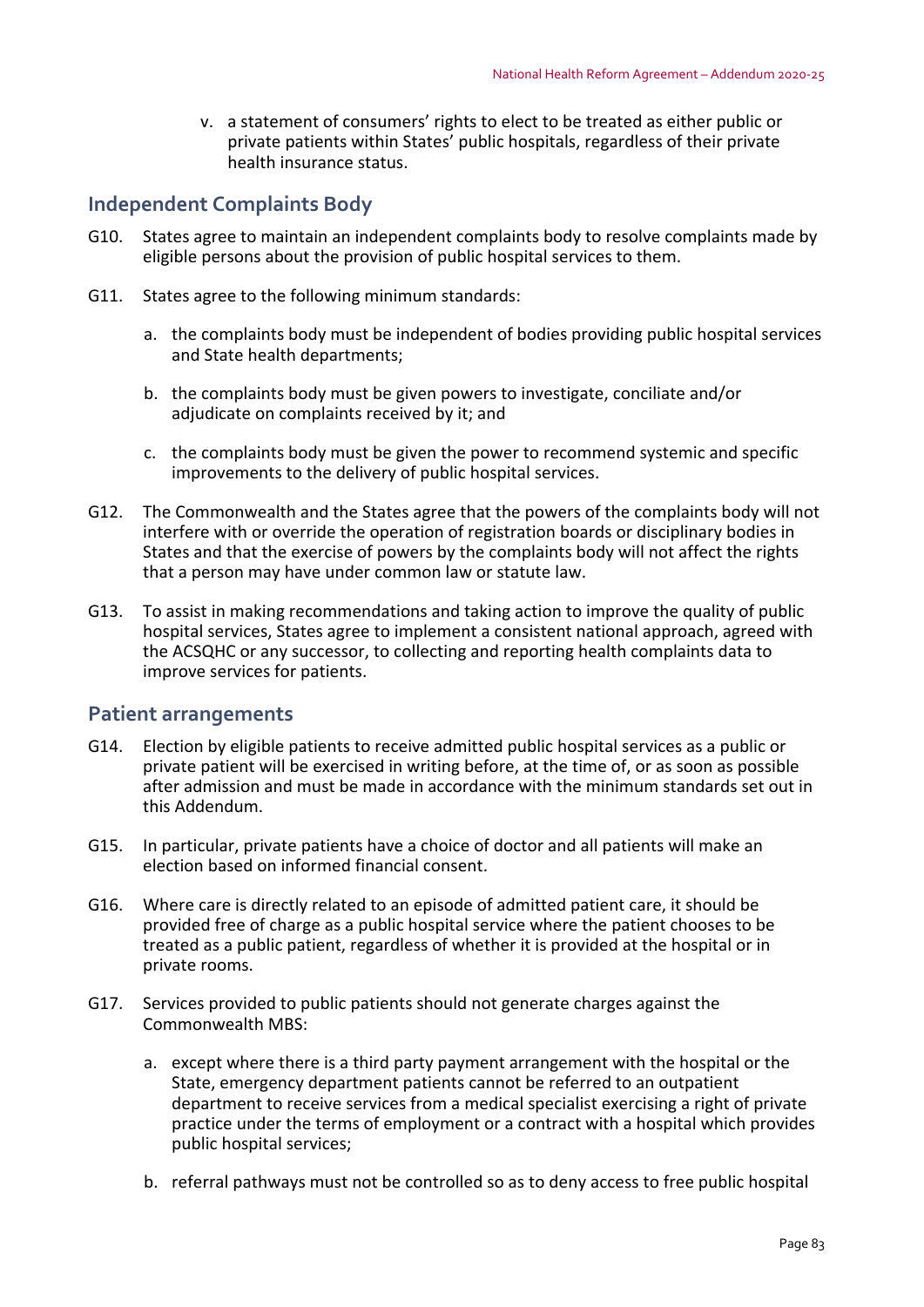v. a statement of consumers' rights to elect to be treated as either public or private patients within States' public hospitals, regardless of their private health insurance status.

## Independent Complaints Body

G10. States agree to maintain an independent complaints body to resolve complaints made by eligible persons about the provision of public hospital services to them.

G11. States agree to the following minimum standards:

a. the complaints body must be independent of bodies providing public hospital services and State health departments;

b. the complaints body must be given powers to investigate, conciliate and/or adjudicate on complaints received by it; and

c. the complaints body must be given the power to recommend systemic and specific improvements to the delivery of public hospital services.

G12. The Commonwealth and the States agree that the powers of the complaints body will not interfere with or override the operation of registration boards or disciplinary bodies in States and that the exercise of powers by the complaints body will not affect the rights that a person may have under common law or statute law.

G13. To assist in making recommendations and taking action to improve the quality of public hospital services, States agree to implement a consistent national approach, agreed with the ACSQHC or any successor, to collecting and reporting health complaints data to improve services for patients.

## Patient arrangements

G14. Election by eligible patients to receive admitted public hospital services as a public or private patient will be exercised in writing before, at the time of, or as soon as possible after admission and must be made in accordance with the minimum standards set out in this Addendum.

G15. In particular, private patients have a choice of doctor and all patients will make an election based on informed financial consent.

G16. Where care is directly related to an episode of admitted patient care, it should be provided free of charge as a public hospital service where the patient chooses to be treated as a public patient, regardless of whether it is provided at the hospital or in private rooms.

G17. Services provided to public patients should not generate charges against the Commonwealth MBS:

a. except where there is a third party payment arrangement with the hospital or the State, emergency department patients cannot be referred to an outpatient department to receive services from a medical specialist exercising a right of private practice under the terms of employment or a contract with a hospital which provides public hospital services;

b. referral pathways must not be controlled so as to deny access to free public hospital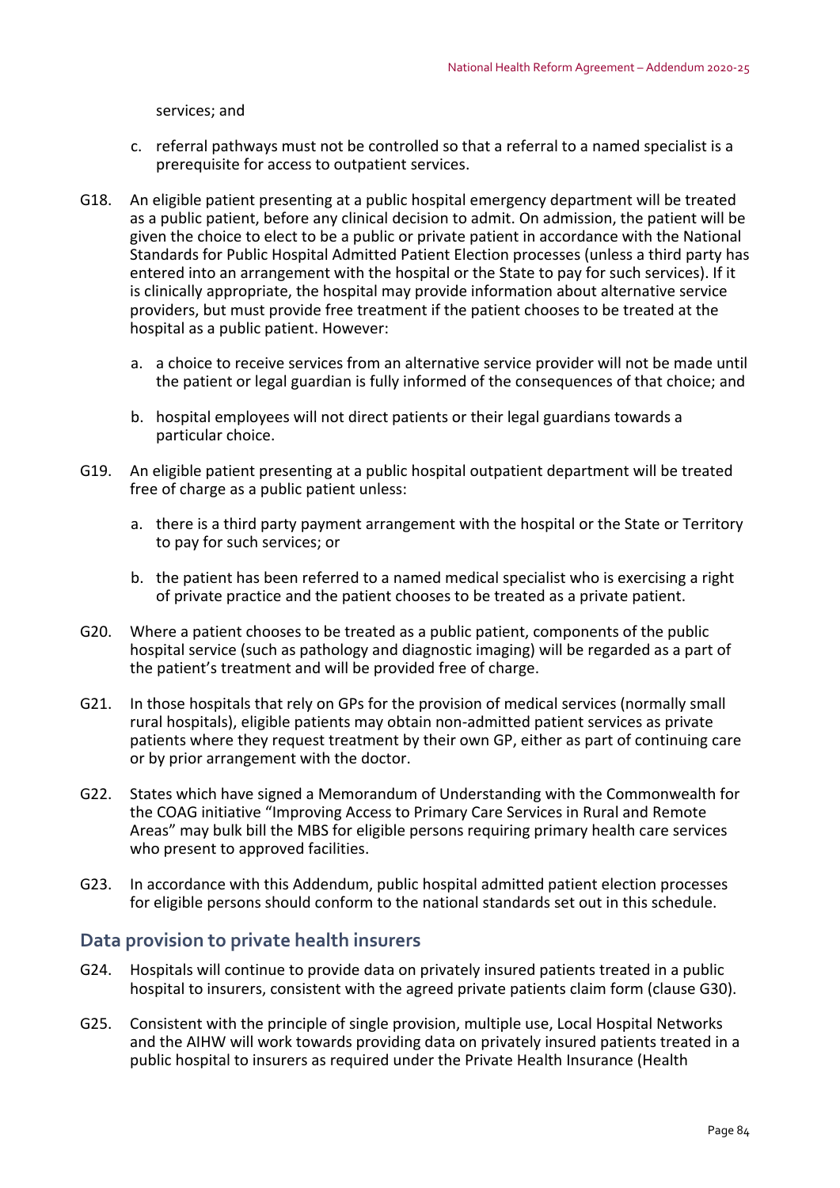services; and

c. referral pathways must not be controlled so that a referral to a named specialist is a prerequisite for access to outpatient services.

G18. An eligible patient presenting at a public hospital emergency department will be treated as a public patient, before any clinical decision to admit. On admission, the patient will be given the choice to elect to be a public or private patient in accordance with the National Standards for Public Hospital Admitted Patient Election processes (unless a third party has entered into an arrangement with the hospital or the State to pay for such services). If it is clinically appropriate, the hospital may provide information about alternative service providers, but must provide free treatment if the patient chooses to be treated at the hospital as a public patient. However:

a. a choice to receive services from an alternative service provider will not be made until the patient or legal guardian is fully informed of the consequences of that choice; and

b. hospital employees will not direct patients or their legal guardians towards a particular choice.

G19. An eligible patient presenting at a public hospital outpatient department will be treated free of charge as a public patient unless:

a. there is a third party payment arrangement with the hospital or the State or Territory to pay for such services; or

b. the patient has been referred to a named medical specialist who is exercising a right of private practice and the patient chooses to be treated as a private patient.

G20. Where a patient chooses to be treated as a public patient, components of the public hospital service (such as pathology and diagnostic imaging) will be regarded as a part of the patient's treatment and will be provided free of charge.

G21. In those hospitals that rely on GPs for the provision of medical services (normally small rural hospitals), eligible patients may obtain non-admitted patient services as private patients where they request treatment by their own GP, either as part of continuing care or by prior arrangement with the doctor.

G22. States which have signed a Memorandum of Understanding with the Commonwealth for the COAG initiative "Improving Access to Primary Care Services in Rural and Remote Areas" may bulk bill the MBS for eligible persons requiring primary health care services who present to approved facilities.

G23. In accordance with this Addendum, public hospital admitted patient election processes for eligible persons should conform to the national standards set out in this schedule.

## Data provision to private health insurers

G24. Hospitals will continue to provide data on privately insured patients treated in a public hospital to insurers, consistent with the agreed private patients claim form (clause G30).

G25. Consistent with the principle of single provision, multiple use, Local Hospital Networks and the AIHW will work towards providing data on privately insured patients treated in a public hospital to insurers as required under the Private Health Insurance (Health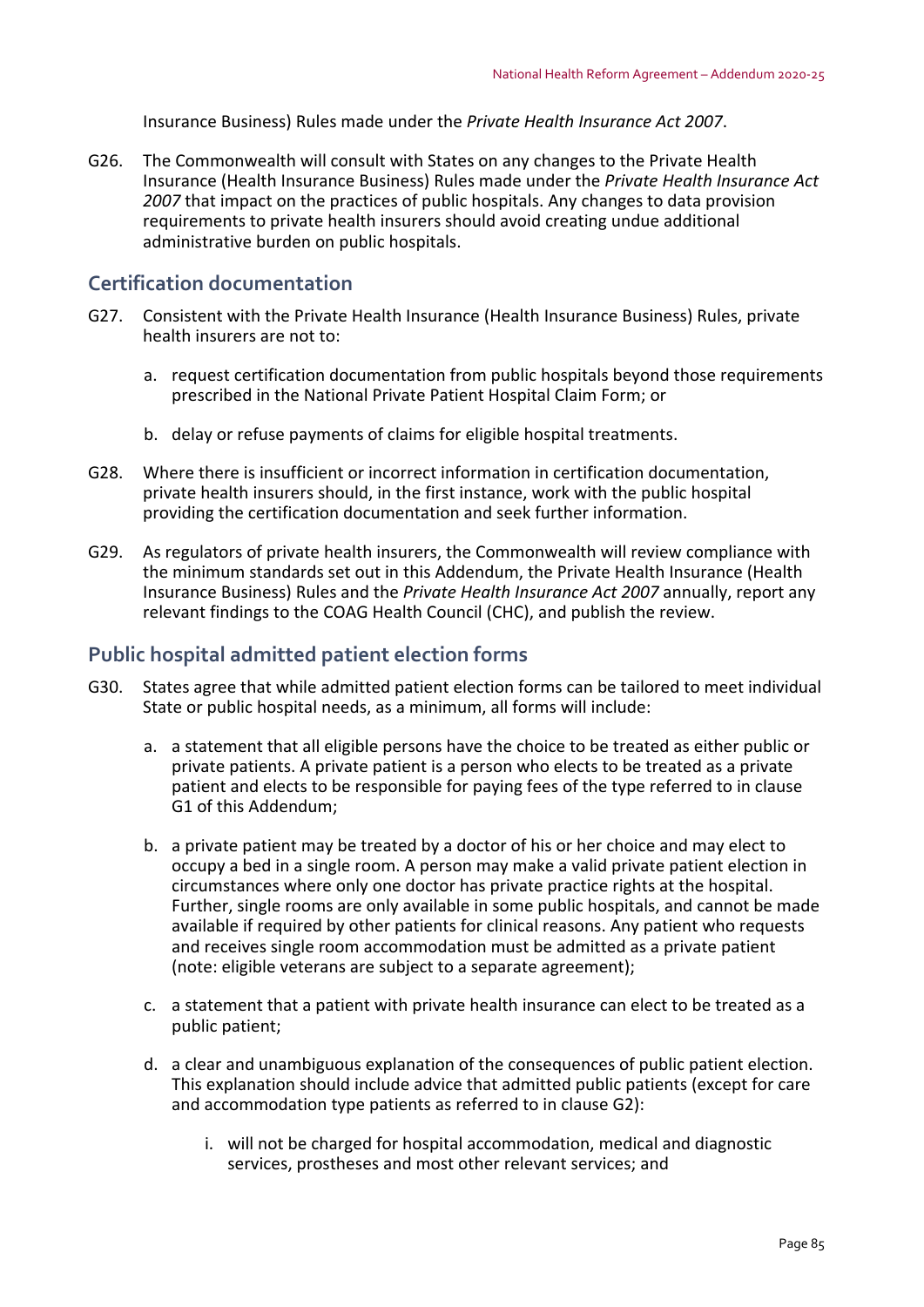Insurance Business) Rules made under the *Private Health Insurance Act 2007*.

G26. The Commonwealth will consult with States on any changes to the Private Health Insurance (Health Insurance Business) Rules made under the *Private Health Insurance Act 2007* that impact on the practices of public hospitals. Any changes to data provision requirements to private health insurers should avoid creating undue additional administrative burden on public hospitals.

## Certification documentation

G27. Consistent with the Private Health Insurance (Health Insurance Business) Rules, private health insurers are not to:

a. request certification documentation from public hospitals beyond those requirements prescribed in the National Private Patient Hospital Claim Form; or

b. delay or refuse payments of claims for eligible hospital treatments.

G28. Where there is insufficient or incorrect information in certification documentation, private health insurers should, in the first instance, work with the public hospital providing the certification documentation and seek further information.

G29. As regulators of private health insurers, the Commonwealth will review compliance with the minimum standards set out in this Addendum, the Private Health Insurance (Health Insurance Business) Rules and the *Private Health Insurance Act 2007* annually, report any relevant findings to the COAG Health Council (CHC), and publish the review.

## Public hospital admitted patient election forms

G30. States agree that while admitted patient election forms can be tailored to meet individual State or public hospital needs, as a minimum, all forms will include:

a. a statement that all eligible persons have the choice to be treated as either public or private patients. A private patient is a person who elects to be treated as a private patient and elects to be responsible for paying fees of the type referred to in clause G1 of this Addendum;

b. a private patient may be treated by a doctor of his or her choice and may elect to occupy a bed in a single room. A person may make a valid private patient election in circumstances where only one doctor has private practice rights at the hospital. Further, single rooms are only available in some public hospitals, and cannot be made available if required by other patients for clinical reasons. Any patient who requests and receives single room accommodation must be admitted as a private patient (note: eligible veterans are subject to a separate agreement);

c. a statement that a patient with private health insurance can elect to be treated as a public patient;

d. a clear and unambiguous explanation of the consequences of public patient election. This explanation should include advice that admitted public patients (except for care and accommodation type patients as referred to in clause G2):

   i. will not be charged for hospital accommodation, medical and diagnostic services, prostheses and most other relevant services; and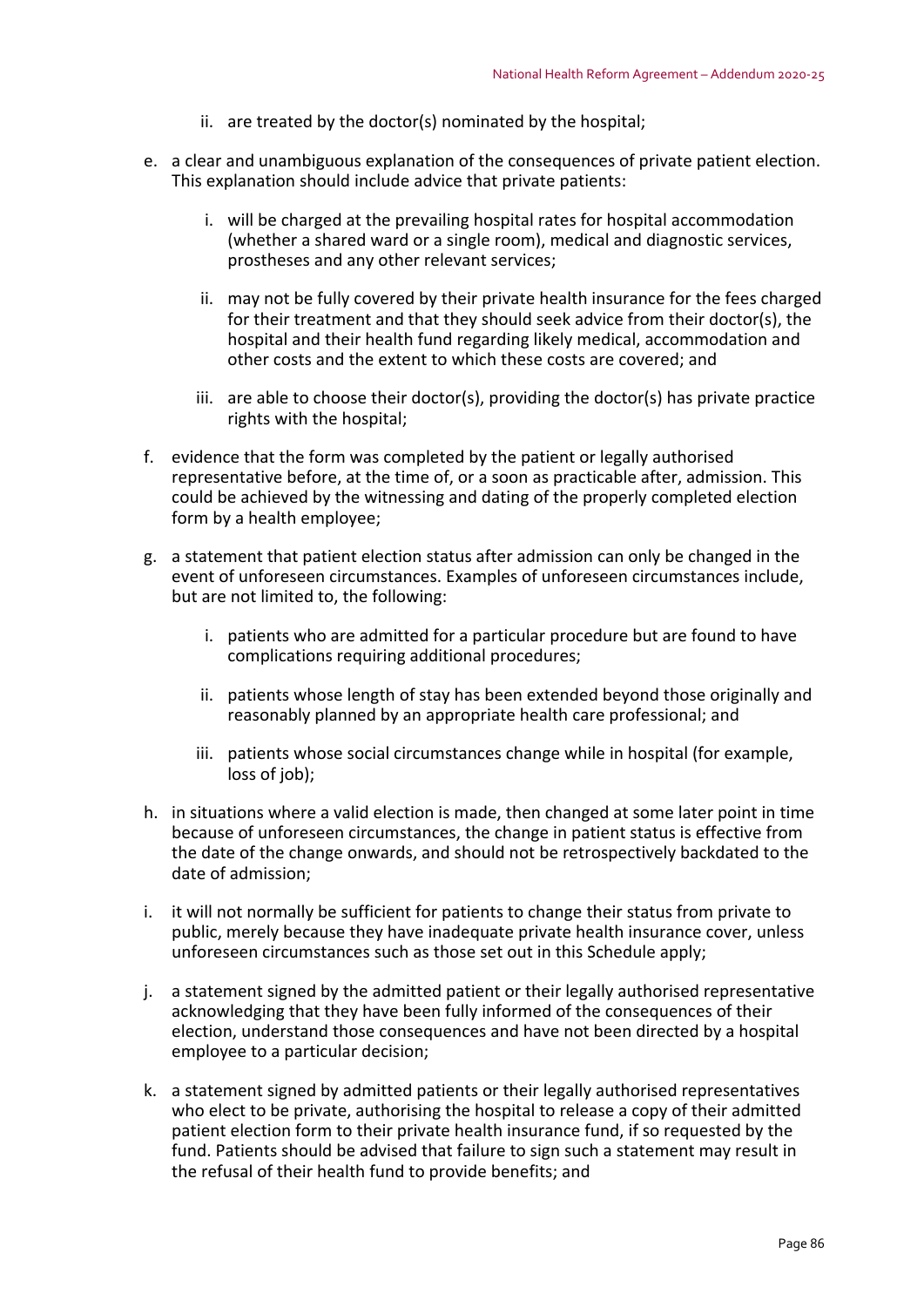ii. are treated by the doctor(s) nominated by the hospital;

e. a clear and unambiguous explanation of the consequences of private patient election. This explanation should include advice that private patients:

   i. will be charged at the prevailing hospital rates for hospital accommodation (whether a shared ward or a single room), medical and diagnostic services, prostheses and any other relevant services;

   ii. may not be fully covered by their private health insurance for the fees charged for their treatment and that they should seek advice from their doctor(s), the hospital and their health fund regarding likely medical, accommodation and other costs and the extent to which these costs are covered; and

   iii. are able to choose their doctor(s), providing the doctor(s) has private practice rights with the hospital;

f. evidence that the form was completed by the patient or legally authorised representative before, at the time of, or a soon as practicable after, admission. This could be achieved by the witnessing and dating of the properly completed election form by a health employee;

g. a statement that patient election status after admission can only be changed in the event of unforeseen circumstances. Examples of unforeseen circumstances include, but are not limited to, the following:

   i. patients who are admitted for a particular procedure but are found to have complications requiring additional procedures;

   ii. patients whose length of stay has been extended beyond those originally and reasonably planned by an appropriate health care professional; and

   iii. patients whose social circumstances change while in hospital (for example, loss of job);

h. in situations where a valid election is made, then changed at some later point in time because of unforeseen circumstances, the change in patient status is effective from the date of the change onwards, and should not be retrospectively backdated to the date of admission;

i. it will not normally be sufficient for patients to change their status from private to public, merely because they have inadequate private health insurance cover, unless unforeseen circumstances such as those set out in this Schedule apply;

j. a statement signed by the admitted patient or their legally authorised representative acknowledging that they have been fully informed of the consequences of their election, understand those consequences and have not been directed by a hospital employee to a particular decision;

k. a statement signed by admitted patients or their legally authorised representatives who elect to be private, authorising the hospital to release a copy of their admitted patient election form to their private health insurance fund, if so requested by the fund. Patients should be advised that failure to sign such a statement may result in the refusal of their health fund to provide benefits; and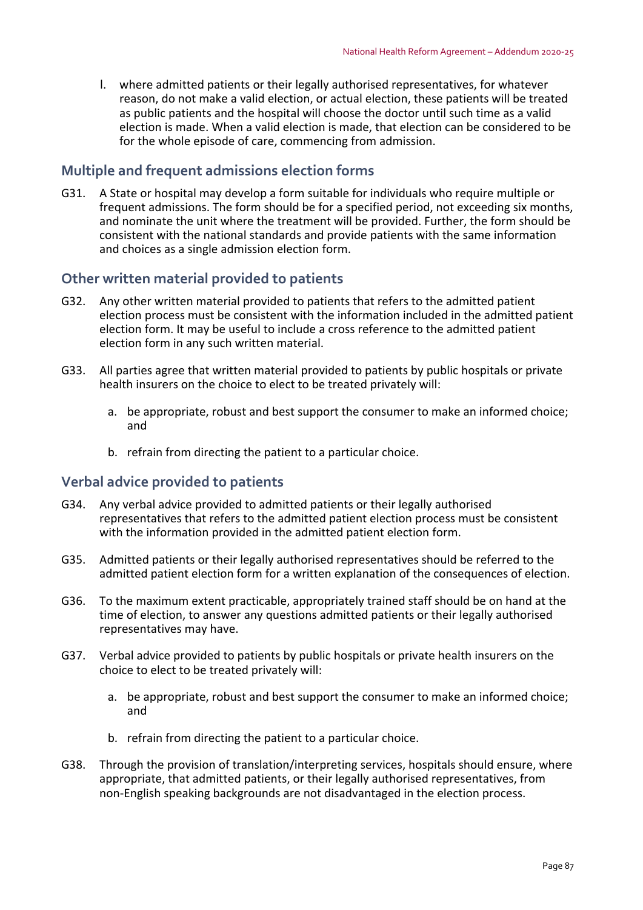l. where admitted patients or their legally authorised representatives, for whatever reason, do not make a valid election, or actual election, these patients will be treated as public patients and the hospital will choose the doctor until such time as a valid election is made. When a valid election is made, that election can be considered to be for the whole episode of care, commencing from admission.

## Multiple and frequent admissions election forms

G31. A State or hospital may develop a form suitable for individuals who require multiple or frequent admissions. The form should be for a specified period, not exceeding six months, and nominate the unit where the treatment will be provided. Further, the form should be consistent with the national standards and provide patients with the same information and choices as a single admission election form.

## Other written material provided to patients

G32. Any other written material provided to patients that refers to the admitted patient election process must be consistent with the information included in the admitted patient election form. It may be useful to include a cross reference to the admitted patient election form in any such written material.

G33. All parties agree that written material provided to patients by public hospitals or private health insurers on the choice to elect to be treated privately will:

a. be appropriate, robust and best support the consumer to make an informed choice; and

b. refrain from directing the patient to a particular choice.

## Verbal advice provided to patients

G34. Any verbal advice provided to admitted patients or their legally authorised representatives that refers to the admitted patient election process must be consistent with the information provided in the admitted patient election form.

G35. Admitted patients or their legally authorised representatives should be referred to the admitted patient election form for a written explanation of the consequences of election.

G36. To the maximum extent practicable, appropriately trained staff should be on hand at the time of election, to answer any questions admitted patients or their legally authorised representatives may have.

G37. Verbal advice provided to patients by public hospitals or private health insurers on the choice to elect to be treated privately will:

a. be appropriate, robust and best support the consumer to make an informed choice; and

b. refrain from directing the patient to a particular choice.

G38. Through the provision of translation/interpreting services, hospitals should ensure, where appropriate, that admitted patients, or their legally authorised representatives, from non-English speaking backgrounds are not disadvantaged in the election process.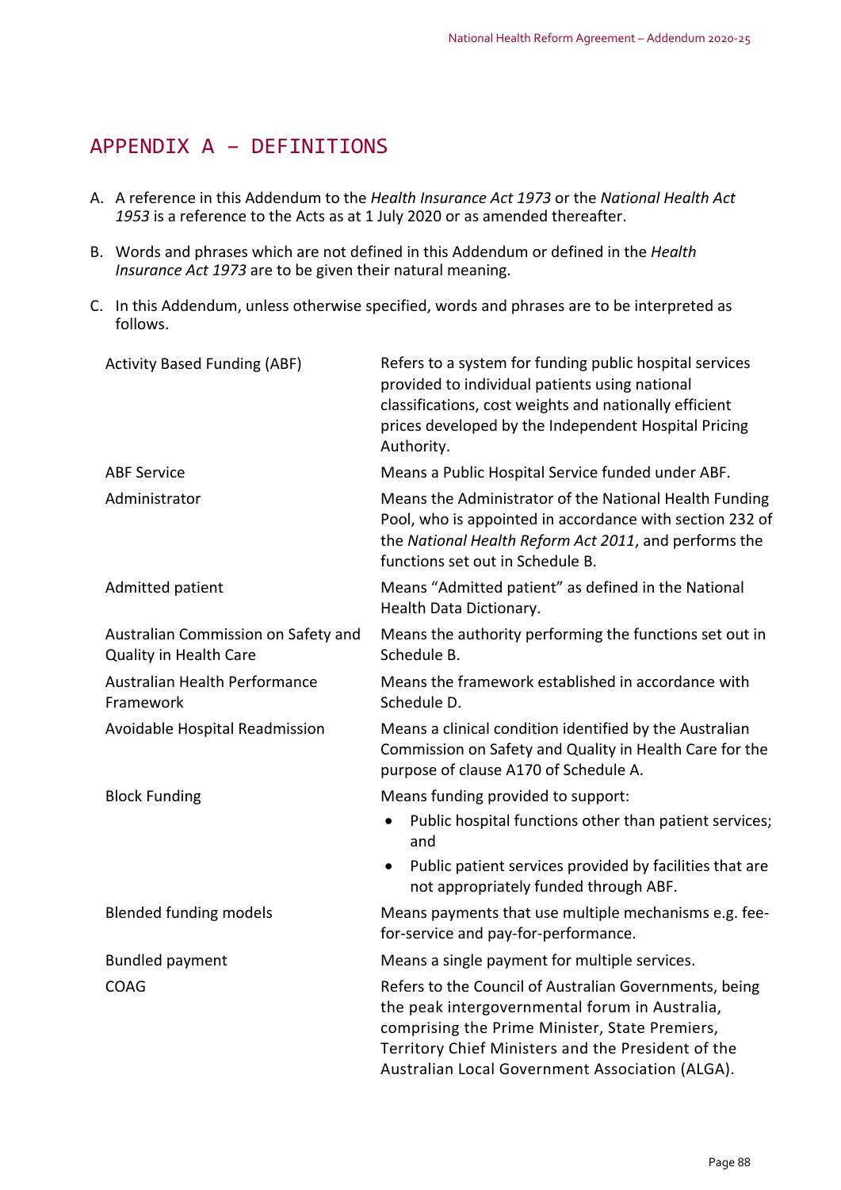# APPENDIX A – DEFINITIONS

A. A reference in this Addendum to the *Health Insurance Act 1973* or the *National Health Act 1953* is a reference to the Acts as at 1 July 2020 or as amended thereafter.

B. Words and phrases which are not defined in this Addendum or defined in the *Health Insurance Act 1973* are to be given their natural meaning.

C. In this Addendum, unless otherwise specified, words and phrases are to be interpreted as follows.

| Term | Definition |
|---|---|
| Activity Based Funding (ABF) | Refers to a system for funding public hospital services provided to individual patients using national classifications, cost weights and nationally efficient prices developed by the Independent Hospital Pricing Authority. |
| ABF Service | Means a Public Hospital Service funded under ABF. |
| Administrator | Means the Administrator of the National Health Funding Pool, who is appointed in accordance with section 232 of the *National Health Reform Act 2011*, and performs the functions set out in Schedule B. |
| Admitted patient | Means "Admitted patient" as defined in the National Health Data Dictionary. |
| Australian Commission on Safety and Quality in Health Care | Means the authority performing the functions set out in Schedule B. |
| Australian Health Performance Framework | Means the framework established in accordance with Schedule D. |
| Avoidable Hospital Readmission | Means a clinical condition identified by the Australian Commission on Safety and Quality in Health Care for the purpose of clause A170 of Schedule A. |
| Block Funding | Means funding provided to support:<br>• Public hospital functions other than patient services; and<br>• Public patient services provided by facilities that are not appropriately funded through ABF. |
| Blended funding models | Means payments that use multiple mechanisms e.g. fee-for-service and pay-for-performance. |
| Bundled payment | Means a single payment for multiple services. |
| COAG | Refers to the Council of Australian Governments, being the peak intergovernmental forum in Australia, comprising the Prime Minister, State Premiers, Territory Chief Ministers and the President of the Australian Local Government Association (ALGA). |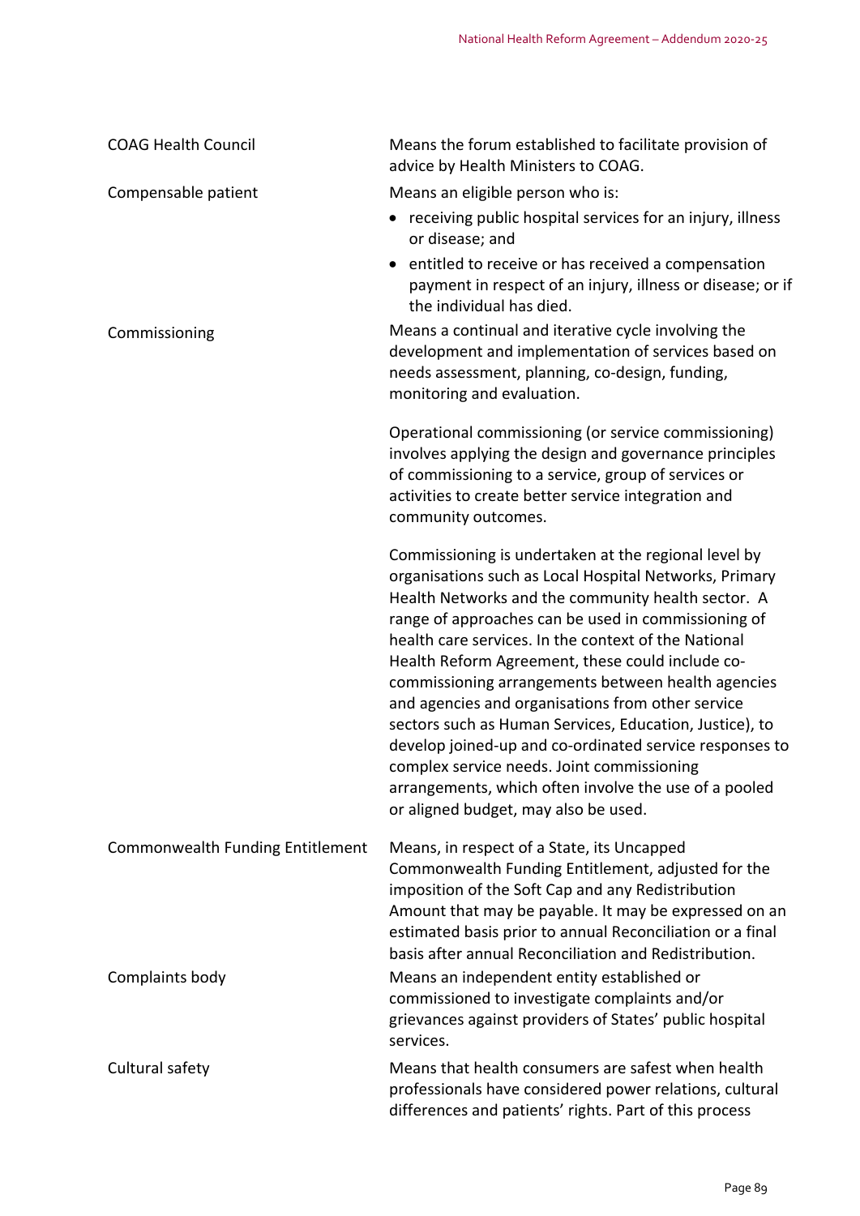| | |
|---|---|
| COAG Health Council | Means the forum established to facilitate provision of advice by Health Ministers to COAG. |
| Compensable patient | Means an eligible person who is:<br>• receiving public hospital services for an injury, illness or disease; and<br>• entitled to receive or has received a compensation payment in respect of an injury, illness or disease; or if the individual has died. |
| Commissioning | Means a continual and iterative cycle involving the development and implementation of services based on needs assessment, planning, co-design, funding, monitoring and evaluation.<br><br>Operational commissioning (or service commissioning) involves applying the design and governance principles of commissioning to a service, group of services or activities to create better service integration and community outcomes.<br><br>Commissioning is undertaken at the regional level by organisations such as Local Hospital Networks, Primary Health Networks and the community health sector. A range of approaches can be used in commissioning of health care services. In the context of the National Health Reform Agreement, these could include co-commissioning arrangements between health agencies and agencies and organisations from other service sectors such as Human Services, Education, Justice), to develop joined-up and co-ordinated service responses to complex service needs. Joint commissioning arrangements, which often involve the use of a pooled or aligned budget, may also be used. |
| Commonwealth Funding Entitlement | Means, in respect of a State, its Uncapped Commonwealth Funding Entitlement, adjusted for the imposition of the Soft Cap and any Redistribution Amount that may be payable. It may be expressed on an estimated basis prior to annual Reconciliation or a final basis after annual Reconciliation and Redistribution. |
| Complaints body | Means an independent entity established or commissioned to investigate complaints and/or grievances against providers of States' public hospital services. |
| Cultural safety | Means that health consumers are safest when health professionals have considered power relations, cultural differences and patients' rights. Part of this process |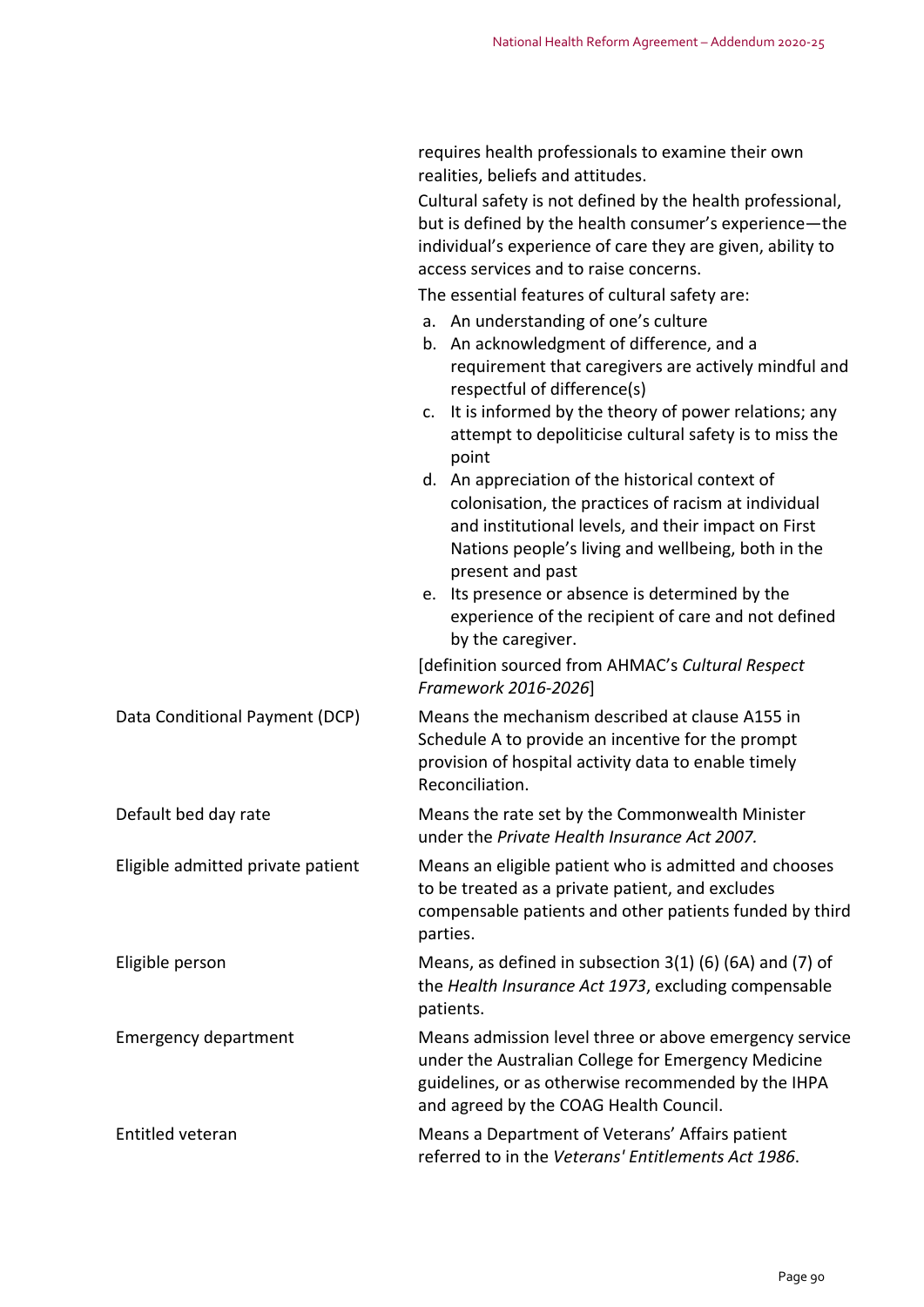| | |
|---|---|
| | requires health professionals to examine their own realities, beliefs and attitudes.<br>Cultural safety is not defined by the health professional, but is defined by the health consumer's experience—the individual's experience of care they are given, ability to access services and to raise concerns.<br>The essential features of cultural safety are:<br>a. An understanding of one's culture<br>b. An acknowledgment of difference, and a requirement that caregivers are actively mindful and respectful of difference(s)<br>c. It is informed by the theory of power relations; any attempt to depoliticise cultural safety is to miss the point<br>d. An appreciation of the historical context of colonisation, the practices of racism at individual and institutional levels, and their impact on First Nations people's living and wellbeing, both in the present and past<br>e. Its presence or absence is determined by the experience of the recipient of care and not defined by the caregiver.<br>[definition sourced from AHMAC's *Cultural Respect Framework 2016-2026*] |
| Data Conditional Payment (DCP) | Means the mechanism described at clause A155 in Schedule A to provide an incentive for the prompt provision of hospital activity data to enable timely Reconciliation. |
| Default bed day rate | Means the rate set by the Commonwealth Minister under the *Private Health Insurance Act 2007.* |
| Eligible admitted private patient | Means an eligible patient who is admitted and chooses to be treated as a private patient, and excludes compensable patients and other patients funded by third parties. |
| Eligible person | Means, as defined in subsection 3(1) (6) (6A) and (7) of the *Health Insurance Act 1973*, excluding compensable patients. |
| Emergency department | Means admission level three or above emergency service under the Australian College for Emergency Medicine guidelines, or as otherwise recommended by the IHPA and agreed by the COAG Health Council. |
| Entitled veteran | Means a Department of Veterans' Affairs patient referred to in the *Veterans' Entitlements Act 1986*. |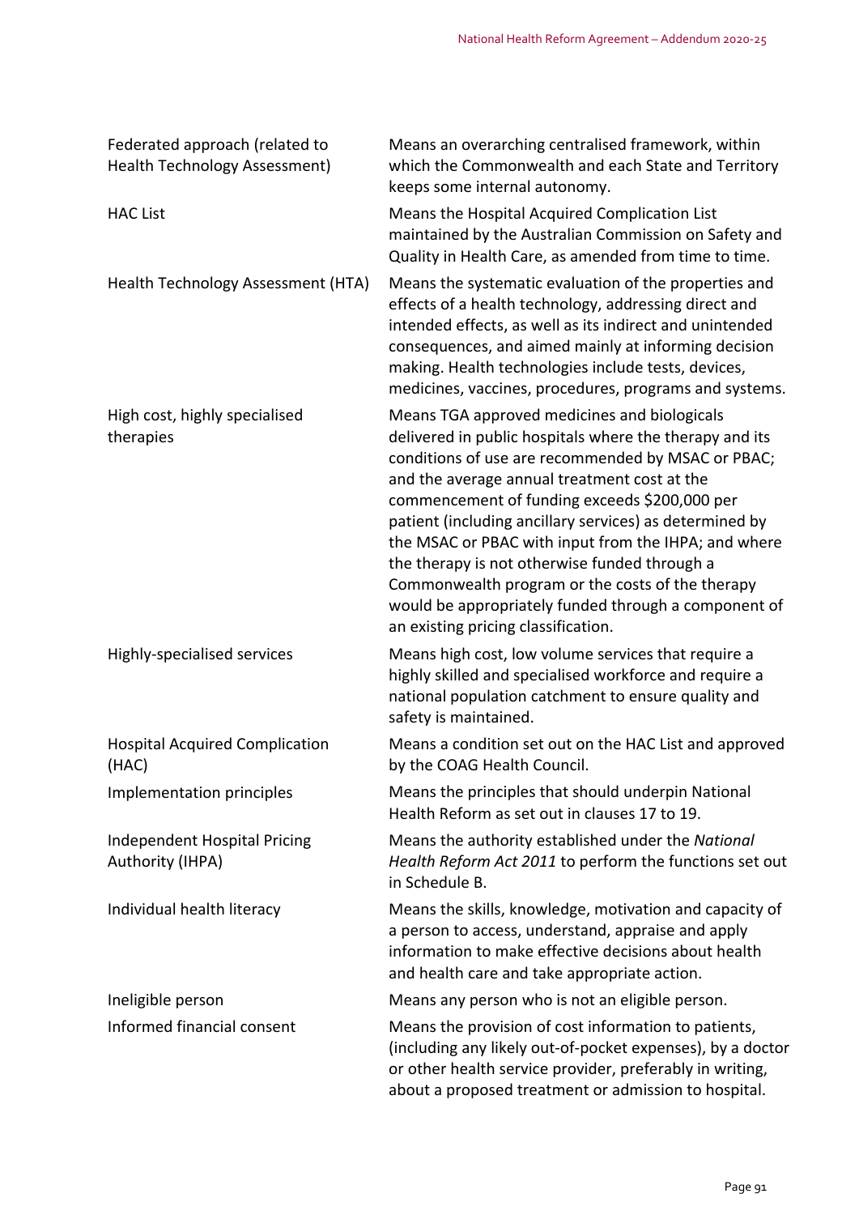| | |
|---|---|
| Federated approach (related to Health Technology Assessment) | Means an overarching centralised framework, within which the Commonwealth and each State and Territory keeps some internal autonomy. |
| HAC List | Means the Hospital Acquired Complication List maintained by the Australian Commission on Safety and Quality in Health Care, as amended from time to time. |
| Health Technology Assessment (HTA) | Means the systematic evaluation of the properties and effects of a health technology, addressing direct and intended effects, as well as its indirect and unintended consequences, and aimed mainly at informing decision making. Health technologies include tests, devices, medicines, vaccines, procedures, programs and systems. |
| High cost, highly specialised therapies | Means TGA approved medicines and biologicals delivered in public hospitals where the therapy and its conditions of use are recommended by MSAC or PBAC; and the average annual treatment cost at the commencement of funding exceeds $200,000 per patient (including ancillary services) as determined by the MSAC or PBAC with input from the IHPA; and where the therapy is not otherwise funded through a Commonwealth program or the costs of the therapy would be appropriately funded through a component of an existing pricing classification. |
| Highly-specialised services | Means high cost, low volume services that require a highly skilled and specialised workforce and require a national population catchment to ensure quality and safety is maintained. |
| Hospital Acquired Complication (HAC) | Means a condition set out on the HAC List and approved by the COAG Health Council. |
| Implementation principles | Means the principles that should underpin National Health Reform as set out in clauses 17 to 19. |
| Independent Hospital Pricing Authority (IHPA) | Means the authority established under the *National Health Reform Act 2011* to perform the functions set out in Schedule B. |
| Individual health literacy | Means the skills, knowledge, motivation and capacity of a person to access, understand, appraise and apply information to make effective decisions about health and health care and take appropriate action. |
| Ineligible person | Means any person who is not an eligible person. |
| Informed financial consent | Means the provision of cost information to patients, (including any likely out-of-pocket expenses), by a doctor or other health service provider, preferably in writing, about a proposed treatment or admission to hospital. |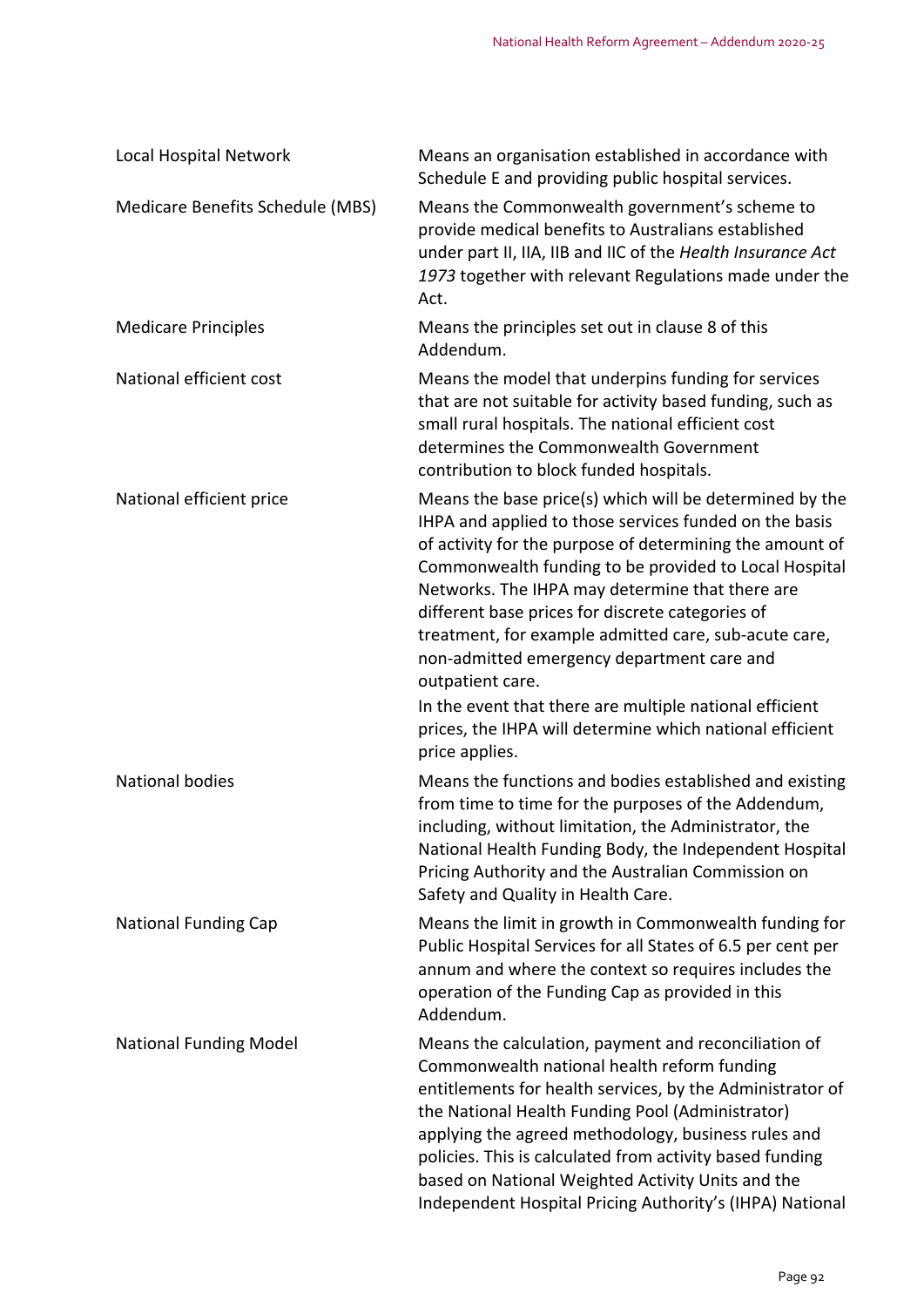| | |
|---|---|
| Local Hospital Network | Means an organisation established in accordance with Schedule E and providing public hospital services. |
| Medicare Benefits Schedule (MBS) | Means the Commonwealth government's scheme to provide medical benefits to Australians established under part II, IIA, IIB and IIC of the *Health Insurance Act 1973* together with relevant Regulations made under the Act. |
| Medicare Principles | Means the principles set out in clause 8 of this Addendum. |
| National efficient cost | Means the model that underpins funding for services that are not suitable for activity based funding, such as small rural hospitals. The national efficient cost determines the Commonwealth Government contribution to block funded hospitals. |
| National efficient price | Means the base price(s) which will be determined by the IHPA and applied to those services funded on the basis of activity for the purpose of determining the amount of Commonwealth funding to be provided to Local Hospital Networks. The IHPA may determine that there are different base prices for discrete categories of treatment, for example admitted care, sub-acute care, non-admitted emergency department care and outpatient care.<br>In the event that there are multiple national efficient prices, the IHPA will determine which national efficient price applies. |
| National bodies | Means the functions and bodies established and existing from time to time for the purposes of the Addendum, including, without limitation, the Administrator, the National Health Funding Body, the Independent Hospital Pricing Authority and the Australian Commission on Safety and Quality in Health Care. |
| National Funding Cap | Means the limit in growth in Commonwealth funding for Public Hospital Services for all States of 6.5 per cent per annum and where the context so requires includes the operation of the Funding Cap as provided in this Addendum. |
| National Funding Model | Means the calculation, payment and reconciliation of Commonwealth national health reform funding entitlements for health services, by the Administrator of the National Health Funding Pool (Administrator) applying the agreed methodology, business rules and policies. This is calculated from activity based funding based on National Weighted Activity Units and the Independent Hospital Pricing Authority's (IHPA) National |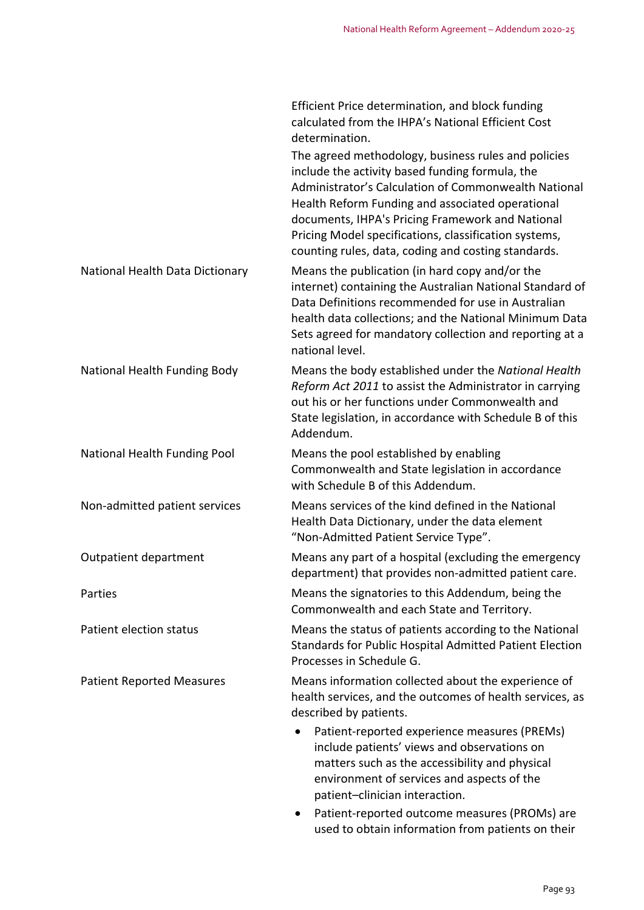| | |
|---|---|
| | Efficient Price determination, and block funding calculated from the IHPA's National Efficient Cost determination.<br>The agreed methodology, business rules and policies include the activity based funding formula, the Administrator's Calculation of Commonwealth National Health Reform Funding and associated operational documents, IHPA's Pricing Framework and National Pricing Model specifications, classification systems, counting rules, data, coding and costing standards. |
| National Health Data Dictionary | Means the publication (in hard copy and/or the internet) containing the Australian National Standard of Data Definitions recommended for use in Australian health data collections; and the National Minimum Data Sets agreed for mandatory collection and reporting at a national level. |
| National Health Funding Body | Means the body established under the *National Health Reform Act 2011* to assist the Administrator in carrying out his or her functions under Commonwealth and State legislation, in accordance with Schedule B of this Addendum. |
| National Health Funding Pool | Means the pool established by enabling Commonwealth and State legislation in accordance with Schedule B of this Addendum. |
| Non-admitted patient services | Means services of the kind defined in the National Health Data Dictionary, under the data element "Non-Admitted Patient Service Type". |
| Outpatient department | Means any part of a hospital (excluding the emergency department) that provides non-admitted patient care. |
| Parties | Means the signatories to this Addendum, being the Commonwealth and each State and Territory. |
| Patient election status | Means the status of patients according to the National Standards for Public Hospital Admitted Patient Election Processes in Schedule G. |
| Patient Reported Measures | Means information collected about the experience of health services, and the outcomes of health services, as described by patients.<br>• Patient-reported experience measures (PREMs) include patients' views and observations on matters such as the accessibility and physical environment of services and aspects of the patient–clinician interaction.<br>• Patient-reported outcome measures (PROMs) are used to obtain information from patients on their |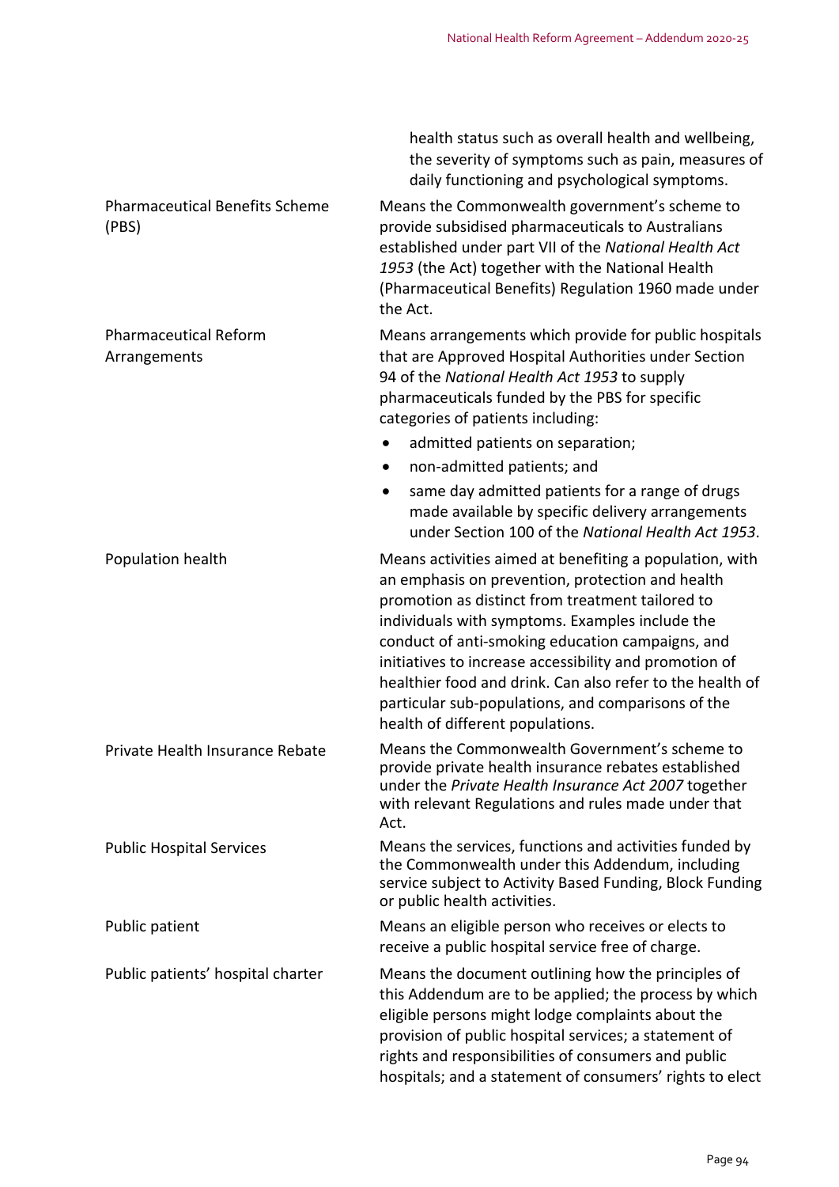| | |
|---|---|
| | health status such as overall health and wellbeing, the severity of symptoms such as pain, measures of daily functioning and psychological symptoms. |
| Pharmaceutical Benefits Scheme (PBS) | Means the Commonwealth government's scheme to provide subsidised pharmaceuticals to Australians established under part VII of the *National Health Act 1953* (the Act) together with the National Health (Pharmaceutical Benefits) Regulation 1960 made under the Act. |
| Pharmaceutical Reform Arrangements | Means arrangements which provide for public hospitals that are Approved Hospital Authorities under Section 94 of the *National Health Act 1953* to supply pharmaceuticals funded by the PBS for specific categories of patients including: <br>• admitted patients on separation; <br>• non-admitted patients; and <br>• same day admitted patients for a range of drugs made available by specific delivery arrangements under Section 100 of the *National Health Act 1953*. |
| Population health | Means activities aimed at benefiting a population, with an emphasis on prevention, protection and health promotion as distinct from treatment tailored to individuals with symptoms. Examples include the conduct of anti-smoking education campaigns, and initiatives to increase accessibility and promotion of healthier food and drink. Can also refer to the health of particular sub-populations, and comparisons of the health of different populations. |
| Private Health Insurance Rebate | Means the Commonwealth Government's scheme to provide private health insurance rebates established under the *Private Health Insurance Act 2007* together with relevant Regulations and rules made under that Act. |
| Public Hospital Services | Means the services, functions and activities funded by the Commonwealth under this Addendum, including service subject to Activity Based Funding, Block Funding or public health activities. |
| Public patient | Means an eligible person who receives or elects to receive a public hospital service free of charge. |
| Public patients' hospital charter | Means the document outlining how the principles of this Addendum are to be applied; the process by which eligible persons might lodge complaints about the provision of public hospital services; a statement of rights and responsibilities of consumers and public hospitals; and a statement of consumers' rights to elect |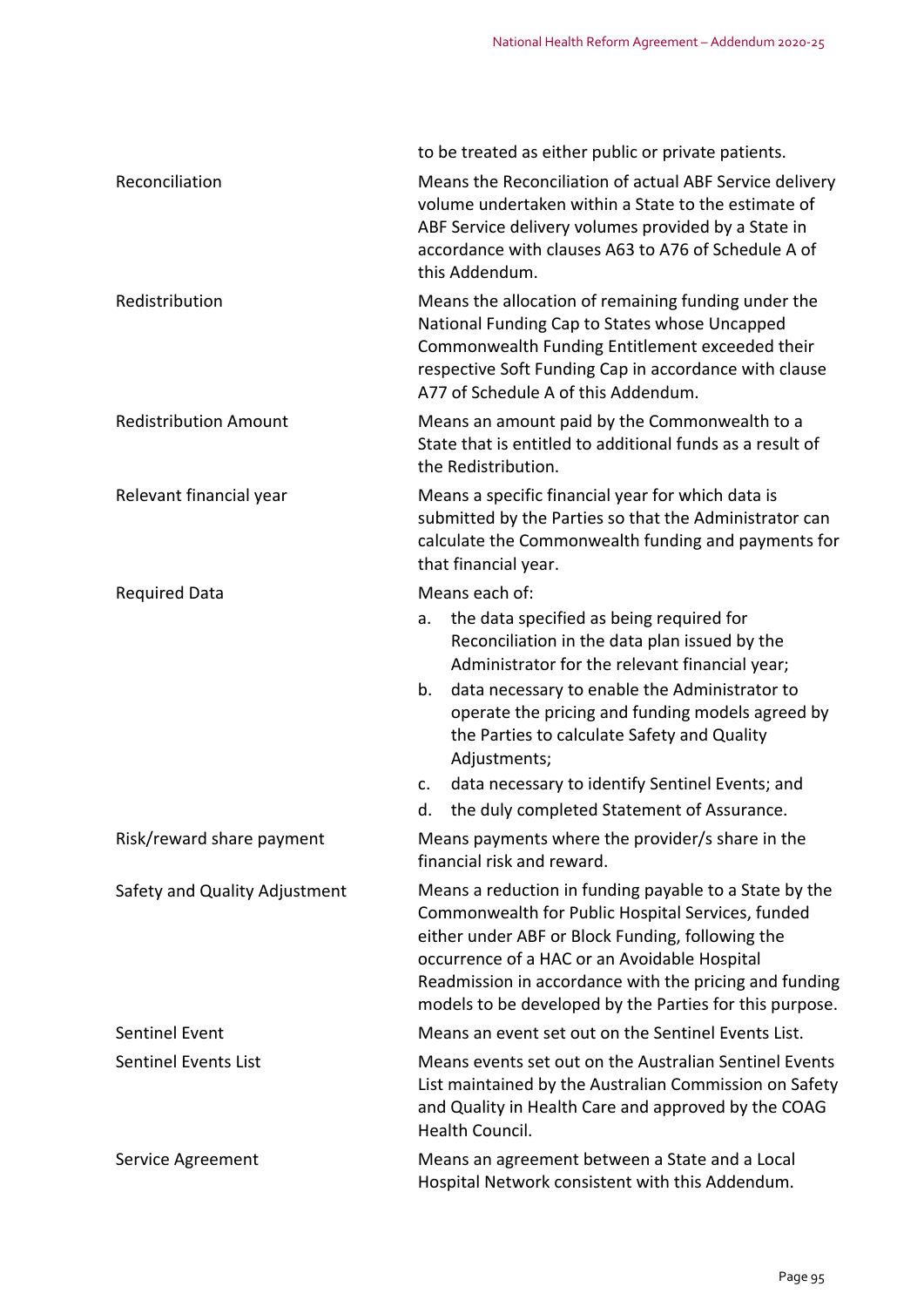| | |
|---|---|
| | to be treated as either public or private patients. |
| Reconciliation | Means the Reconciliation of actual ABF Service delivery volume undertaken within a State to the estimate of ABF Service delivery volumes provided by a State in accordance with clauses A63 to A76 of Schedule A of this Addendum. |
| Redistribution | Means the allocation of remaining funding under the National Funding Cap to States whose Uncapped Commonwealth Funding Entitlement exceeded their respective Soft Funding Cap in accordance with clause A77 of Schedule A of this Addendum. |
| Redistribution Amount | Means an amount paid by the Commonwealth to a State that is entitled to additional funds as a result of the Redistribution. |
| Relevant financial year | Means a specific financial year for which data is submitted by the Parties so that the Administrator can calculate the Commonwealth funding and payments for that financial year. |
| Required Data | Means each of:<br>a. the data specified as being required for Reconciliation in the data plan issued by the Administrator for the relevant financial year;<br>b. data necessary to enable the Administrator to operate the pricing and funding models agreed by the Parties to calculate Safety and Quality Adjustments;<br>c. data necessary to identify Sentinel Events; and<br>d. the duly completed Statement of Assurance. |
| Risk/reward share payment | Means payments where the provider/s share in the financial risk and reward. |
| Safety and Quality Adjustment | Means a reduction in funding payable to a State by the Commonwealth for Public Hospital Services, funded either under ABF or Block Funding, following the occurrence of a HAC or an Avoidable Hospital Readmission in accordance with the pricing and funding models to be developed by the Parties for this purpose. |
| Sentinel Event | Means an event set out on the Sentinel Events List. |
| Sentinel Events List | Means events set out on the Australian Sentinel Events List maintained by the Australian Commission on Safety and Quality in Health Care and approved by the COAG Health Council. |
| Service Agreement | Means an agreement between a State and a Local Hospital Network consistent with this Addendum. |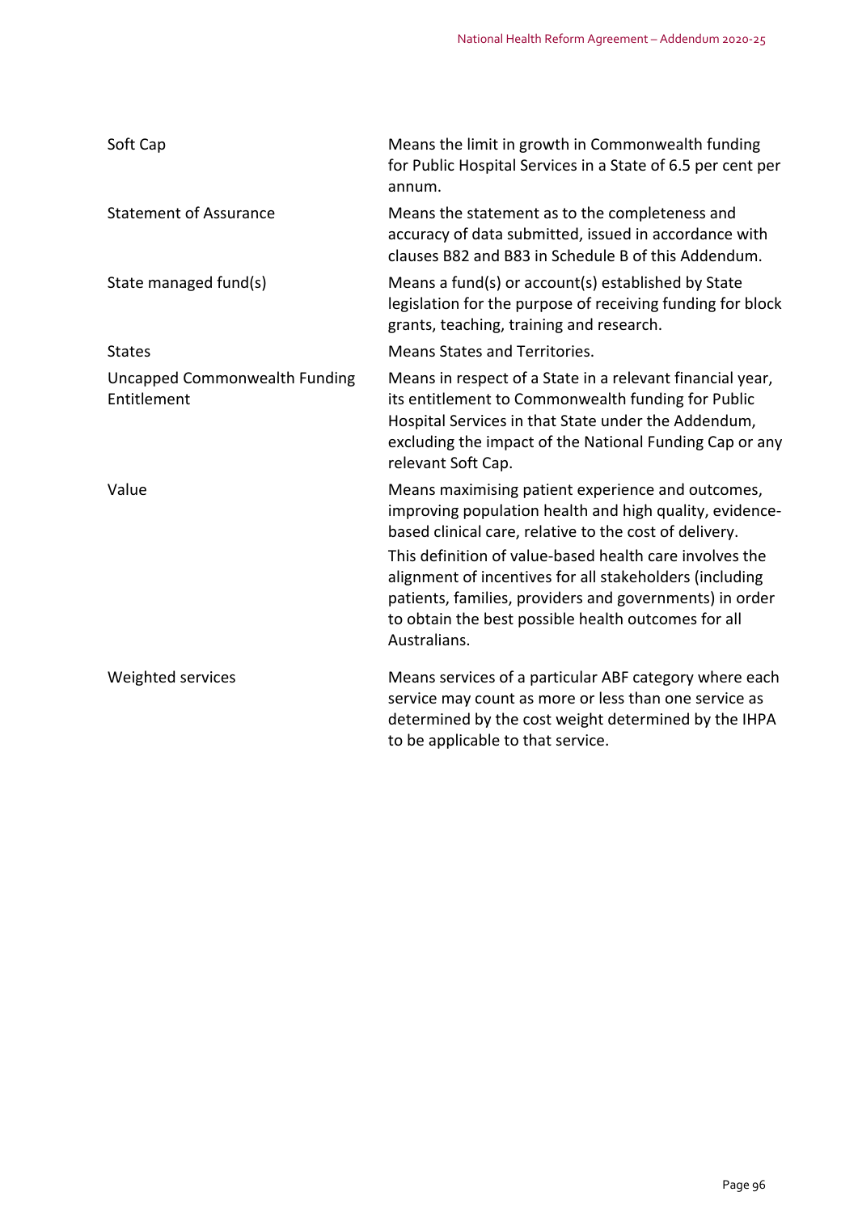| | |
|---|---|
| Soft Cap | Means the limit in growth in Commonwealth funding for Public Hospital Services in a State of 6.5 per cent per annum. |
| Statement of Assurance | Means the statement as to the completeness and accuracy of data submitted, issued in accordance with clauses B82 and B83 in Schedule B of this Addendum. |
| State managed fund(s) | Means a fund(s) or account(s) established by State legislation for the purpose of receiving funding for block grants, teaching, training and research. |
| States | Means States and Territories. |
| Uncapped Commonwealth Funding Entitlement | Means in respect of a State in a relevant financial year, its entitlement to Commonwealth funding for Public Hospital Services in that State under the Addendum, excluding the impact of the National Funding Cap or any relevant Soft Cap. |
| Value | Means maximising patient experience and outcomes, improving population health and high quality, evidence-based clinical care, relative to the cost of delivery.<br><br>This definition of value-based health care involves the alignment of incentives for all stakeholders (including patients, families, providers and governments) in order to obtain the best possible health outcomes for all Australians. |
| Weighted services | Means services of a particular ABF category where each service may count as more or less than one service as determined by the cost weight determined by the IHPA to be applicable to that service. |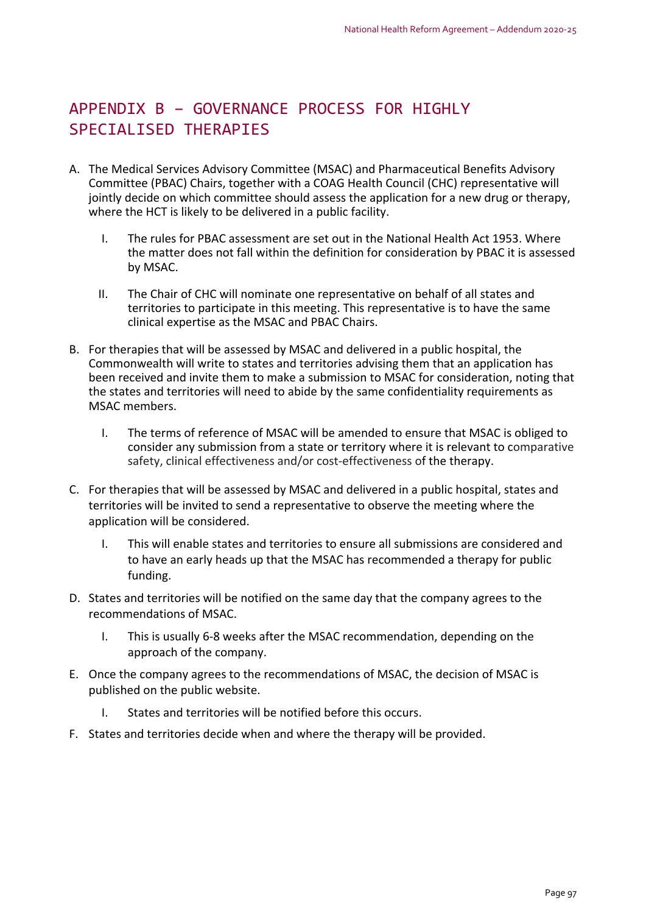# APPENDIX B – GOVERNANCE PROCESS FOR HIGHLY SPECIALISED THERAPIES

A. The Medical Services Advisory Committee (MSAC) and Pharmaceutical Benefits Advisory Committee (PBAC) Chairs, together with a COAG Health Council (CHC) representative will jointly decide on which committee should assess the application for a new drug or therapy, where the HCT is likely to be delivered in a public facility.

   I. The rules for PBAC assessment are set out in the National Health Act 1953. Where the matter does not fall within the definition for consideration by PBAC it is assessed by MSAC.

   II. The Chair of CHC will nominate one representative on behalf of all states and territories to participate in this meeting. This representative is to have the same clinical expertise as the MSAC and PBAC Chairs.

B. For therapies that will be assessed by MSAC and delivered in a public hospital, the Commonwealth will write to states and territories advising them that an application has been received and invite them to make a submission to MSAC for consideration, noting that the states and territories will need to abide by the same confidentiality requirements as MSAC members.

   I. The terms of reference of MSAC will be amended to ensure that MSAC is obliged to consider any submission from a state or territory where it is relevant to comparative safety, clinical effectiveness and/or cost-effectiveness of the therapy.

C. For therapies that will be assessed by MSAC and delivered in a public hospital, states and territories will be invited to send a representative to observe the meeting where the application will be considered.

   I. This will enable states and territories to ensure all submissions are considered and to have an early heads up that the MSAC has recommended a therapy for public funding.

D. States and territories will be notified on the same day that the company agrees to the recommendations of MSAC.

   I. This is usually 6-8 weeks after the MSAC recommendation, depending on the approach of the company.

E. Once the company agrees to the recommendations of MSAC, the decision of MSAC is published on the public website.

   I. States and territories will be notified before this occurs.

F. States and territories decide when and where the therapy will be provided.